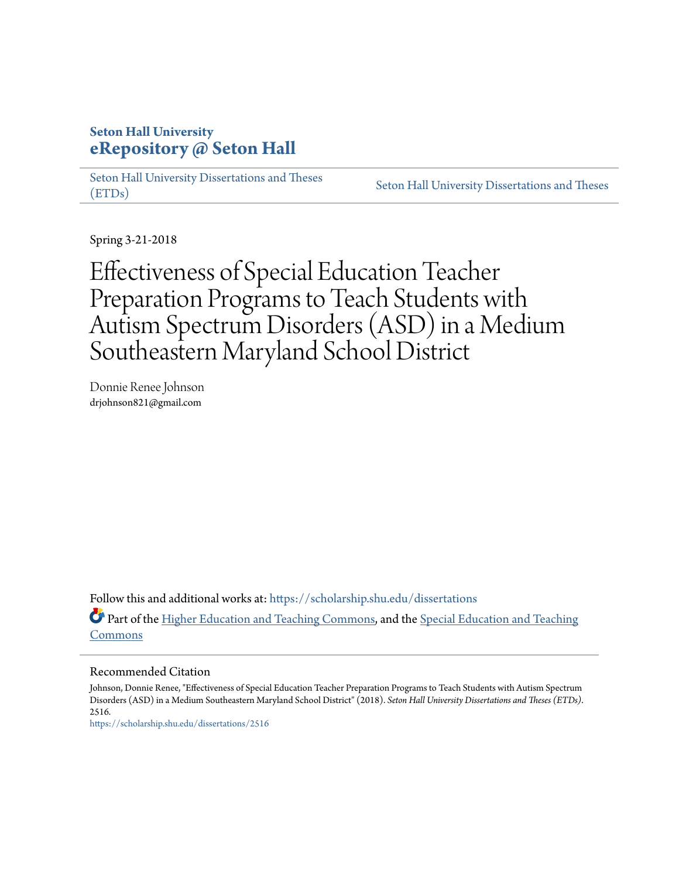**Seton Hall University**

**eRepository @ Seton Hall**

Seton Hall University Dissertations and Theses (ETDs) | Seton Hall University Dissertations and Theses

Spring 3-21-2018

# Effectiveness of Special Education Teacher Preparation Programs to Teach Students with Autism Spectrum Disorders (ASD) in a Medium Southeastern Maryland School District

Donnie Renee Johnson
drjohnson821@gmail.com

Follow this and additional works at: https://scholarship.shu.edu/dissertations

Part of the Higher Education and Teaching Commons, and the Special Education and Teaching Commons

## Recommended Citation

Johnson, Donnie Renee, "Effectiveness of Special Education Teacher Preparation Programs to Teach Students with Autism Spectrum Disorders (ASD) in a Medium Southeastern Maryland School District" (2018). *Seton Hall University Dissertations and Theses (ETDs)*. 2516.
https://scholarship.shu.edu/dissertations/2516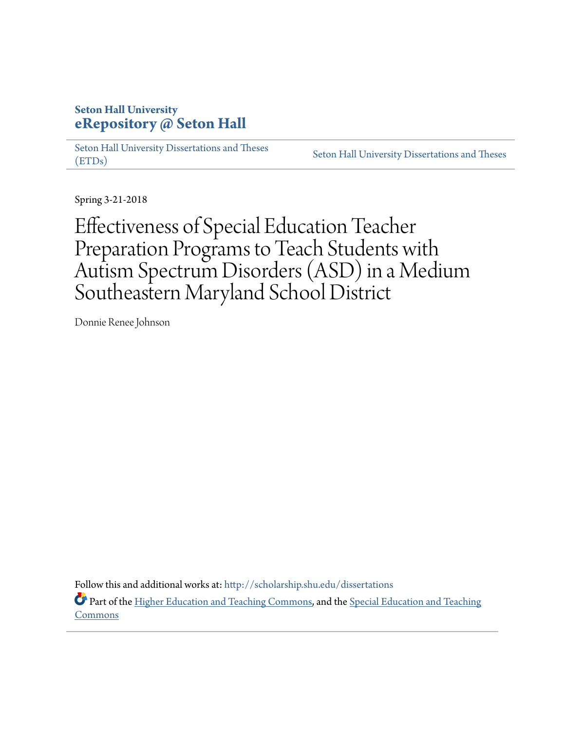**Seton Hall University**
**eRepository @ Seton Hall**

Seton Hall University Dissertations and Theses (ETDs)

Seton Hall University Dissertations and Theses

Spring 3-21-2018

# Effectiveness of Special Education Teacher Preparation Programs to Teach Students with Autism Spectrum Disorders (ASD) in a Medium Southeastern Maryland School District

Donnie Renee Johnson

Follow this and additional works at: http://scholarship.shu.edu/dissertations

Part of the Higher Education and Teaching Commons, and the Special Education and Teaching Commons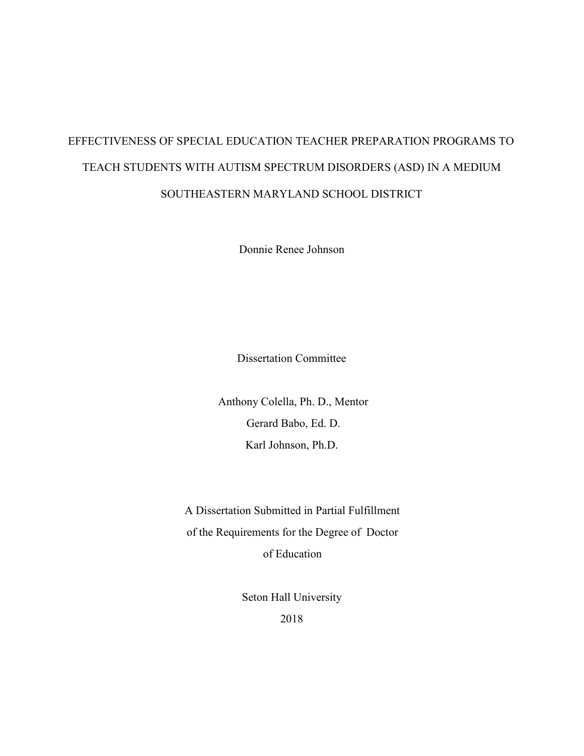# EFFECTIVENESS OF SPECIAL EDUCATION TEACHER PREPARATION PROGRAMS TO TEACH STUDENTS WITH AUTISM SPECTRUM DISORDERS (ASD) IN A MEDIUM SOUTHEASTERN MARYLAND SCHOOL DISTRICT

Donnie Renee Johnson

Dissertation Committee

Anthony Colella, Ph. D., Mentor

Gerard Babo, Ed. D.

Karl Johnson, Ph.D.

A Dissertation Submitted in Partial Fulfillment of the Requirements for the Degree of Doctor of Education

Seton Hall University

2018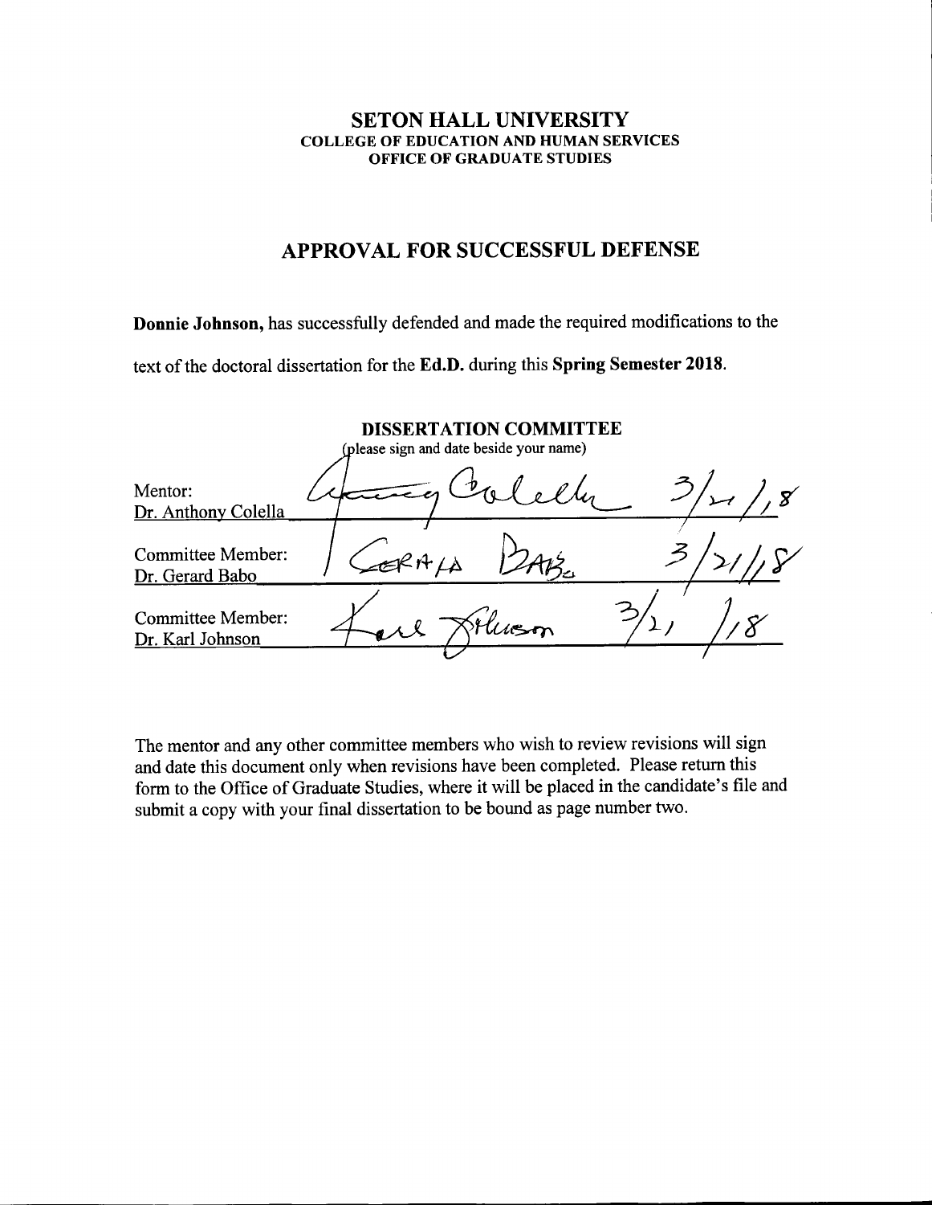**SETON HALL UNIVERSITY**
**COLLEGE OF EDUCATION AND HUMAN SERVICES**
**OFFICE OF GRADUATE STUDIES**

## APPROVAL FOR SUCCESSFUL DEFENSE

**Donnie Johnson,** has successfully defended and made the required modifications to the text of the doctoral dissertation for the **Ed.D.** during this **Spring Semester 2018**.

**DISSERTATION COMMITTEE**
(please sign and date beside your name)

| | | |
|---|---|---|
| Mentor: Dr. Anthony Colella | Anthony Colella | 3/21/18 |
| Committee Member: Dr. Gerard Babo | Gerard Babo | 3/21/18 |
| Committee Member: Dr. Karl Johnson | Karl Johnson | 3/21/18 |

The mentor and any other committee members who wish to review revisions will sign and date this document only when revisions have been completed. Please return this form to the Office of Graduate Studies, where it will be placed in the candidate's file and submit a copy with your final dissertation to be bound as page number two.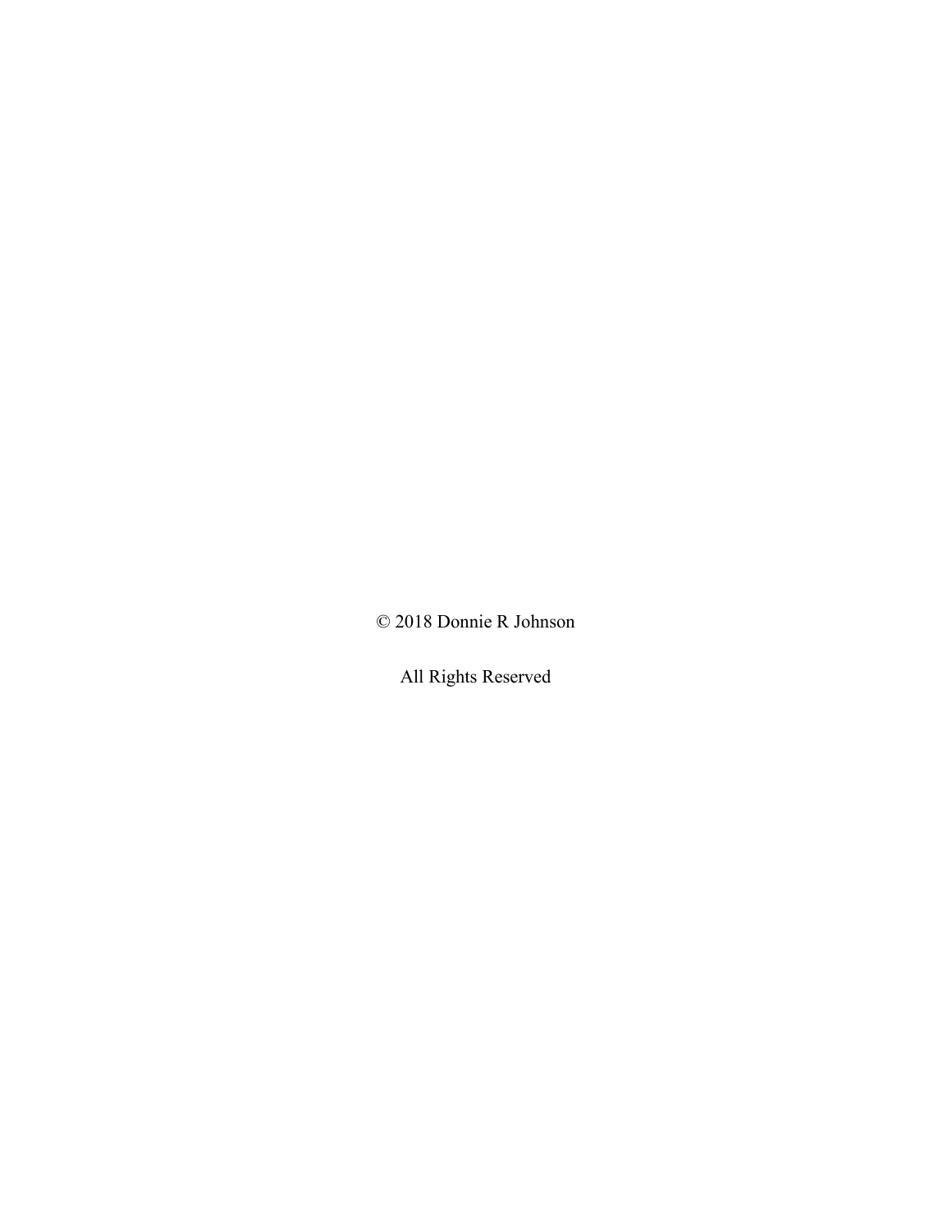© 2018 Donnie R Johnson

All Rights Reserved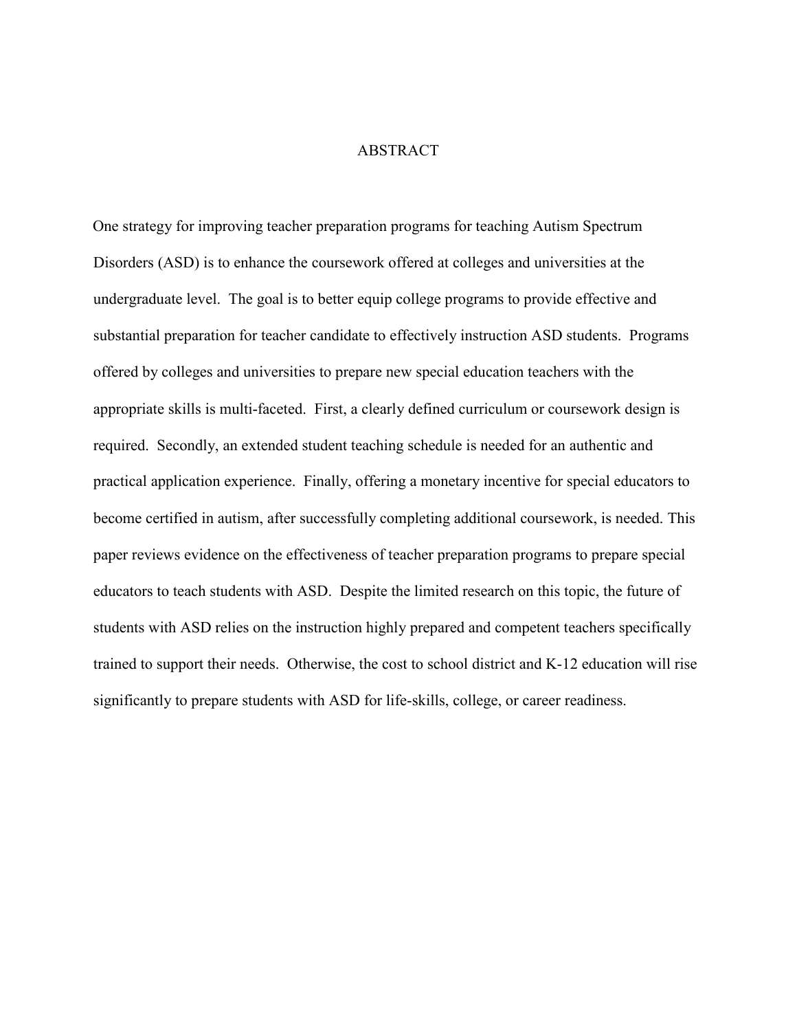# ABSTRACT

One strategy for improving teacher preparation programs for teaching Autism Spectrum Disorders (ASD) is to enhance the coursework offered at colleges and universities at the undergraduate level. The goal is to better equip college programs to provide effective and substantial preparation for teacher candidate to effectively instruction ASD students. Programs offered by colleges and universities to prepare new special education teachers with the appropriate skills is multi-faceted. First, a clearly defined curriculum or coursework design is required. Secondly, an extended student teaching schedule is needed for an authentic and practical application experience. Finally, offering a monetary incentive for special educators to become certified in autism, after successfully completing additional coursework, is needed. This paper reviews evidence on the effectiveness of teacher preparation programs to prepare special educators to teach students with ASD. Despite the limited research on this topic, the future of students with ASD relies on the instruction highly prepared and competent teachers specifically trained to support their needs. Otherwise, the cost to school district and K-12 education will rise significantly to prepare students with ASD for life-skills, college, or career readiness.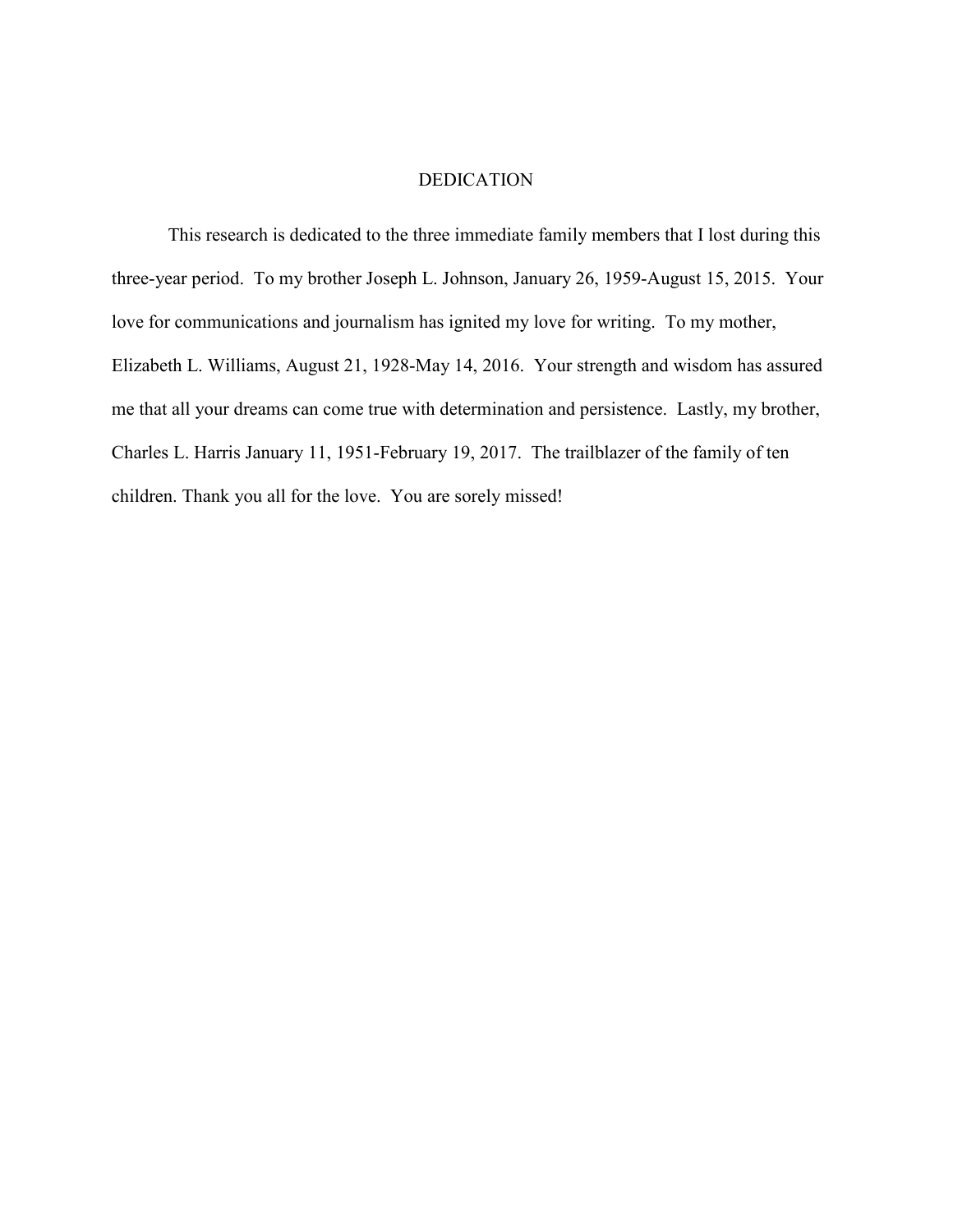# DEDICATION

This research is dedicated to the three immediate family members that I lost during this three-year period. To my brother Joseph L. Johnson, January 26, 1959-August 15, 2015. Your love for communications and journalism has ignited my love for writing. To my mother, Elizabeth L. Williams, August 21, 1928-May 14, 2016. Your strength and wisdom has assured me that all your dreams can come true with determination and persistence. Lastly, my brother, Charles L. Harris January 11, 1951-February 19, 2017. The trailblazer of the family of ten children. Thank you all for the love. You are sorely missed!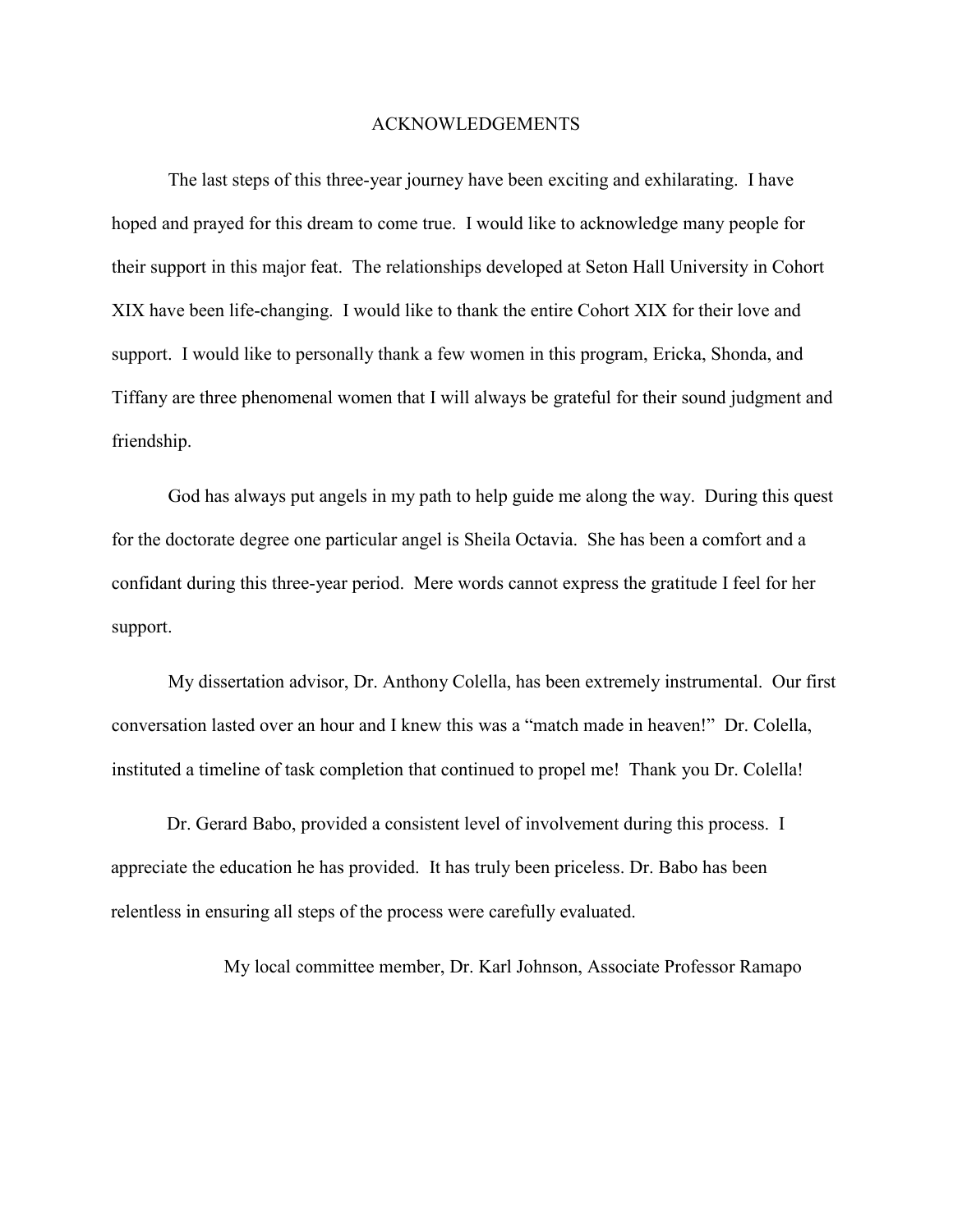# ACKNOWLEDGEMENTS

The last steps of this three-year journey have been exciting and exhilarating. I have hoped and prayed for this dream to come true. I would like to acknowledge many people for their support in this major feat. The relationships developed at Seton Hall University in Cohort XIX have been life-changing. I would like to thank the entire Cohort XIX for their love and support. I would like to personally thank a few women in this program, Ericka, Shonda, and Tiffany are three phenomenal women that I will always be grateful for their sound judgment and friendship.

God has always put angels in my path to help guide me along the way. During this quest for the doctorate degree one particular angel is Sheila Octavia. She has been a comfort and a confidant during this three-year period. Mere words cannot express the gratitude I feel for her support.

My dissertation advisor, Dr. Anthony Colella, has been extremely instrumental. Our first conversation lasted over an hour and I knew this was a "match made in heaven!" Dr. Colella, instituted a timeline of task completion that continued to propel me! Thank you Dr. Colella!

Dr. Gerard Babo, provided a consistent level of involvement during this process. I appreciate the education he has provided. It has truly been priceless. Dr. Babo has been relentless in ensuring all steps of the process were carefully evaluated.

My local committee member, Dr. Karl Johnson, Associate Professor Ramapo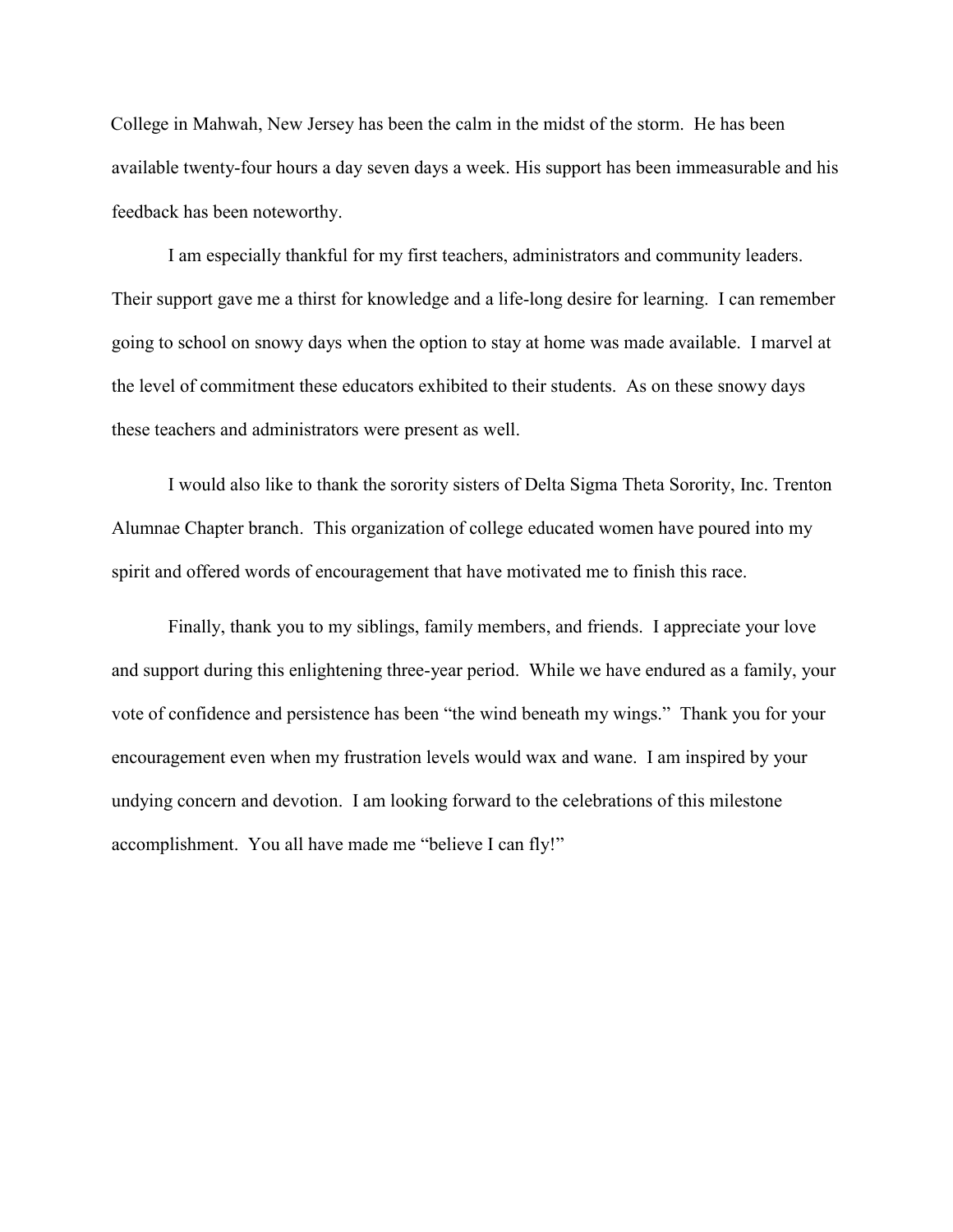College in Mahwah, New Jersey has been the calm in the midst of the storm. He has been available twenty-four hours a day seven days a week. His support has been immeasurable and his feedback has been noteworthy.

I am especially thankful for my first teachers, administrators and community leaders. Their support gave me a thirst for knowledge and a life-long desire for learning. I can remember going to school on snowy days when the option to stay at home was made available. I marvel at the level of commitment these educators exhibited to their students. As on these snowy days these teachers and administrators were present as well.

I would also like to thank the sorority sisters of Delta Sigma Theta Sorority, Inc. Trenton Alumnae Chapter branch. This organization of college educated women have poured into my spirit and offered words of encouragement that have motivated me to finish this race.

Finally, thank you to my siblings, family members, and friends. I appreciate your love and support during this enlightening three-year period. While we have endured as a family, your vote of confidence and persistence has been "the wind beneath my wings." Thank you for your encouragement even when my frustration levels would wax and wane. I am inspired by your undying concern and devotion. I am looking forward to the celebrations of this milestone accomplishment. You all have made me "believe I can fly!"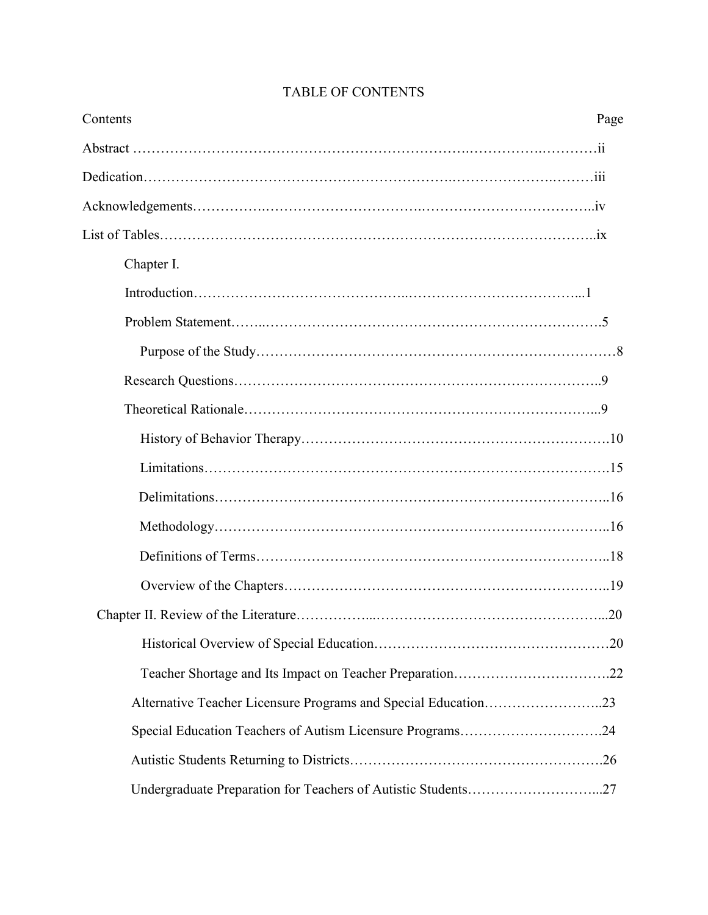# TABLE OF CONTENTS

| Contents | Page |
|---|---|
| Abstract | ii |
| Dedication | iii |
| Acknowledgements | iv |
| List of Tables | ix |
| Chapter I. | |
| Introduction | 1 |
| Problem Statement | 5 |
| Purpose of the Study | 8 |
| Research Questions | 9 |
| Theoretical Rationale | 9 |
| History of Behavior Therapy | 10 |
| Limitations | 15 |
| Delimitations | 16 |
| Methodology | 16 |
| Definitions of Terms | 18 |
| Overview of the Chapters | 19 |
| Chapter II. Review of the Literature | 20 |
| Historical Overview of Special Education | 20 |
| Teacher Shortage and Its Impact on Teacher Preparation | 22 |
| Alternative Teacher Licensure Programs and Special Education | 23 |
| Special Education Teachers of Autism Licensure Programs | 24 |
| Autistic Students Returning to Districts | 26 |
| Undergraduate Preparation for Teachers of Autistic Students | 27 |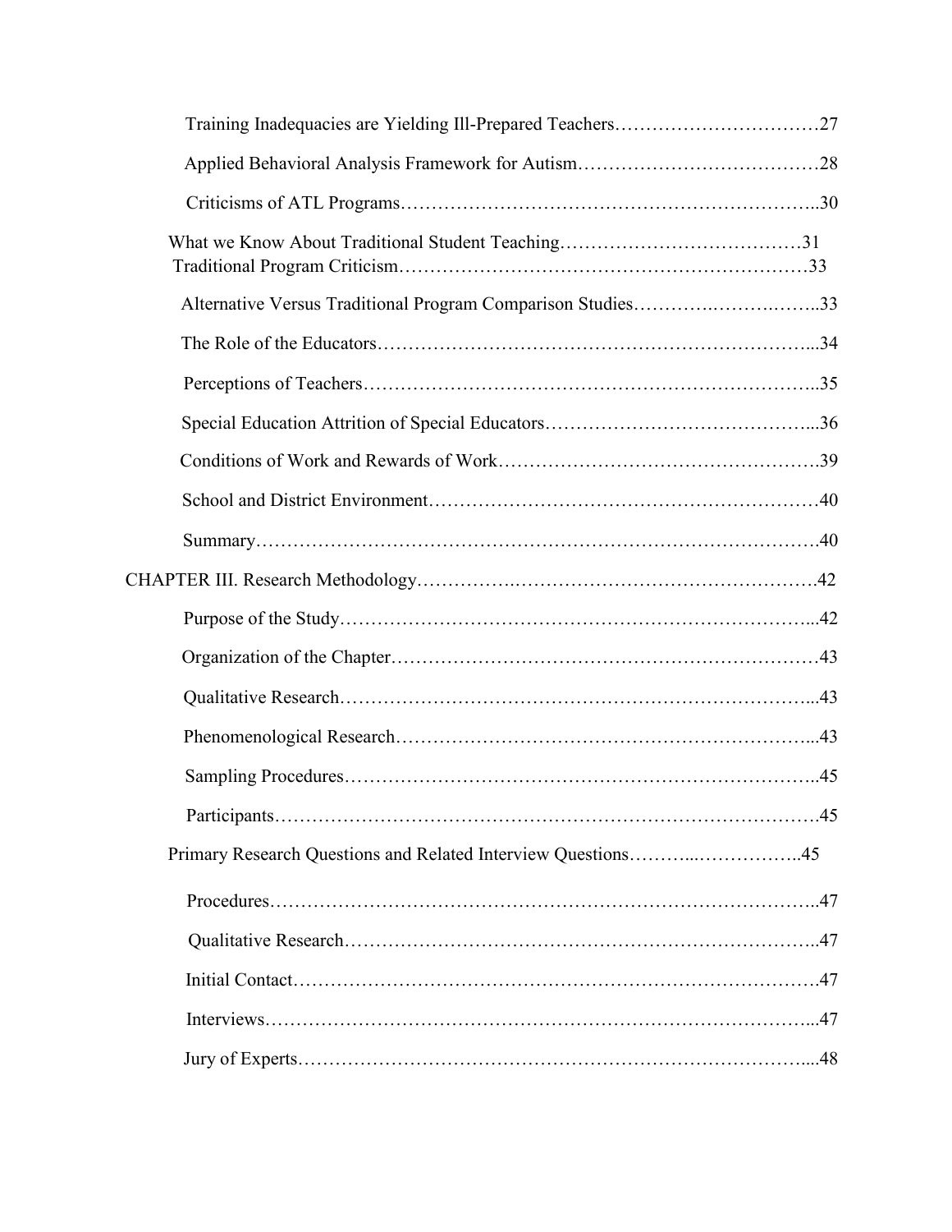Training Inadequacies are Yielding Ill-Prepared Teachers……………………………27

Applied Behavioral Analysis Framework for Autism…………………………………28

Criticisms of ATL Programs……………………………………………………………..30

What we Know About Traditional Student Teaching…………………………………31

Traditional Program Criticism…………………………………………………………33

Alternative Versus Traditional Program Comparison Studies…………………………..33

The Role of the Educators…………………………………………………………...34

Perceptions of Teachers……………………………………………………………..35

Special Education Attrition of Special Educators…………………………………...36

Conditions of Work and Rewards of Work…………………………………………….39

School and District Environment……………………………………………………40

Summary………………………………………………………………………….40

CHAPTER III. Research Methodology…………………………………………………….42

Purpose of the Study………………………………………………………………...42

Organization of the Chapter…………………………………………………………43

Qualitative Research………………………………………………………………...43

Phenomenological Research…………………………………………………………...43

Sampling Procedures…………………………………………………………………..45

Participants……………………………………………………………………….45

Primary Research Questions and Related Interview Questions………..……………..45

Procedures………………………………………………………………………..47

Qualitative Research…………………………………………………………………..47

Initial Contact…………………………………………………………………….47

Interviews…………………………………………………………………………...47

Jury of Experts……………………………………………………………………...48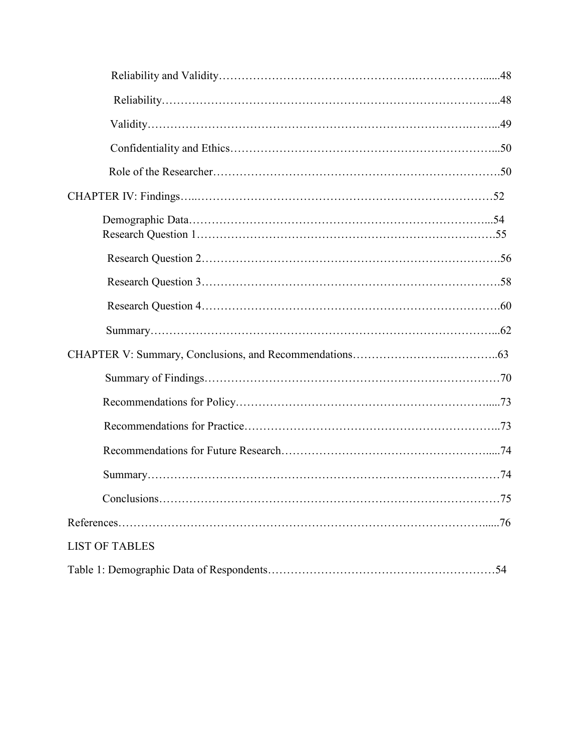Reliability and Validity……………………………………………….……………….....48

Reliability…………………………………………………………………………...48

Validity……………………………………………………………………….……...49

Confidentiality and Ethics…………………………………………………………...50

Role of the Researcher……………………………………………………………….50

CHAPTER IV: Findings…..…………………………………………………………………52

Demographic Data…………………………………………………………………...54

Research Question 1………………………………………………………………….55

Research Question 2………………………………………………………………….56

Research Question 3………………………………………………………………….58

Research Question 4………………………………………………………………….60

Summary……………………………………………………………………………...62

CHAPTER V: Summary, Conclusions, and Recommendations…………………….…………..63

Summary of Findings…………………………………………………………………70

Recommendations for Policy………………………………………………………....73

Recommendations for Practice………………………………………………………..73

Recommendations for Future Research……………………………………………....74

Summary………………………………………………………………………………74

Conclusions……………………………………………………………………………75

References…………………………………………………………………………………......76

LIST OF TABLES

Table 1: Demographic Data of Respondents…………………………………………………54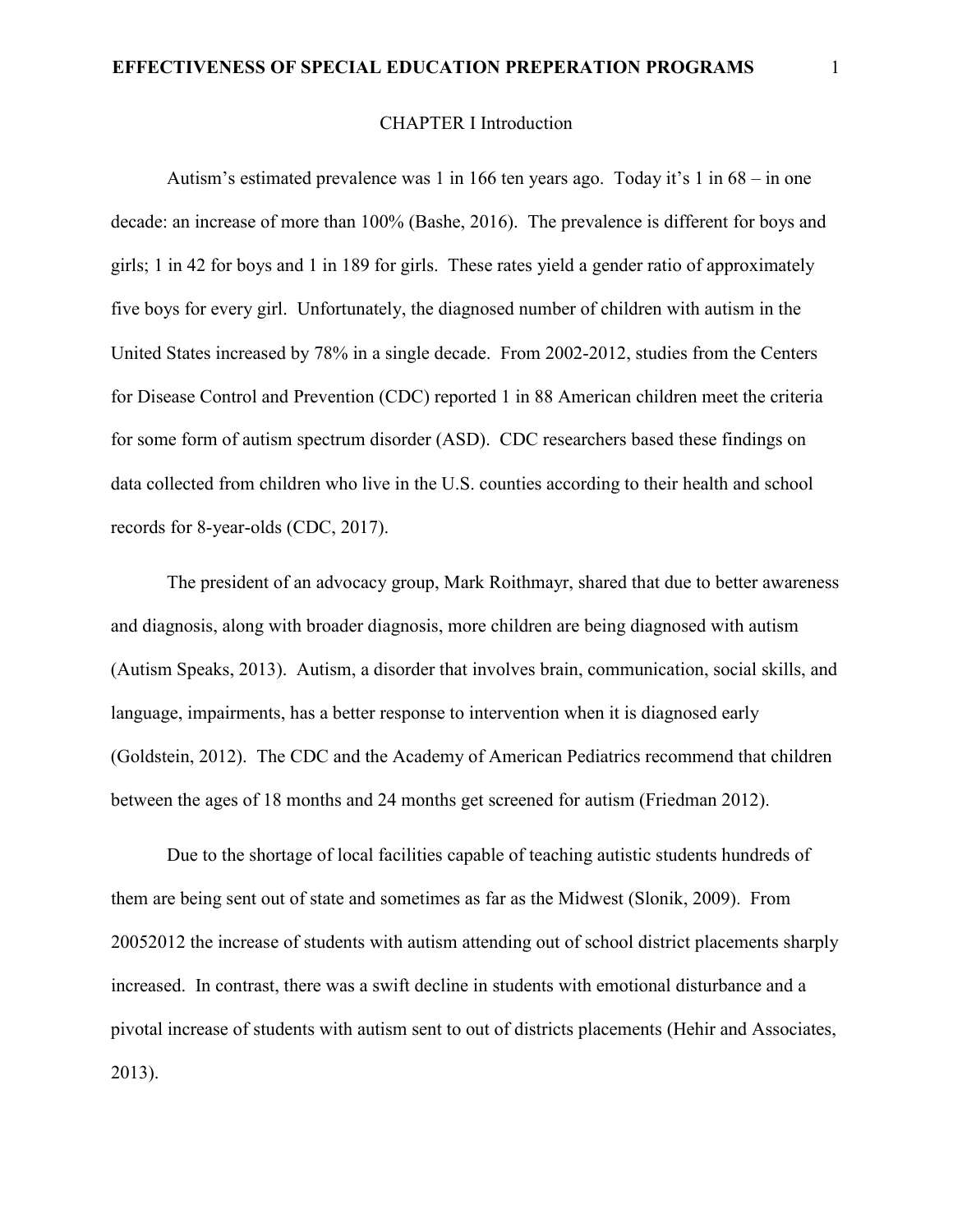# CHAPTER I Introduction

Autism's estimated prevalence was 1 in 166 ten years ago. Today it's 1 in 68 – in one decade: an increase of more than 100% (Bashe, 2016). The prevalence is different for boys and girls; 1 in 42 for boys and 1 in 189 for girls. These rates yield a gender ratio of approximately five boys for every girl. Unfortunately, the diagnosed number of children with autism in the United States increased by 78% in a single decade. From 2002-2012, studies from the Centers for Disease Control and Prevention (CDC) reported 1 in 88 American children meet the criteria for some form of autism spectrum disorder (ASD). CDC researchers based these findings on data collected from children who live in the U.S. counties according to their health and school records for 8-year-olds (CDC, 2017).

The president of an advocacy group, Mark Roithmayr, shared that due to better awareness and diagnosis, along with broader diagnosis, more children are being diagnosed with autism (Autism Speaks, 2013). Autism, a disorder that involves brain, communication, social skills, and language, impairments, has a better response to intervention when it is diagnosed early (Goldstein, 2012). The CDC and the Academy of American Pediatrics recommend that children between the ages of 18 months and 24 months get screened for autism (Friedman 2012).

Due to the shortage of local facilities capable of teaching autistic students hundreds of them are being sent out of state and sometimes as far as the Midwest (Slonik, 2009). From 20052012 the increase of students with autism attending out of school district placements sharply increased. In contrast, there was a swift decline in students with emotional disturbance and a pivotal increase of students with autism sent to out of districts placements (Hehir and Associates, 2013).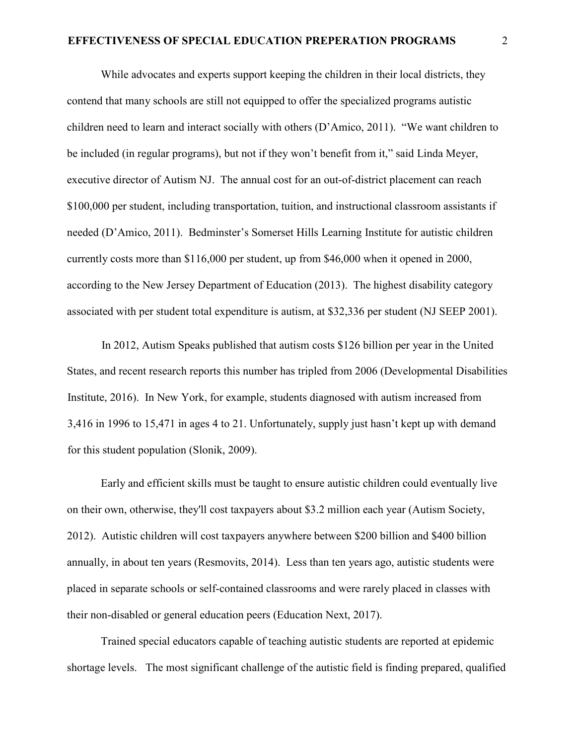While advocates and experts support keeping the children in their local districts, they contend that many schools are still not equipped to offer the specialized programs autistic children need to learn and interact socially with others (D'Amico, 2011). "We want children to be included (in regular programs), but not if they won't benefit from it," said Linda Meyer, executive director of Autism NJ. The annual cost for an out-of-district placement can reach $100,000 per student, including transportation, tuition, and instructional classroom assistants if needed (D'Amico, 2011). Bedminster's Somerset Hills Learning Institute for autistic children currently costs more than $116,000 per student, up from $46,000 when it opened in 2000, according to the New Jersey Department of Education (2013). The highest disability category associated with per student total expenditure is autism, at $32,336 per student (NJ SEEP 2001).

In 2012, Autism Speaks published that autism costs $126 billion per year in the United States, and recent research reports this number has tripled from 2006 (Developmental Disabilities Institute, 2016). In New York, for example, students diagnosed with autism increased from 3,416 in 1996 to 15,471 in ages 4 to 21. Unfortunately, supply just hasn't kept up with demand for this student population (Slonik, 2009).

Early and efficient skills must be taught to ensure autistic children could eventually live on their own, otherwise, they'll cost taxpayers about $3.2 million each year (Autism Society, 2012). Autistic children will cost taxpayers anywhere between $200 billion and $400 billion annually, in about ten years (Resmovits, 2014). Less than ten years ago, autistic students were placed in separate schools or self-contained classrooms and were rarely placed in classes with their non-disabled or general education peers (Education Next, 2017).

Trained special educators capable of teaching autistic students are reported at epidemic shortage levels. The most significant challenge of the autistic field is finding prepared, qualified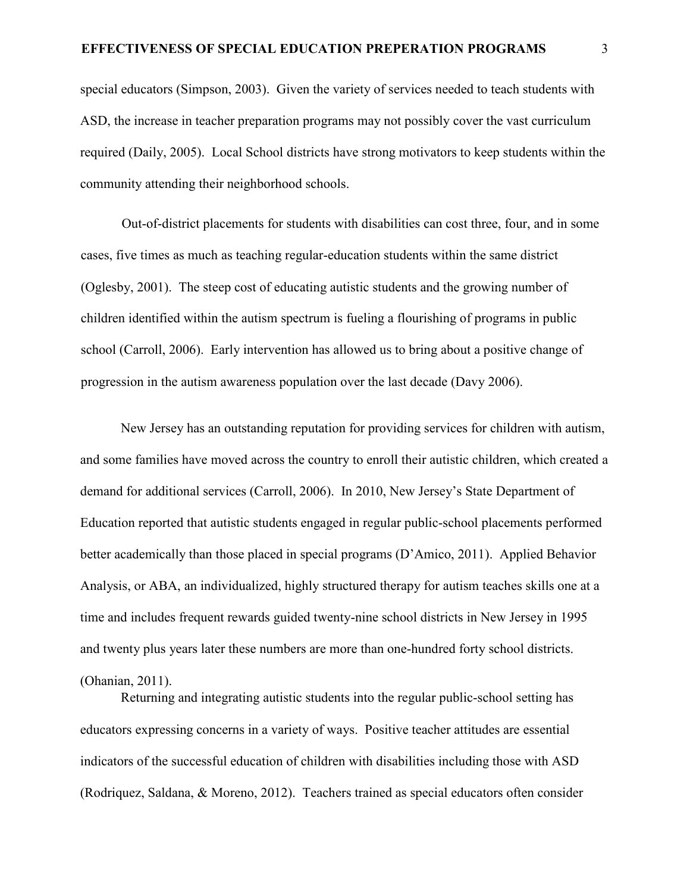special educators (Simpson, 2003). Given the variety of services needed to teach students with ASD, the increase in teacher preparation programs may not possibly cover the vast curriculum required (Daily, 2005). Local School districts have strong motivators to keep students within the community attending their neighborhood schools.

Out-of-district placements for students with disabilities can cost three, four, and in some cases, five times as much as teaching regular-education students within the same district (Oglesby, 2001). The steep cost of educating autistic students and the growing number of children identified within the autism spectrum is fueling a flourishing of programs in public school (Carroll, 2006). Early intervention has allowed us to bring about a positive change of progression in the autism awareness population over the last decade (Davy 2006).

New Jersey has an outstanding reputation for providing services for children with autism, and some families have moved across the country to enroll their autistic children, which created a demand for additional services (Carroll, 2006). In 2010, New Jersey's State Department of Education reported that autistic students engaged in regular public-school placements performed better academically than those placed in special programs (D'Amico, 2011). Applied Behavior Analysis, or ABA, an individualized, highly structured therapy for autism teaches skills one at a time and includes frequent rewards guided twenty-nine school districts in New Jersey in 1995 and twenty plus years later these numbers are more than one-hundred forty school districts. (Ohanian, 2011).

Returning and integrating autistic students into the regular public-school setting has educators expressing concerns in a variety of ways. Positive teacher attitudes are essential indicators of the successful education of children with disabilities including those with ASD (Rodriquez, Saldana, & Moreno, 2012). Teachers trained as special educators often consider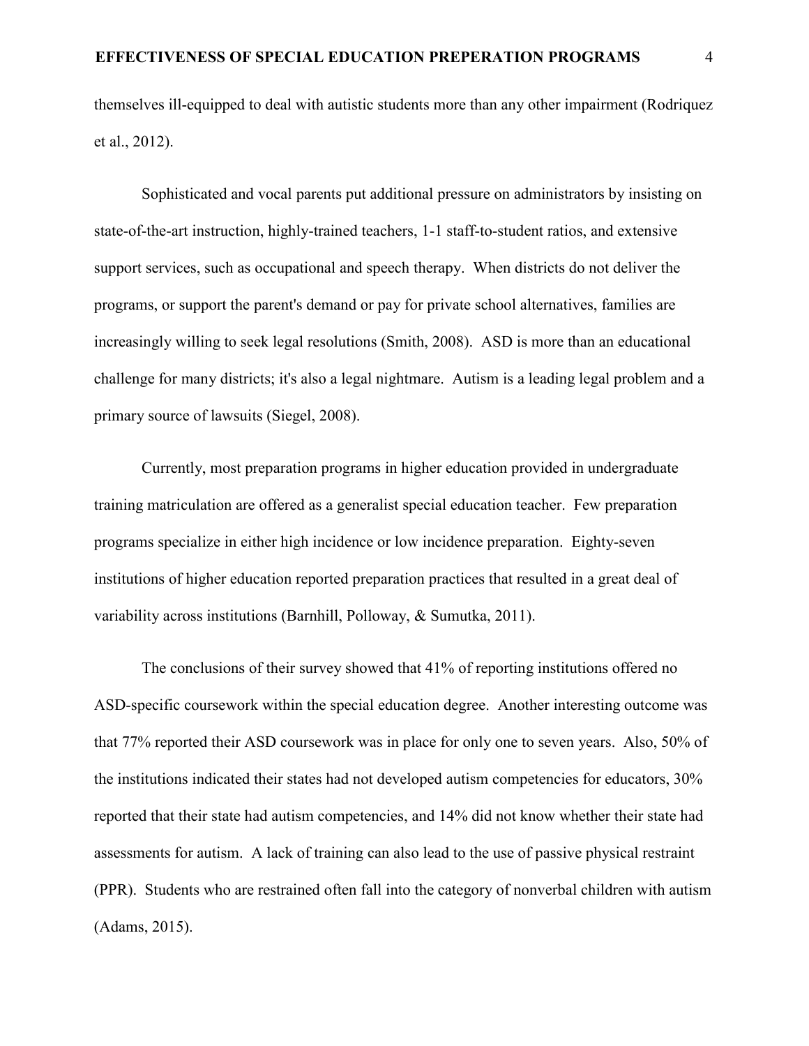themselves ill-equipped to deal with autistic students more than any other impairment (Rodriquez et al., 2012).

Sophisticated and vocal parents put additional pressure on administrators by insisting on state-of-the-art instruction, highly-trained teachers, 1-1 staff-to-student ratios, and extensive support services, such as occupational and speech therapy. When districts do not deliver the programs, or support the parent's demand or pay for private school alternatives, families are increasingly willing to seek legal resolutions (Smith, 2008). ASD is more than an educational challenge for many districts; it's also a legal nightmare. Autism is a leading legal problem and a primary source of lawsuits (Siegel, 2008).

Currently, most preparation programs in higher education provided in undergraduate training matriculation are offered as a generalist special education teacher. Few preparation programs specialize in either high incidence or low incidence preparation. Eighty-seven institutions of higher education reported preparation practices that resulted in a great deal of variability across institutions (Barnhill, Polloway, & Sumutka, 2011).

The conclusions of their survey showed that 41% of reporting institutions offered no ASD-specific coursework within the special education degree. Another interesting outcome was that 77% reported their ASD coursework was in place for only one to seven years. Also, 50% of the institutions indicated their states had not developed autism competencies for educators, 30% reported that their state had autism competencies, and 14% did not know whether their state had assessments for autism. A lack of training can also lead to the use of passive physical restraint (PPR). Students who are restrained often fall into the category of nonverbal children with autism (Adams, 2015).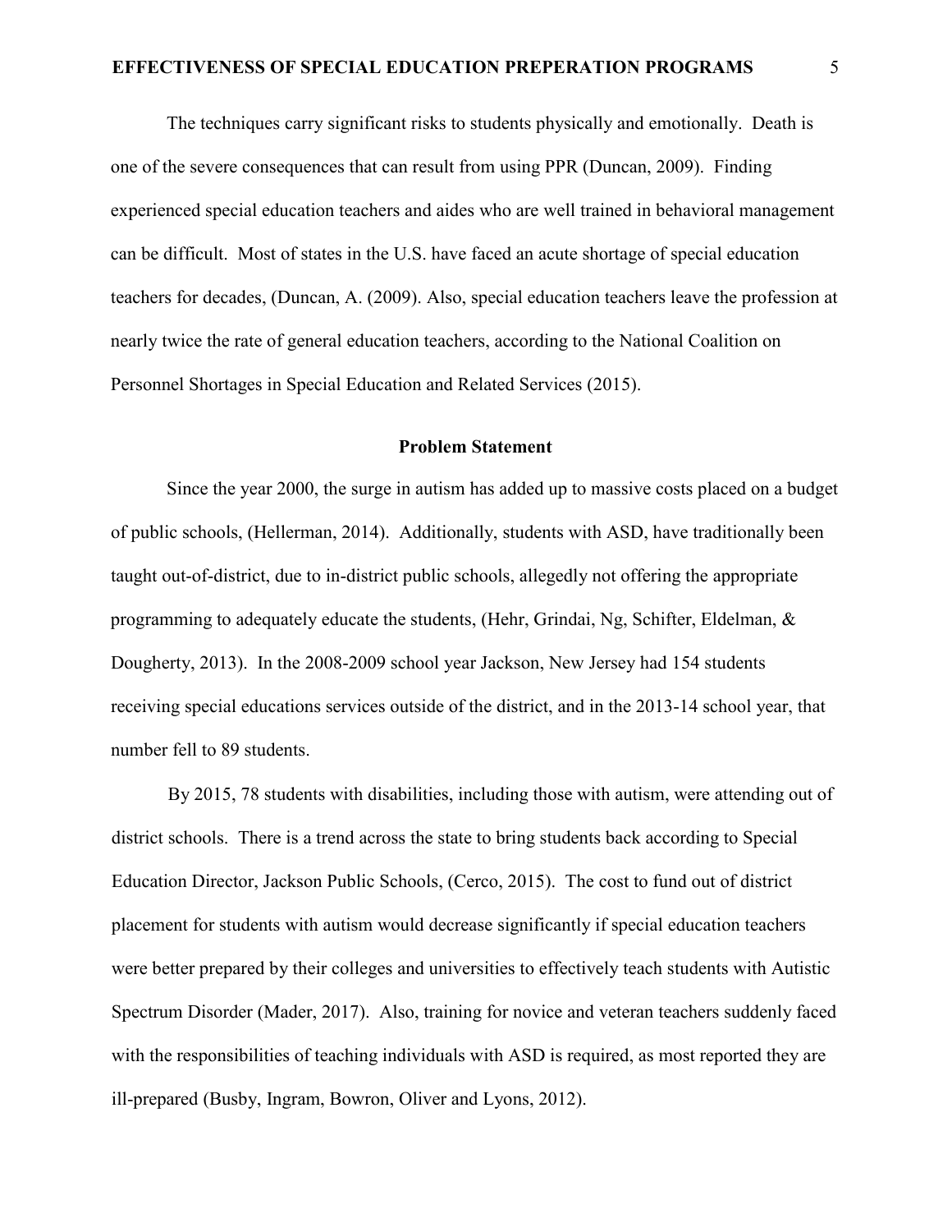The techniques carry significant risks to students physically and emotionally. Death is one of the severe consequences that can result from using PPR (Duncan, 2009). Finding experienced special education teachers and aides who are well trained in behavioral management can be difficult. Most of states in the U.S. have faced an acute shortage of special education teachers for decades, (Duncan, A. (2009). Also, special education teachers leave the profession at nearly twice the rate of general education teachers, according to the National Coalition on Personnel Shortages in Special Education and Related Services (2015).

## Problem Statement

Since the year 2000, the surge in autism has added up to massive costs placed on a budget of public schools, (Hellerman, 2014). Additionally, students with ASD, have traditionally been taught out-of-district, due to in-district public schools, allegedly not offering the appropriate programming to adequately educate the students, (Hehr, Grindai, Ng, Schifter, Eldelman, & Dougherty, 2013). In the 2008-2009 school year Jackson, New Jersey had 154 students receiving special educations services outside of the district, and in the 2013-14 school year, that number fell to 89 students.

By 2015, 78 students with disabilities, including those with autism, were attending out of district schools. There is a trend across the state to bring students back according to Special Education Director, Jackson Public Schools, (Cerco, 2015). The cost to fund out of district placement for students with autism would decrease significantly if special education teachers were better prepared by their colleges and universities to effectively teach students with Autistic Spectrum Disorder (Mader, 2017). Also, training for novice and veteran teachers suddenly faced with the responsibilities of teaching individuals with ASD is required, as most reported they are ill-prepared (Busby, Ingram, Bowron, Oliver and Lyons, 2012).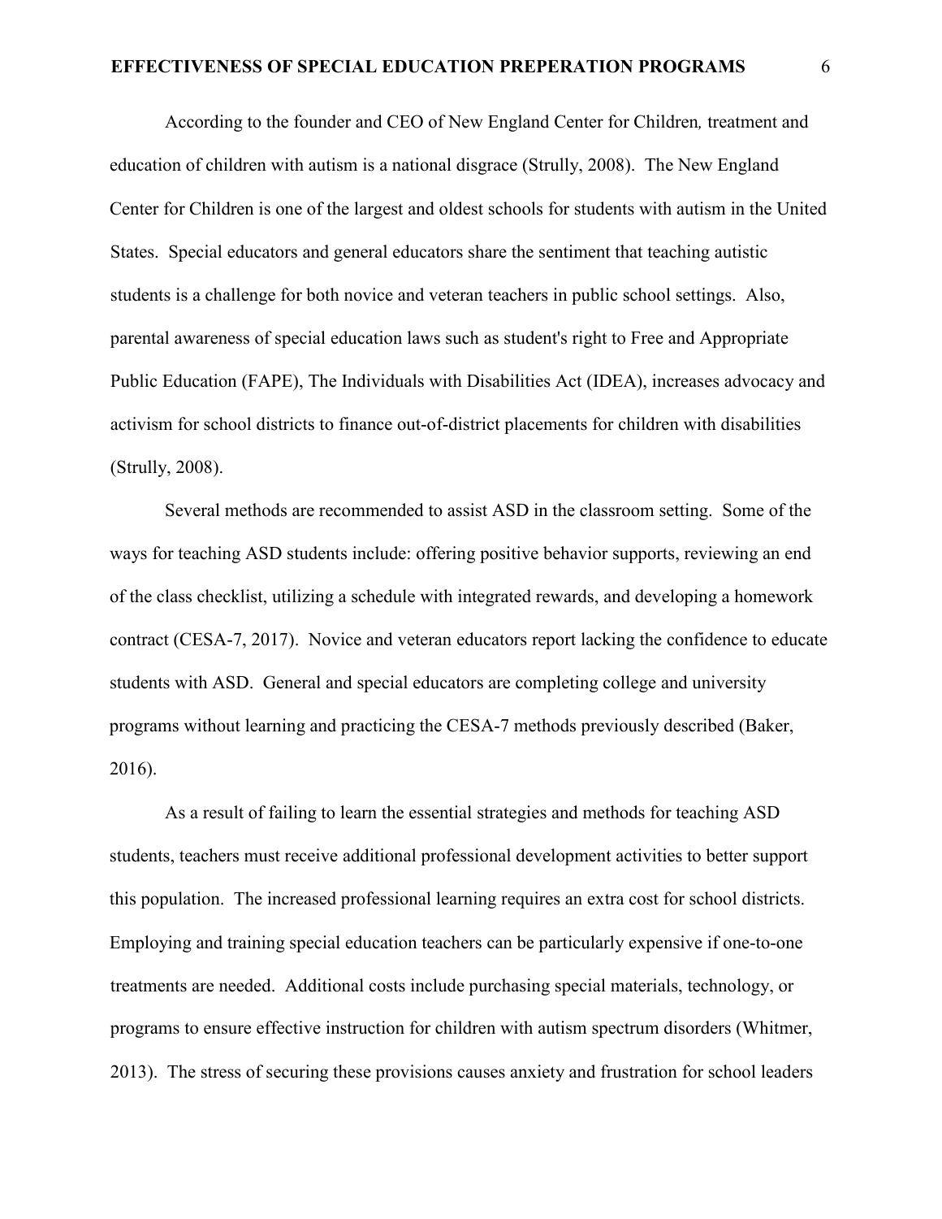According to the founder and CEO of New England Center for Children*,* treatment and education of children with autism is a national disgrace (Strully, 2008). The New England Center for Children is one of the largest and oldest schools for students with autism in the United States. Special educators and general educators share the sentiment that teaching autistic students is a challenge for both novice and veteran teachers in public school settings. Also, parental awareness of special education laws such as student's right to Free and Appropriate Public Education (FAPE), The Individuals with Disabilities Act (IDEA), increases advocacy and activism for school districts to finance out-of-district placements for children with disabilities (Strully, 2008).

Several methods are recommended to assist ASD in the classroom setting. Some of the ways for teaching ASD students include: offering positive behavior supports, reviewing an end of the class checklist, utilizing a schedule with integrated rewards, and developing a homework contract (CESA-7, 2017). Novice and veteran educators report lacking the confidence to educate students with ASD. General and special educators are completing college and university programs without learning and practicing the CESA-7 methods previously described (Baker, 2016).

As a result of failing to learn the essential strategies and methods for teaching ASD students, teachers must receive additional professional development activities to better support this population. The increased professional learning requires an extra cost for school districts. Employing and training special education teachers can be particularly expensive if one-to-one treatments are needed. Additional costs include purchasing special materials, technology, or programs to ensure effective instruction for children with autism spectrum disorders (Whitmer, 2013). The stress of securing these provisions causes anxiety and frustration for school leaders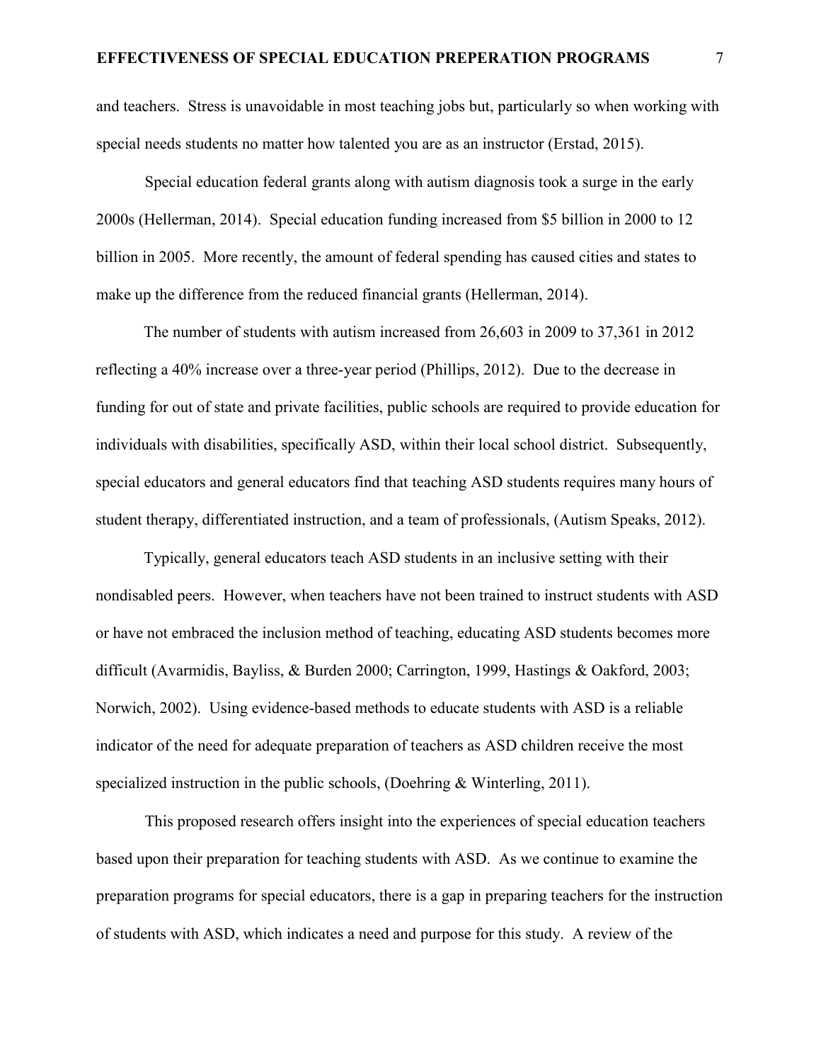and teachers. Stress is unavoidable in most teaching jobs but, particularly so when working with special needs students no matter how talented you are as an instructor (Erstad, 2015).

Special education federal grants along with autism diagnosis took a surge in the early 2000s (Hellerman, 2014). Special education funding increased from $5 billion in 2000 to 12 billion in 2005. More recently, the amount of federal spending has caused cities and states to make up the difference from the reduced financial grants (Hellerman, 2014).

The number of students with autism increased from 26,603 in 2009 to 37,361 in 2012 reflecting a 40% increase over a three-year period (Phillips, 2012). Due to the decrease in funding for out of state and private facilities, public schools are required to provide education for individuals with disabilities, specifically ASD, within their local school district. Subsequently, special educators and general educators find that teaching ASD students requires many hours of student therapy, differentiated instruction, and a team of professionals, (Autism Speaks, 2012).

Typically, general educators teach ASD students in an inclusive setting with their nondisabled peers. However, when teachers have not been trained to instruct students with ASD or have not embraced the inclusion method of teaching, educating ASD students becomes more difficult (Avarmidis, Bayliss, & Burden 2000; Carrington, 1999, Hastings & Oakford, 2003; Norwich, 2002). Using evidence-based methods to educate students with ASD is a reliable indicator of the need for adequate preparation of teachers as ASD children receive the most specialized instruction in the public schools, (Doehring & Winterling, 2011).

This proposed research offers insight into the experiences of special education teachers based upon their preparation for teaching students with ASD. As we continue to examine the preparation programs for special educators, there is a gap in preparing teachers for the instruction of students with ASD, which indicates a need and purpose for this study. A review of the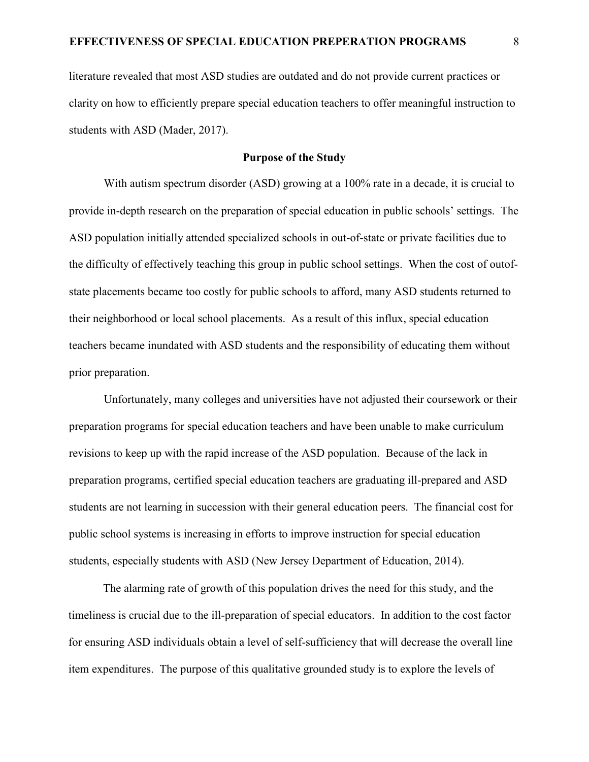literature revealed that most ASD studies are outdated and do not provide current practices or clarity on how to efficiently prepare special education teachers to offer meaningful instruction to students with ASD (Mader, 2017).

## Purpose of the Study

With autism spectrum disorder (ASD) growing at a 100% rate in a decade, it is crucial to provide in-depth research on the preparation of special education in public schools' settings. The ASD population initially attended specialized schools in out-of-state or private facilities due to the difficulty of effectively teaching this group in public school settings. When the cost of outof-state placements became too costly for public schools to afford, many ASD students returned to their neighborhood or local school placements. As a result of this influx, special education teachers became inundated with ASD students and the responsibility of educating them without prior preparation.

Unfortunately, many colleges and universities have not adjusted their coursework or their preparation programs for special education teachers and have been unable to make curriculum revisions to keep up with the rapid increase of the ASD population. Because of the lack in preparation programs, certified special education teachers are graduating ill-prepared and ASD students are not learning in succession with their general education peers. The financial cost for public school systems is increasing in efforts to improve instruction for special education students, especially students with ASD (New Jersey Department of Education, 2014).

The alarming rate of growth of this population drives the need for this study, and the timeliness is crucial due to the ill-preparation of special educators. In addition to the cost factor for ensuring ASD individuals obtain a level of self-sufficiency that will decrease the overall line item expenditures. The purpose of this qualitative grounded study is to explore the levels of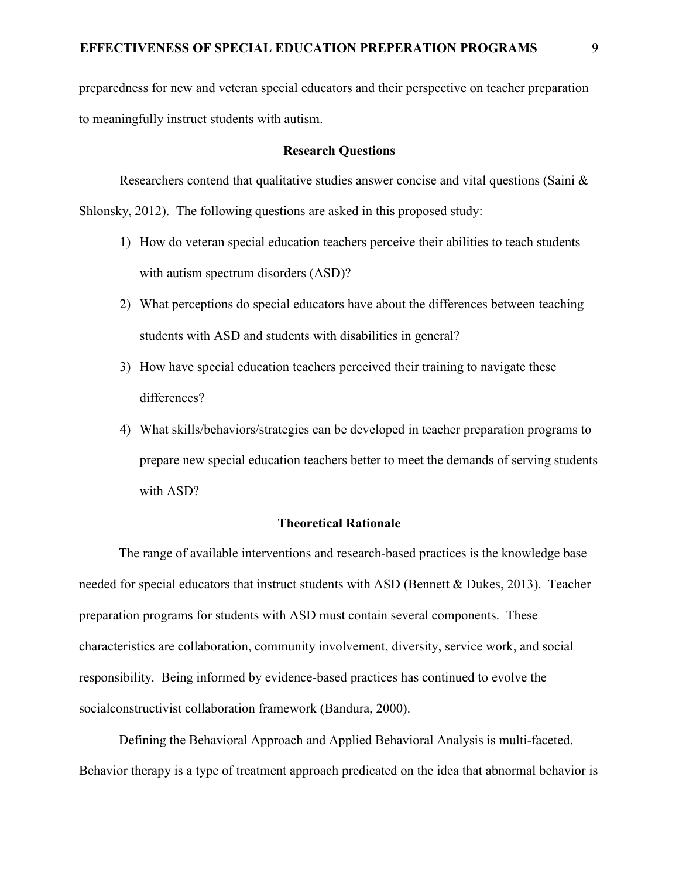preparedness for new and veteran special educators and their perspective on teacher preparation to meaningfully instruct students with autism.

## Research Questions

Researchers contend that qualitative studies answer concise and vital questions (Saini & Shlonsky, 2012). The following questions are asked in this proposed study:

1) How do veteran special education teachers perceive their abilities to teach students with autism spectrum disorders (ASD)?
2) What perceptions do special educators have about the differences between teaching students with ASD and students with disabilities in general?
3) How have special education teachers perceived their training to navigate these differences?
4) What skills/behaviors/strategies can be developed in teacher preparation programs to prepare new special education teachers better to meet the demands of serving students with ASD?

## Theoretical Rationale

The range of available interventions and research-based practices is the knowledge base needed for special educators that instruct students with ASD (Bennett & Dukes, 2013). Teacher preparation programs for students with ASD must contain several components. These characteristics are collaboration, community involvement, diversity, service work, and social responsibility. Being informed by evidence-based practices has continued to evolve the socialconstructivist collaboration framework (Bandura, 2000).

Defining the Behavioral Approach and Applied Behavioral Analysis is multi-faceted. Behavior therapy is a type of treatment approach predicated on the idea that abnormal behavior is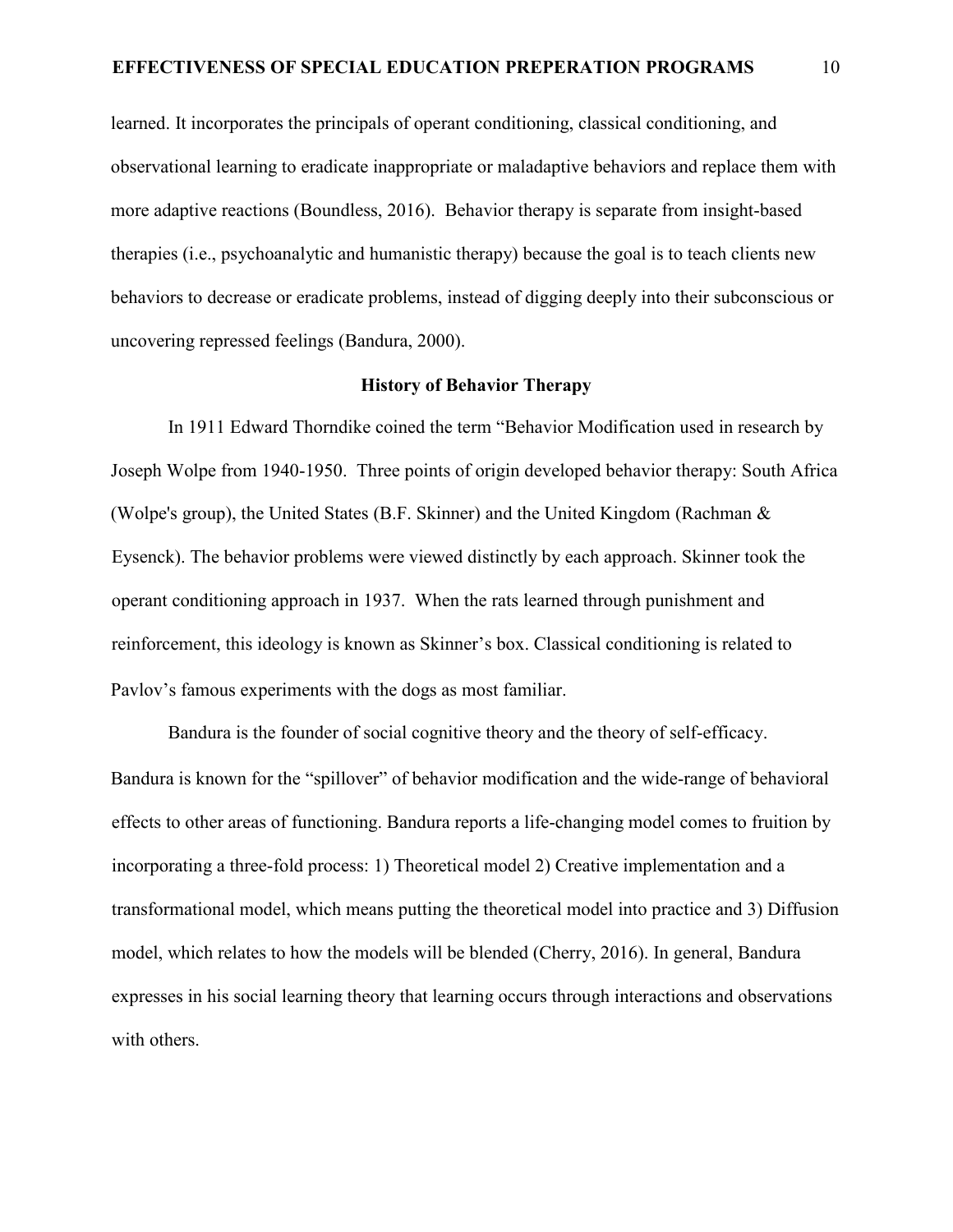learned. It incorporates the principals of operant conditioning, classical conditioning, and observational learning to eradicate inappropriate or maladaptive behaviors and replace them with more adaptive reactions (Boundless, 2016). Behavior therapy is separate from insight-based therapies (i.e., psychoanalytic and humanistic therapy) because the goal is to teach clients new behaviors to decrease or eradicate problems, instead of digging deeply into their subconscious or uncovering repressed feelings (Bandura, 2000).

## History of Behavior Therapy

In 1911 Edward Thorndike coined the term "Behavior Modification used in research by Joseph Wolpe from 1940-1950. Three points of origin developed behavior therapy: South Africa (Wolpe's group), the United States (B.F. Skinner) and the United Kingdom (Rachman & Eysenck). The behavior problems were viewed distinctly by each approach. Skinner took the operant conditioning approach in 1937. When the rats learned through punishment and reinforcement, this ideology is known as Skinner's box. Classical conditioning is related to Pavlov's famous experiments with the dogs as most familiar.

Bandura is the founder of social cognitive theory and the theory of self-efficacy. Bandura is known for the "spillover" of behavior modification and the wide-range of behavioral effects to other areas of functioning. Bandura reports a life-changing model comes to fruition by incorporating a three-fold process: 1) Theoretical model 2) Creative implementation and a transformational model, which means putting the theoretical model into practice and 3) Diffusion model, which relates to how the models will be blended (Cherry, 2016). In general, Bandura expresses in his social learning theory that learning occurs through interactions and observations with others.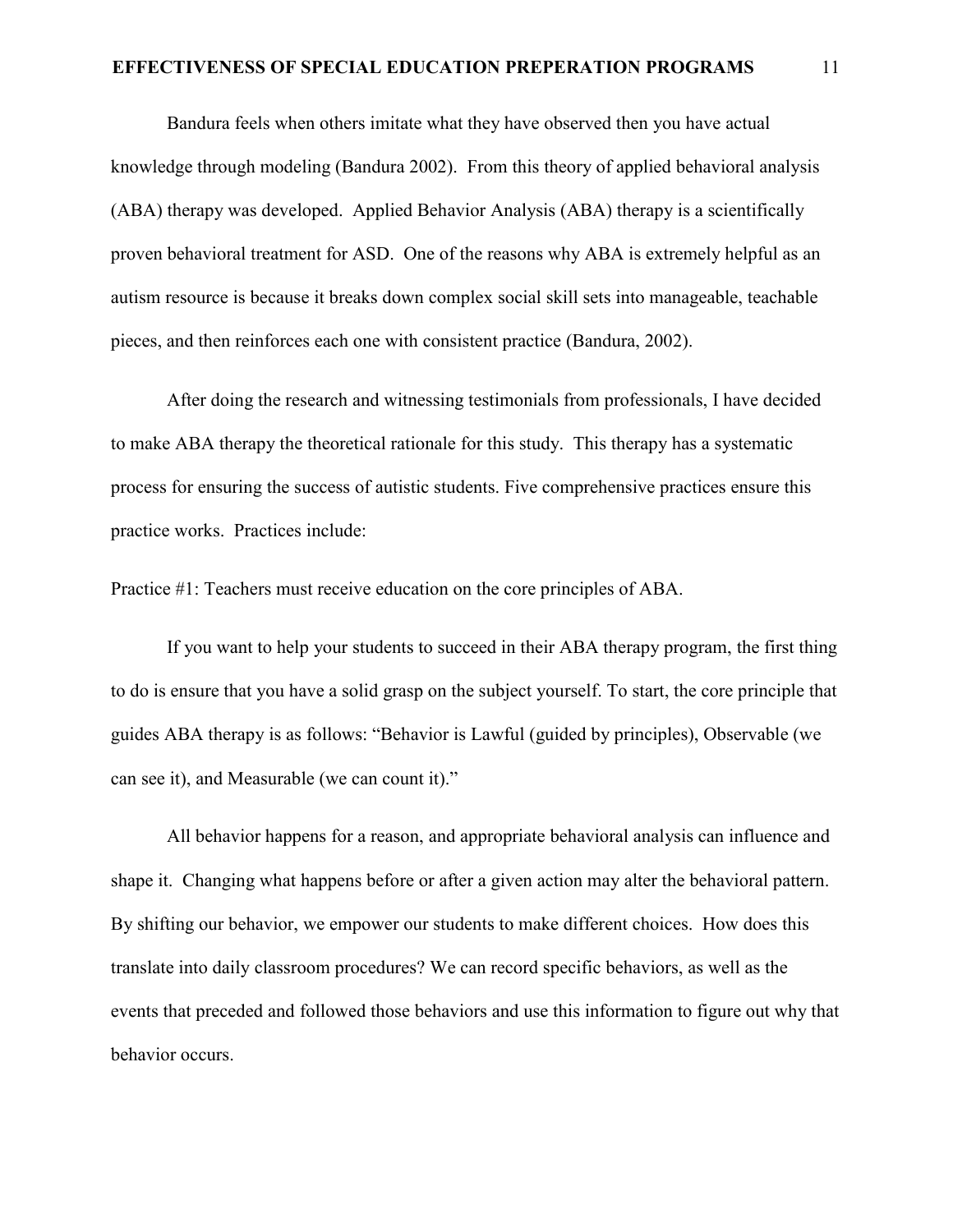Bandura feels when others imitate what they have observed then you have actual knowledge through modeling (Bandura 2002). From this theory of applied behavioral analysis (ABA) therapy was developed. Applied Behavior Analysis (ABA) therapy is a scientifically proven behavioral treatment for ASD. One of the reasons why ABA is extremely helpful as an autism resource is because it breaks down complex social skill sets into manageable, teachable pieces, and then reinforces each one with consistent practice (Bandura, 2002).

After doing the research and witnessing testimonials from professionals, I have decided to make ABA therapy the theoretical rationale for this study. This therapy has a systematic process for ensuring the success of autistic students. Five comprehensive practices ensure this practice works. Practices include:

Practice #1: Teachers must receive education on the core principles of ABA.

If you want to help your students to succeed in their ABA therapy program, the first thing to do is ensure that you have a solid grasp on the subject yourself. To start, the core principle that guides ABA therapy is as follows: "Behavior is Lawful (guided by principles), Observable (we can see it), and Measurable (we can count it)."

All behavior happens for a reason, and appropriate behavioral analysis can influence and shape it. Changing what happens before or after a given action may alter the behavioral pattern. By shifting our behavior, we empower our students to make different choices. How does this translate into daily classroom procedures? We can record specific behaviors, as well as the events that preceded and followed those behaviors and use this information to figure out why that behavior occurs.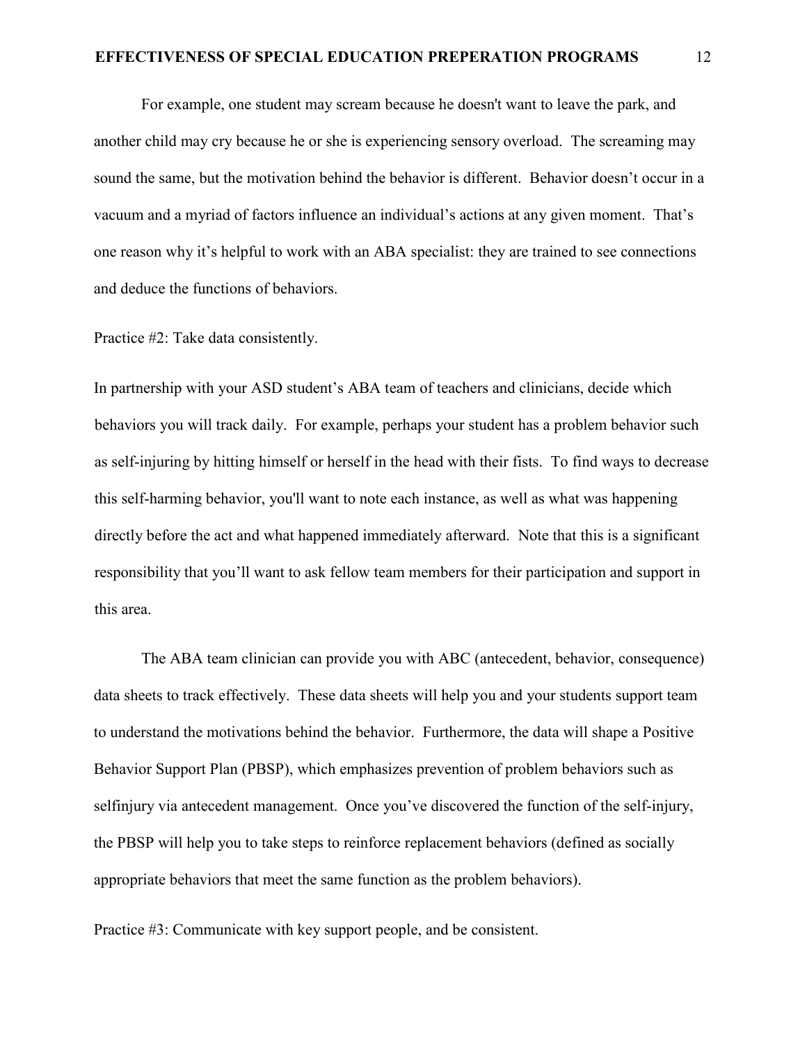For example, one student may scream because he doesn't want to leave the park, and another child may cry because he or she is experiencing sensory overload. The screaming may sound the same, but the motivation behind the behavior is different. Behavior doesn't occur in a vacuum and a myriad of factors influence an individual's actions at any given moment. That's one reason why it's helpful to work with an ABA specialist: they are trained to see connections and deduce the functions of behaviors.

Practice #2: Take data consistently.

In partnership with your ASD student's ABA team of teachers and clinicians, decide which behaviors you will track daily. For example, perhaps your student has a problem behavior such as self-injuring by hitting himself or herself in the head with their fists. To find ways to decrease this self-harming behavior, you'll want to note each instance, as well as what was happening directly before the act and what happened immediately afterward. Note that this is a significant responsibility that you'll want to ask fellow team members for their participation and support in this area.

The ABA team clinician can provide you with ABC (antecedent, behavior, consequence) data sheets to track effectively. These data sheets will help you and your students support team to understand the motivations behind the behavior. Furthermore, the data will shape a Positive Behavior Support Plan (PBSP), which emphasizes prevention of problem behaviors such as selfinjury via antecedent management. Once you've discovered the function of the self-injury, the PBSP will help you to take steps to reinforce replacement behaviors (defined as socially appropriate behaviors that meet the same function as the problem behaviors).

Practice #3: Communicate with key support people, and be consistent.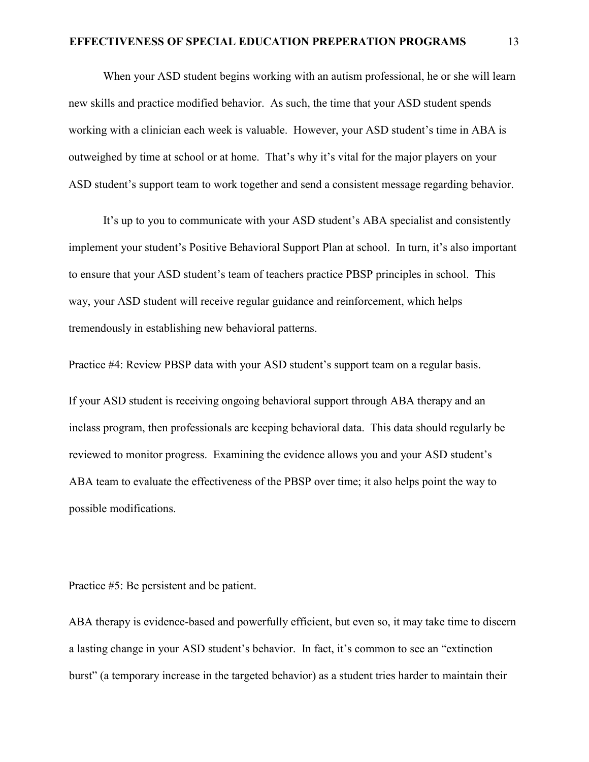When your ASD student begins working with an autism professional, he or she will learn new skills and practice modified behavior. As such, the time that your ASD student spends working with a clinician each week is valuable. However, your ASD student's time in ABA is outweighed by time at school or at home. That's why it's vital for the major players on your ASD student's support team to work together and send a consistent message regarding behavior.

It's up to you to communicate with your ASD student's ABA specialist and consistently implement your student's Positive Behavioral Support Plan at school. In turn, it's also important to ensure that your ASD student's team of teachers practice PBSP principles in school. This way, your ASD student will receive regular guidance and reinforcement, which helps tremendously in establishing new behavioral patterns.

Practice #4: Review PBSP data with your ASD student's support team on a regular basis.

If your ASD student is receiving ongoing behavioral support through ABA therapy and an inclass program, then professionals are keeping behavioral data. This data should regularly be reviewed to monitor progress. Examining the evidence allows you and your ASD student's ABA team to evaluate the effectiveness of the PBSP over time; it also helps point the way to possible modifications.

Practice #5: Be persistent and be patient.

ABA therapy is evidence-based and powerfully efficient, but even so, it may take time to discern a lasting change in your ASD student's behavior. In fact, it's common to see an "extinction burst" (a temporary increase in the targeted behavior) as a student tries harder to maintain their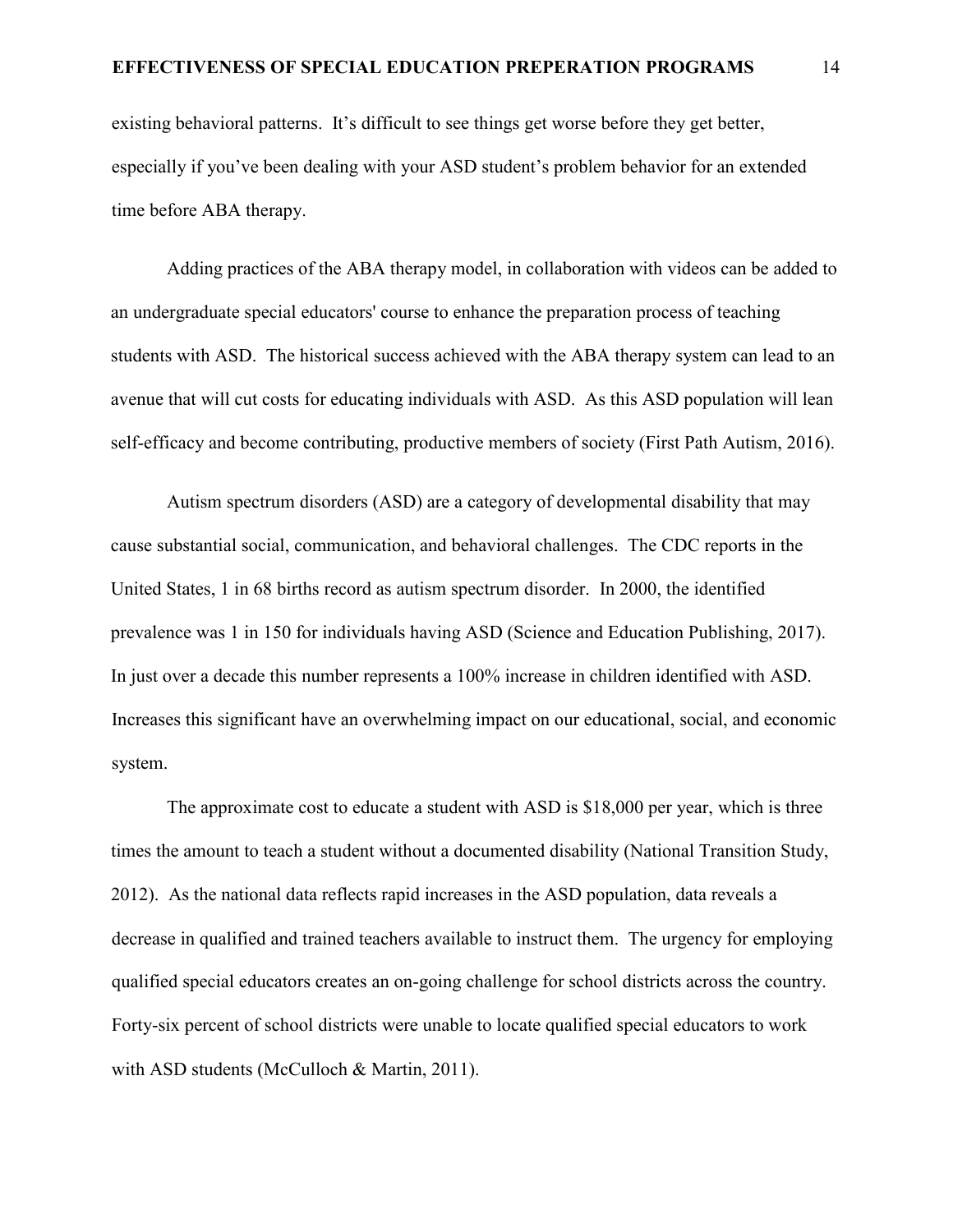existing behavioral patterns. It's difficult to see things get worse before they get better, especially if you've been dealing with your ASD student's problem behavior for an extended time before ABA therapy.

Adding practices of the ABA therapy model, in collaboration with videos can be added to an undergraduate special educators' course to enhance the preparation process of teaching students with ASD. The historical success achieved with the ABA therapy system can lead to an avenue that will cut costs for educating individuals with ASD. As this ASD population will lean self-efficacy and become contributing, productive members of society (First Path Autism, 2016).

Autism spectrum disorders (ASD) are a category of developmental disability that may cause substantial social, communication, and behavioral challenges. The CDC reports in the United States, 1 in 68 births record as autism spectrum disorder. In 2000, the identified prevalence was 1 in 150 for individuals having ASD (Science and Education Publishing, 2017). In just over a decade this number represents a 100% increase in children identified with ASD. Increases this significant have an overwhelming impact on our educational, social, and economic system.

The approximate cost to educate a student with ASD is $18,000 per year, which is three times the amount to teach a student without a documented disability (National Transition Study, 2012). As the national data reflects rapid increases in the ASD population, data reveals a decrease in qualified and trained teachers available to instruct them. The urgency for employing qualified special educators creates an on-going challenge for school districts across the country. Forty-six percent of school districts were unable to locate qualified special educators to work with ASD students (McCulloch & Martin, 2011).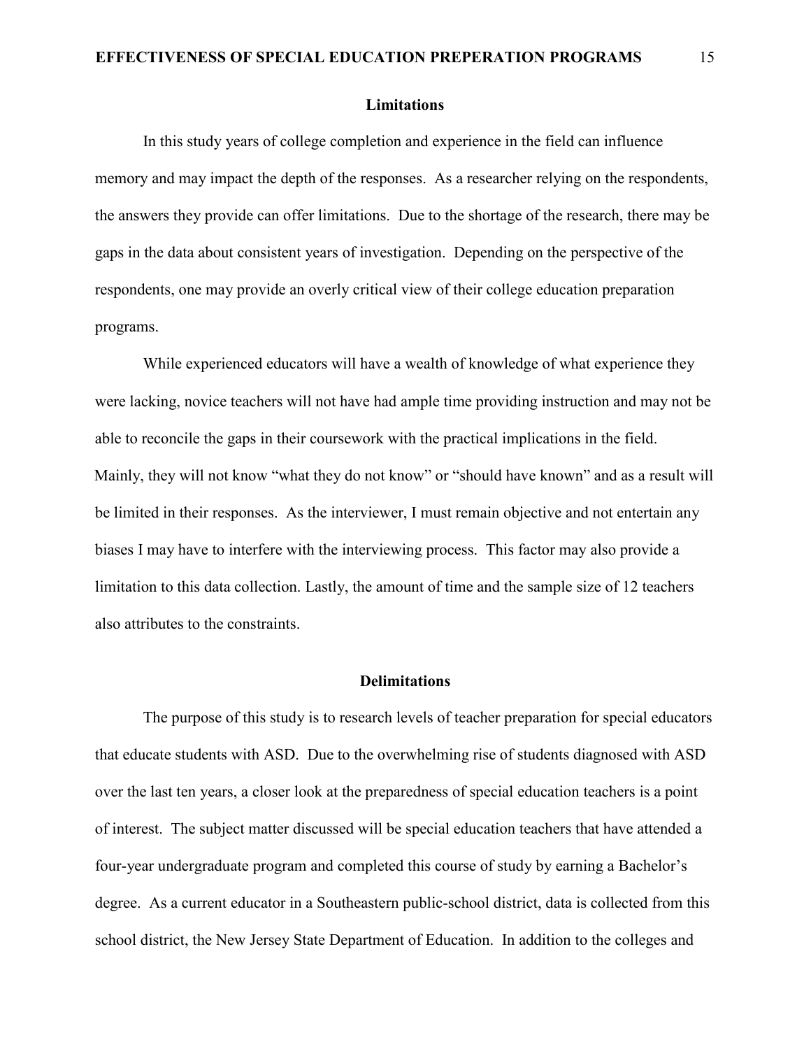## Limitations

In this study years of college completion and experience in the field can influence memory and may impact the depth of the responses. As a researcher relying on the respondents, the answers they provide can offer limitations. Due to the shortage of the research, there may be gaps in the data about consistent years of investigation. Depending on the perspective of the respondents, one may provide an overly critical view of their college education preparation programs.

While experienced educators will have a wealth of knowledge of what experience they were lacking, novice teachers will not have had ample time providing instruction and may not be able to reconcile the gaps in their coursework with the practical implications in the field. Mainly, they will not know "what they do not know" or "should have known" and as a result will be limited in their responses. As the interviewer, I must remain objective and not entertain any biases I may have to interfere with the interviewing process. This factor may also provide a limitation to this data collection. Lastly, the amount of time and the sample size of 12 teachers also attributes to the constraints.

## Delimitations

The purpose of this study is to research levels of teacher preparation for special educators that educate students with ASD. Due to the overwhelming rise of students diagnosed with ASD over the last ten years, a closer look at the preparedness of special education teachers is a point of interest. The subject matter discussed will be special education teachers that have attended a four-year undergraduate program and completed this course of study by earning a Bachelor's degree. As a current educator in a Southeastern public-school district, data is collected from this school district, the New Jersey State Department of Education. In addition to the colleges and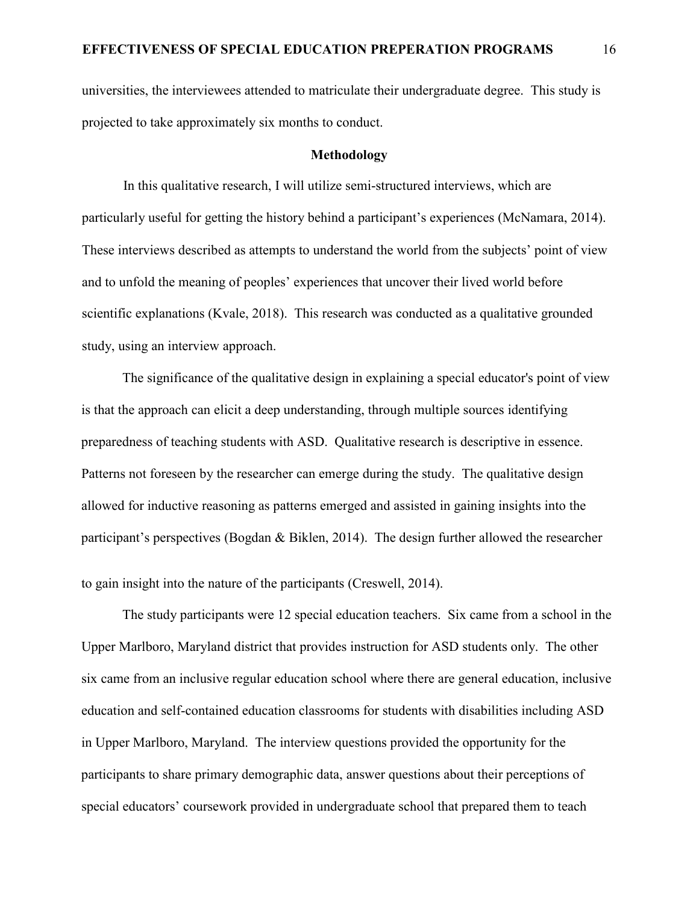universities, the interviewees attended to matriculate their undergraduate degree. This study is projected to take approximately six months to conduct.

## Methodology

In this qualitative research, I will utilize semi-structured interviews, which are particularly useful for getting the history behind a participant's experiences (McNamara, 2014). These interviews described as attempts to understand the world from the subjects' point of view and to unfold the meaning of peoples' experiences that uncover their lived world before scientific explanations (Kvale, 2018). This research was conducted as a qualitative grounded study, using an interview approach.

The significance of the qualitative design in explaining a special educator's point of view is that the approach can elicit a deep understanding, through multiple sources identifying preparedness of teaching students with ASD. Qualitative research is descriptive in essence. Patterns not foreseen by the researcher can emerge during the study. The qualitative design allowed for inductive reasoning as patterns emerged and assisted in gaining insights into the participant's perspectives (Bogdan & Biklen, 2014). The design further allowed the researcher to gain insight into the nature of the participants (Creswell, 2014).

The study participants were 12 special education teachers. Six came from a school in the Upper Marlboro, Maryland district that provides instruction for ASD students only. The other six came from an inclusive regular education school where there are general education, inclusive education and self-contained education classrooms for students with disabilities including ASD in Upper Marlboro, Maryland. The interview questions provided the opportunity for the participants to share primary demographic data, answer questions about their perceptions of special educators' coursework provided in undergraduate school that prepared them to teach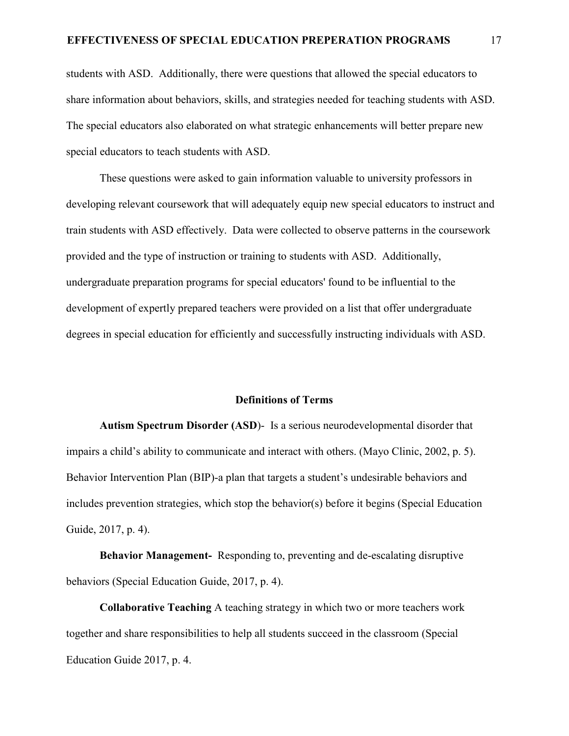students with ASD. Additionally, there were questions that allowed the special educators to share information about behaviors, skills, and strategies needed for teaching students with ASD. The special educators also elaborated on what strategic enhancements will better prepare new special educators to teach students with ASD.

These questions were asked to gain information valuable to university professors in developing relevant coursework that will adequately equip new special educators to instruct and train students with ASD effectively. Data were collected to observe patterns in the coursework provided and the type of instruction or training to students with ASD. Additionally, undergraduate preparation programs for special educators' found to be influential to the development of expertly prepared teachers were provided on a list that offer undergraduate degrees in special education for efficiently and successfully instructing individuals with ASD.

## Definitions of Terms

**Autism Spectrum Disorder (ASD**)- Is a serious neurodevelopmental disorder that impairs a child's ability to communicate and interact with others. (Mayo Clinic, 2002, p. 5). Behavior Intervention Plan (BIP)-a plan that targets a student's undesirable behaviors and includes prevention strategies, which stop the behavior(s) before it begins (Special Education Guide, 2017, p. 4).

**Behavior Management-** Responding to, preventing and de-escalating disruptive behaviors (Special Education Guide, 2017, p. 4).

**Collaborative Teaching** A teaching strategy in which two or more teachers work together and share responsibilities to help all students succeed in the classroom (Special Education Guide 2017, p. 4.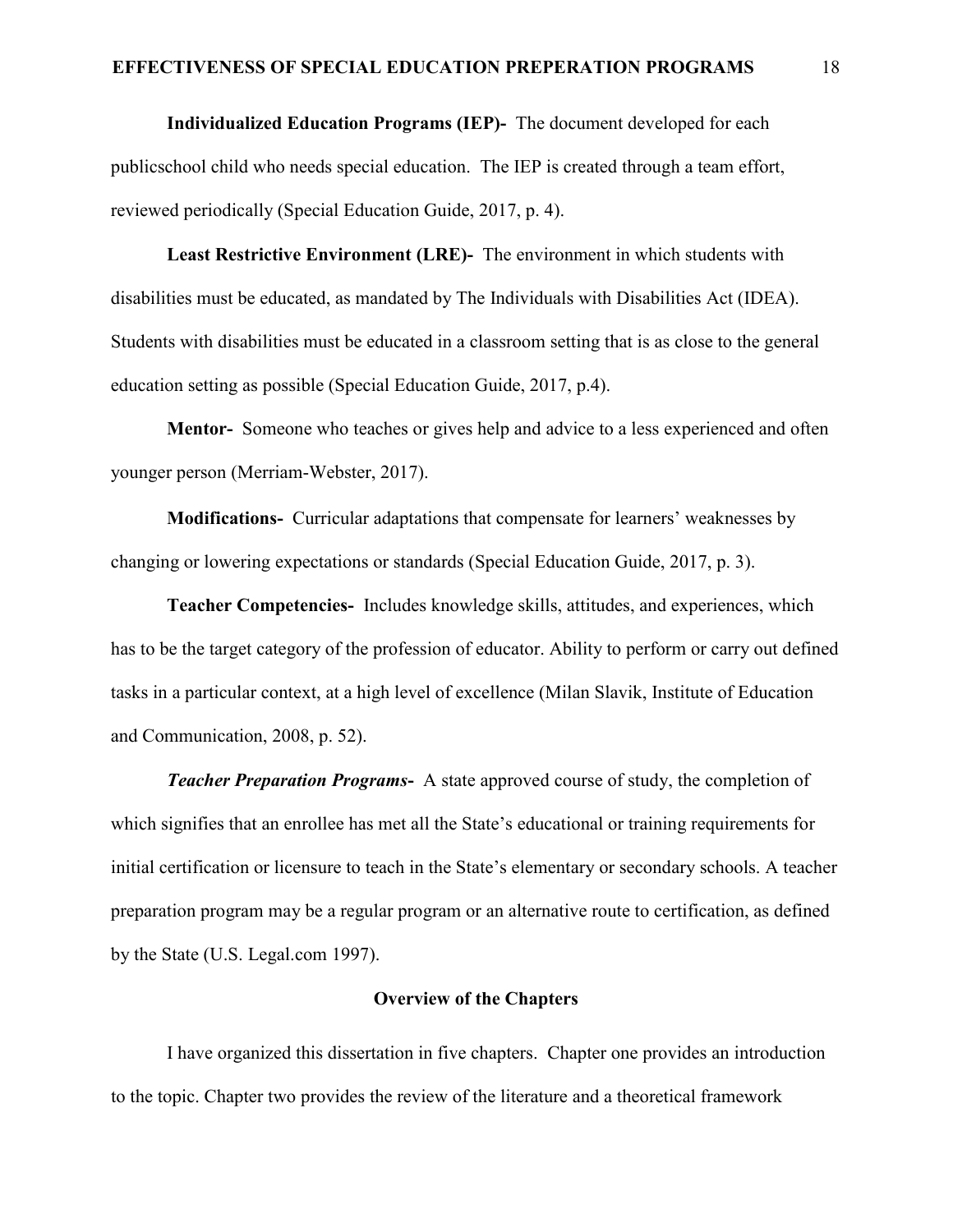**Individualized Education Programs (IEP)-** The document developed for each publicschool child who needs special education. The IEP is created through a team effort, reviewed periodically (Special Education Guide, 2017, p. 4).

**Least Restrictive Environment (LRE)-** The environment in which students with disabilities must be educated, as mandated by The Individuals with Disabilities Act (IDEA). Students with disabilities must be educated in a classroom setting that is as close to the general education setting as possible (Special Education Guide, 2017, p.4).

**Mentor-** Someone who teaches or gives help and advice to a less experienced and often younger person (Merriam-Webster, 2017).

**Modifications-** Curricular adaptations that compensate for learners' weaknesses by changing or lowering expectations or standards (Special Education Guide, 2017, p. 3).

**Teacher Competencies-** Includes knowledge skills, attitudes, and experiences, which has to be the target category of the profession of educator. Ability to perform or carry out defined tasks in a particular context, at a high level of excellence (Milan Slavik, Institute of Education and Communication, 2008, p. 52).

***Teacher Preparation Programs*-** A state approved course of study, the completion of which signifies that an enrollee has met all the State's educational or training requirements for initial certification or licensure to teach in the State's elementary or secondary schools. A teacher preparation program may be a regular program or an alternative route to certification, as defined by the State (U.S. Legal.com 1997).

## Overview of the Chapters

I have organized this dissertation in five chapters. Chapter one provides an introduction to the topic. Chapter two provides the review of the literature and a theoretical framework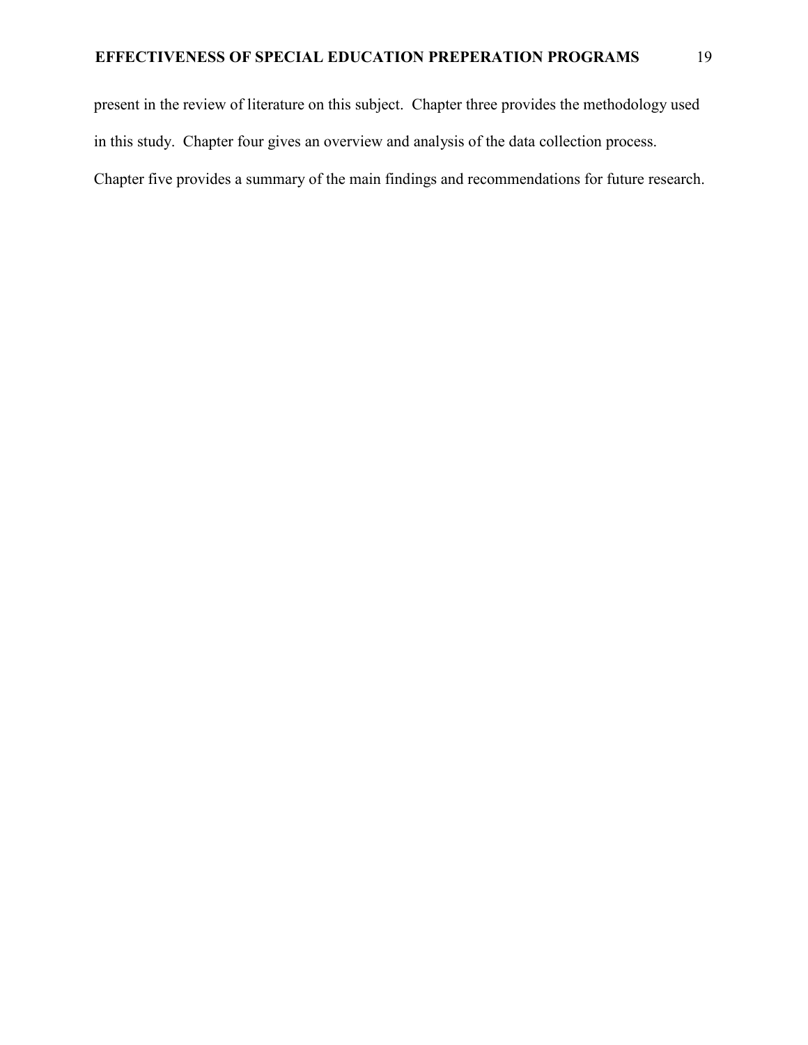present in the review of literature on this subject. Chapter three provides the methodology used in this study. Chapter four gives an overview and analysis of the data collection process. Chapter five provides a summary of the main findings and recommendations for future research.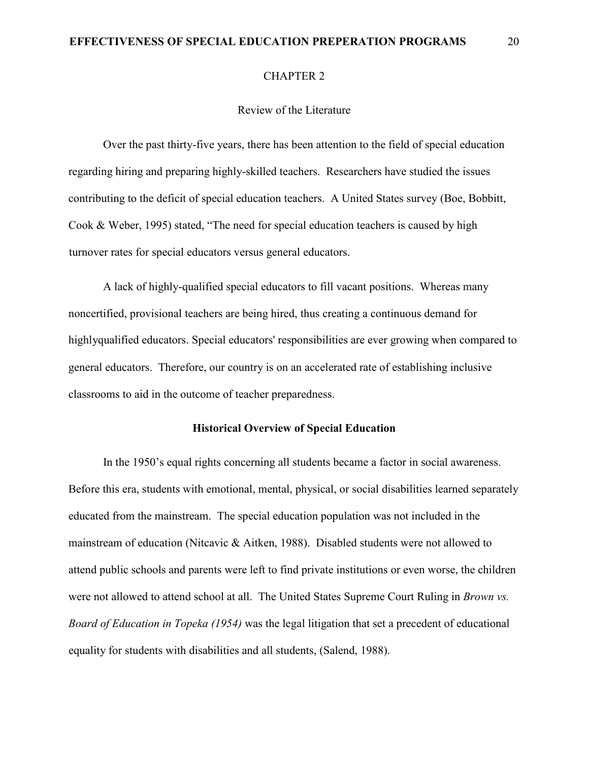# CHAPTER 2

## Review of the Literature

Over the past thirty-five years, there has been attention to the field of special education regarding hiring and preparing highly-skilled teachers. Researchers have studied the issues contributing to the deficit of special education teachers. A United States survey (Boe, Bobbitt, Cook & Weber, 1995) stated, "The need for special education teachers is caused by high turnover rates for special educators versus general educators.

A lack of highly-qualified special educators to fill vacant positions. Whereas many noncertified, provisional teachers are being hired, thus creating a continuous demand for highlyqualified educators. Special educators' responsibilities are ever growing when compared to general educators. Therefore, our country is on an accelerated rate of establishing inclusive classrooms to aid in the outcome of teacher preparedness.

### Historical Overview of Special Education

In the 1950's equal rights concerning all students became a factor in social awareness. Before this era, students with emotional, mental, physical, or social disabilities learned separately educated from the mainstream. The special education population was not included in the mainstream of education (Nitcavic & Aitken, 1988). Disabled students were not allowed to attend public schools and parents were left to find private institutions or even worse, the children were not allowed to attend school at all. The United States Supreme Court Ruling in *Brown vs. Board of Education in Topeka (1954)* was the legal litigation that set a precedent of educational equality for students with disabilities and all students, (Salend, 1988).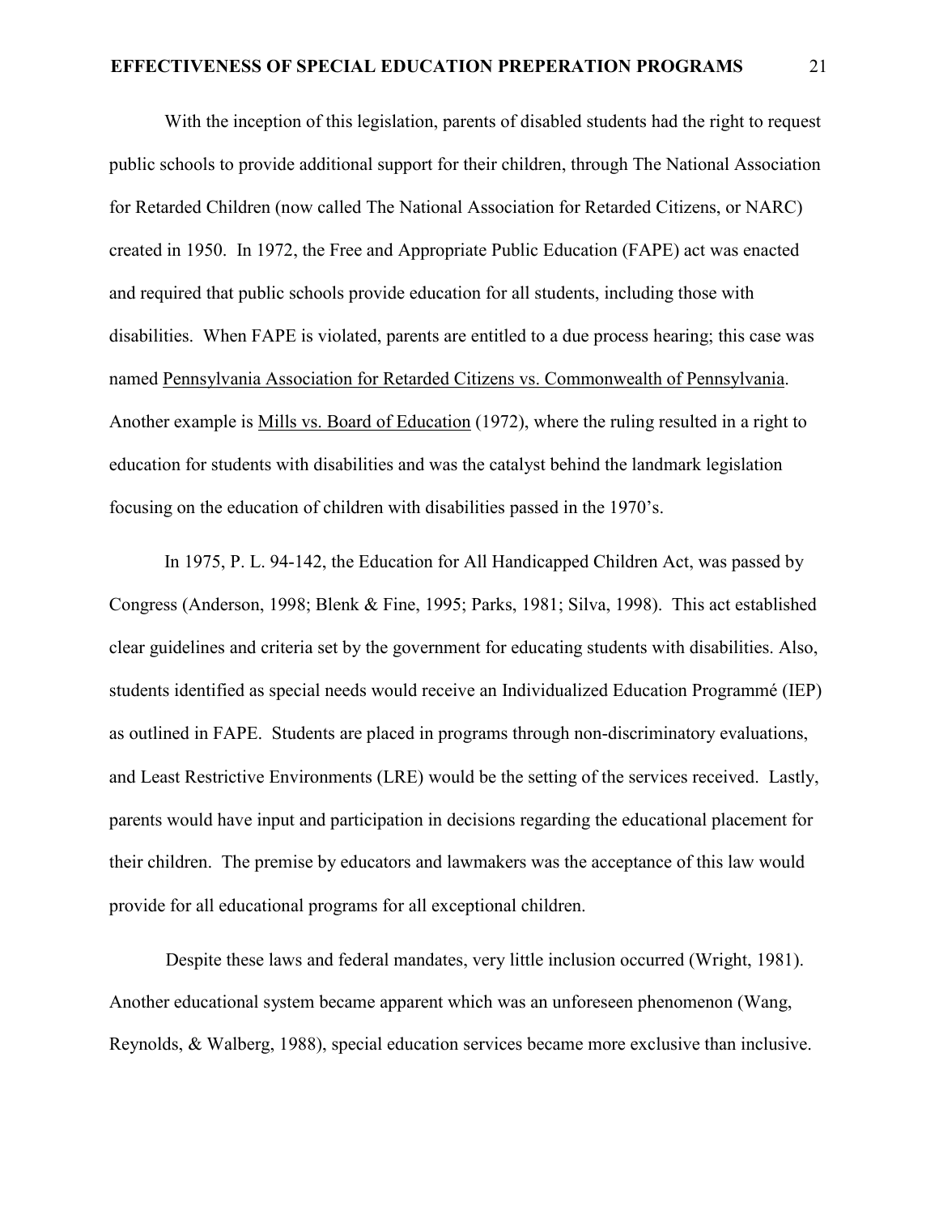With the inception of this legislation, parents of disabled students had the right to request public schools to provide additional support for their children, through The National Association for Retarded Children (now called The National Association for Retarded Citizens, or NARC) created in 1950. In 1972, the Free and Appropriate Public Education (FAPE) act was enacted and required that public schools provide education for all students, including those with disabilities. When FAPE is violated, parents are entitled to a due process hearing; this case was named <u>Pennsylvania Association for Retarded Citizens vs. Commonwealth of Pennsylvania</u>. Another example is <u>Mills vs. Board of Education</u> (1972), where the ruling resulted in a right to education for students with disabilities and was the catalyst behind the landmark legislation focusing on the education of children with disabilities passed in the 1970's.

In 1975, P. L. 94-142, the Education for All Handicapped Children Act, was passed by Congress (Anderson, 1998; Blenk & Fine, 1995; Parks, 1981; Silva, 1998). This act established clear guidelines and criteria set by the government for educating students with disabilities. Also, students identified as special needs would receive an Individualized Education Programmé (IEP) as outlined in FAPE. Students are placed in programs through non-discriminatory evaluations, and Least Restrictive Environments (LRE) would be the setting of the services received. Lastly, parents would have input and participation in decisions regarding the educational placement for their children. The premise by educators and lawmakers was the acceptance of this law would provide for all educational programs for all exceptional children.

Despite these laws and federal mandates, very little inclusion occurred (Wright, 1981). Another educational system became apparent which was an unforeseen phenomenon (Wang, Reynolds, & Walberg, 1988), special education services became more exclusive than inclusive.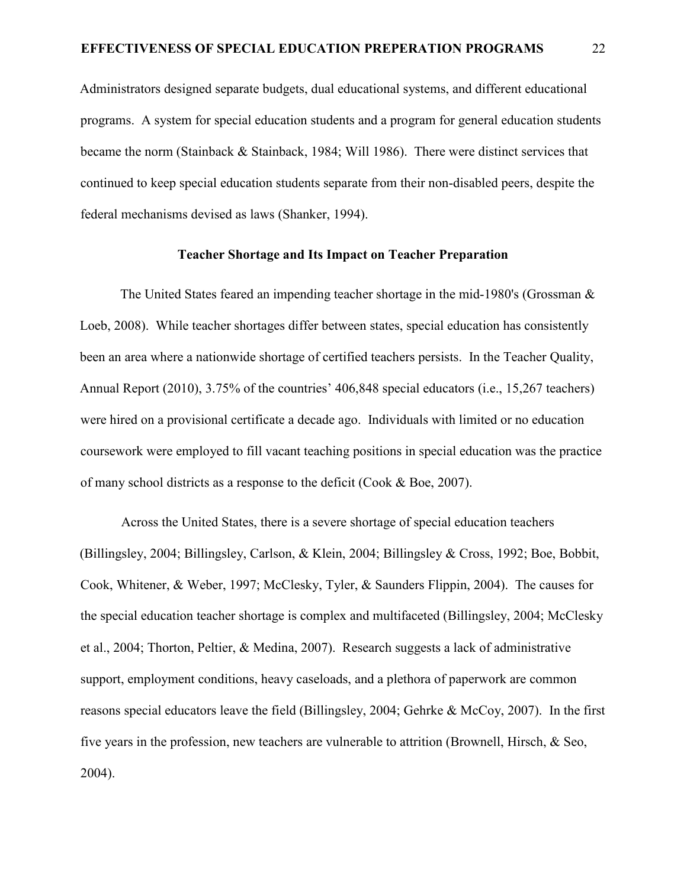Administrators designed separate budgets, dual educational systems, and different educational programs. A system for special education students and a program for general education students became the norm (Stainback & Stainback, 1984; Will 1986). There were distinct services that continued to keep special education students separate from their non-disabled peers, despite the federal mechanisms devised as laws (Shanker, 1994).

## Teacher Shortage and Its Impact on Teacher Preparation

The United States feared an impending teacher shortage in the mid-1980's (Grossman & Loeb, 2008). While teacher shortages differ between states, special education has consistently been an area where a nationwide shortage of certified teachers persists. In the Teacher Quality, Annual Report (2010), 3.75% of the countries' 406,848 special educators (i.e., 15,267 teachers) were hired on a provisional certificate a decade ago. Individuals with limited or no education coursework were employed to fill vacant teaching positions in special education was the practice of many school districts as a response to the deficit (Cook & Boe, 2007).

Across the United States, there is a severe shortage of special education teachers (Billingsley, 2004; Billingsley, Carlson, & Klein, 2004; Billingsley & Cross, 1992; Boe, Bobbit, Cook, Whitener, & Weber, 1997; McClesky, Tyler, & Saunders Flippin, 2004). The causes for the special education teacher shortage is complex and multifaceted (Billingsley, 2004; McClesky et al., 2004; Thorton, Peltier, & Medina, 2007). Research suggests a lack of administrative support, employment conditions, heavy caseloads, and a plethora of paperwork are common reasons special educators leave the field (Billingsley, 2004; Gehrke & McCoy, 2007). In the first five years in the profession, new teachers are vulnerable to attrition (Brownell, Hirsch, & Seo, 2004).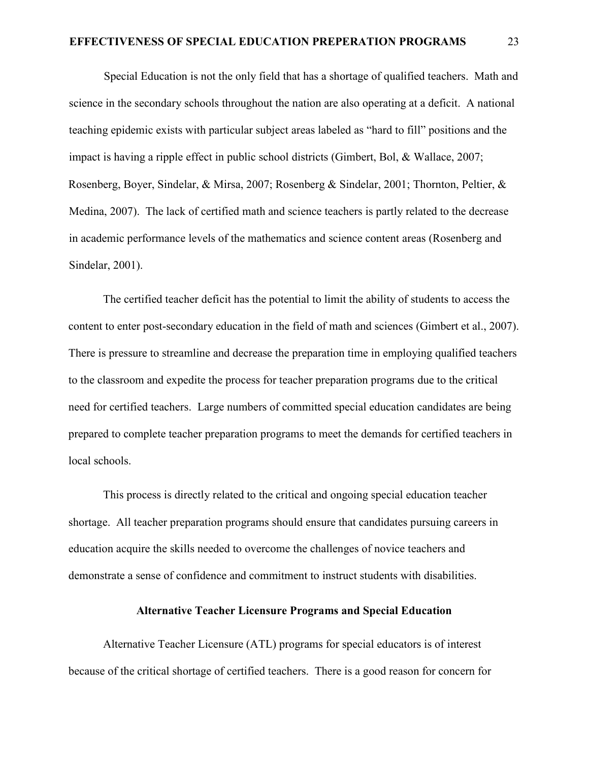Special Education is not the only field that has a shortage of qualified teachers. Math and science in the secondary schools throughout the nation are also operating at a deficit. A national teaching epidemic exists with particular subject areas labeled as "hard to fill" positions and the impact is having a ripple effect in public school districts (Gimbert, Bol, & Wallace, 2007; Rosenberg, Boyer, Sindelar, & Mirsa, 2007; Rosenberg & Sindelar, 2001; Thornton, Peltier, & Medina, 2007). The lack of certified math and science teachers is partly related to the decrease in academic performance levels of the mathematics and science content areas (Rosenberg and Sindelar, 2001).

The certified teacher deficit has the potential to limit the ability of students to access the content to enter post-secondary education in the field of math and sciences (Gimbert et al., 2007). There is pressure to streamline and decrease the preparation time in employing qualified teachers to the classroom and expedite the process for teacher preparation programs due to the critical need for certified teachers. Large numbers of committed special education candidates are being prepared to complete teacher preparation programs to meet the demands for certified teachers in local schools.

This process is directly related to the critical and ongoing special education teacher shortage. All teacher preparation programs should ensure that candidates pursuing careers in education acquire the skills needed to overcome the challenges of novice teachers and demonstrate a sense of confidence and commitment to instruct students with disabilities.

## Alternative Teacher Licensure Programs and Special Education

Alternative Teacher Licensure (ATL) programs for special educators is of interest because of the critical shortage of certified teachers. There is a good reason for concern for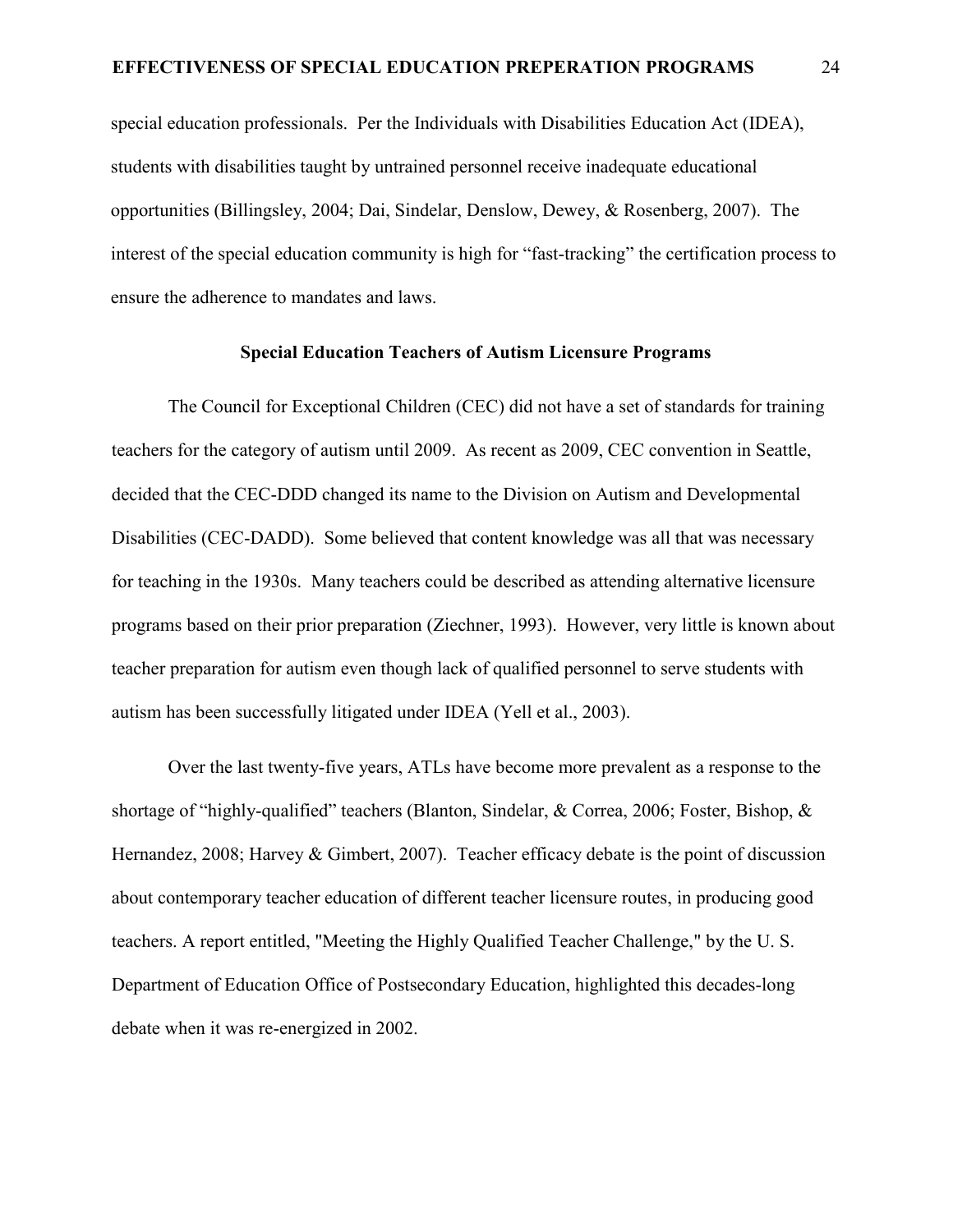special education professionals. Per the Individuals with Disabilities Education Act (IDEA), students with disabilities taught by untrained personnel receive inadequate educational opportunities (Billingsley, 2004; Dai, Sindelar, Denslow, Dewey, & Rosenberg, 2007). The interest of the special education community is high for "fast-tracking" the certification process to ensure the adherence to mandates and laws.

## Special Education Teachers of Autism Licensure Programs

The Council for Exceptional Children (CEC) did not have a set of standards for training teachers for the category of autism until 2009. As recent as 2009, CEC convention in Seattle, decided that the CEC-DDD changed its name to the Division on Autism and Developmental Disabilities (CEC-DADD). Some believed that content knowledge was all that was necessary for teaching in the 1930s. Many teachers could be described as attending alternative licensure programs based on their prior preparation (Ziechner, 1993). However, very little is known about teacher preparation for autism even though lack of qualified personnel to serve students with autism has been successfully litigated under IDEA (Yell et al., 2003).

Over the last twenty-five years, ATLs have become more prevalent as a response to the shortage of "highly-qualified" teachers (Blanton, Sindelar, & Correa, 2006; Foster, Bishop, & Hernandez, 2008; Harvey & Gimbert, 2007). Teacher efficacy debate is the point of discussion about contemporary teacher education of different teacher licensure routes, in producing good teachers. A report entitled, "Meeting the Highly Qualified Teacher Challenge," by the U. S. Department of Education Office of Postsecondary Education, highlighted this decades-long debate when it was re-energized in 2002.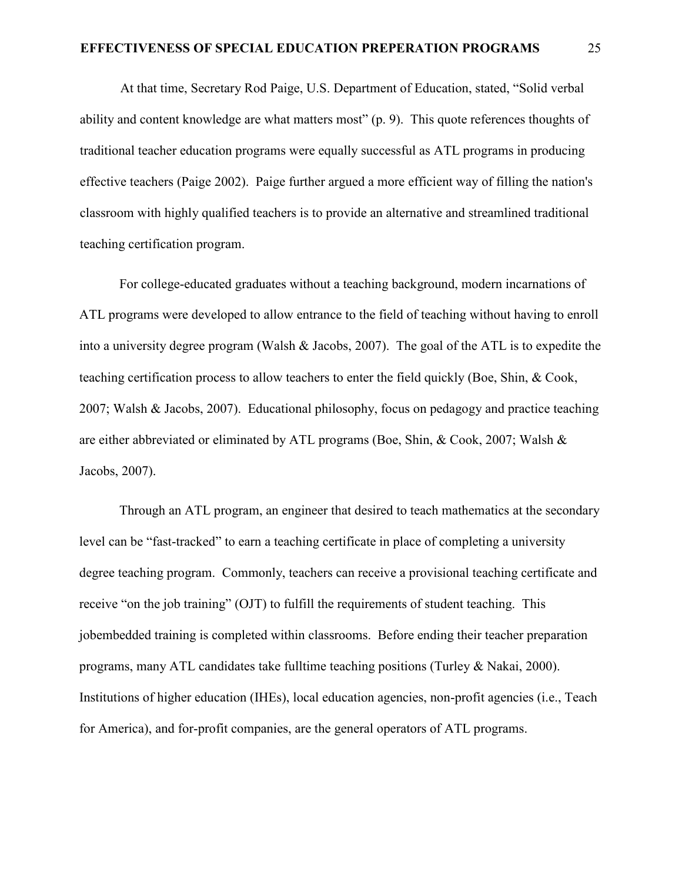At that time, Secretary Rod Paige, U.S. Department of Education, stated, “Solid verbal ability and content knowledge are what matters most” (p. 9). This quote references thoughts of traditional teacher education programs were equally successful as ATL programs in producing effective teachers (Paige 2002). Paige further argued a more efficient way of filling the nation's classroom with highly qualified teachers is to provide an alternative and streamlined traditional teaching certification program.

For college-educated graduates without a teaching background, modern incarnations of ATL programs were developed to allow entrance to the field of teaching without having to enroll into a university degree program (Walsh & Jacobs, 2007). The goal of the ATL is to expedite the teaching certification process to allow teachers to enter the field quickly (Boe, Shin, & Cook, 2007; Walsh & Jacobs, 2007). Educational philosophy, focus on pedagogy and practice teaching are either abbreviated or eliminated by ATL programs (Boe, Shin, & Cook, 2007; Walsh & Jacobs, 2007).

Through an ATL program, an engineer that desired to teach mathematics at the secondary level can be “fast-tracked” to earn a teaching certificate in place of completing a university degree teaching program. Commonly, teachers can receive a provisional teaching certificate and receive “on the job training” (OJT) to fulfill the requirements of student teaching. This jobembedded training is completed within classrooms. Before ending their teacher preparation programs, many ATL candidates take fulltime teaching positions (Turley & Nakai, 2000). Institutions of higher education (IHEs), local education agencies, non-profit agencies (i.e., Teach for America), and for-profit companies, are the general operators of ATL programs.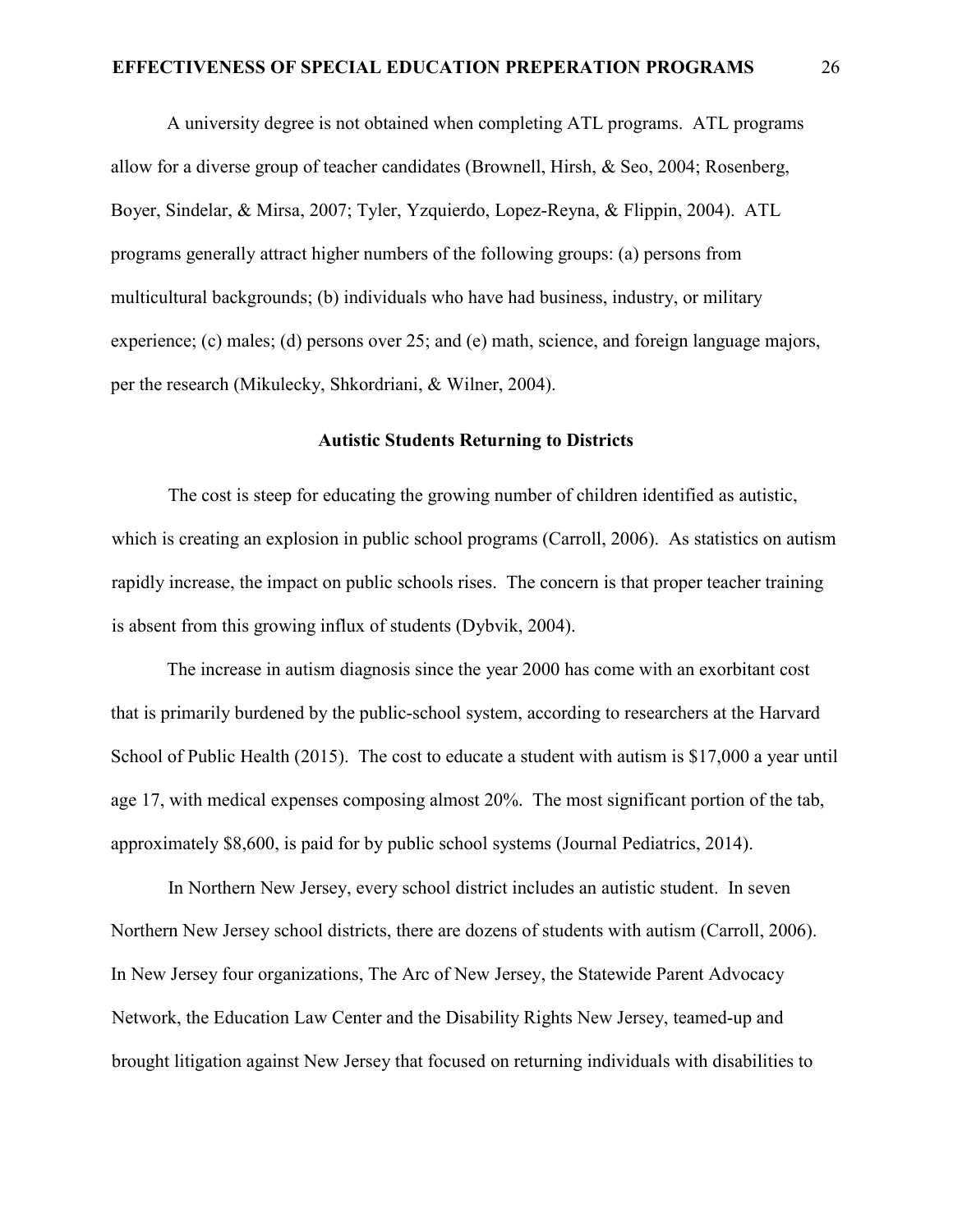A university degree is not obtained when completing ATL programs. ATL programs allow for a diverse group of teacher candidates (Brownell, Hirsh, & Seo, 2004; Rosenberg, Boyer, Sindelar, & Mirsa, 2007; Tyler, Yzquierdo, Lopez-Reyna, & Flippin, 2004). ATL programs generally attract higher numbers of the following groups: (a) persons from multicultural backgrounds; (b) individuals who have had business, industry, or military experience; (c) males; (d) persons over 25; and (e) math, science, and foreign language majors, per the research (Mikulecky, Shkordriani, & Wilner, 2004).

## Autistic Students Returning to Districts

The cost is steep for educating the growing number of children identified as autistic, which is creating an explosion in public school programs (Carroll, 2006). As statistics on autism rapidly increase, the impact on public schools rises. The concern is that proper teacher training is absent from this growing influx of students (Dybvik, 2004).

The increase in autism diagnosis since the year 2000 has come with an exorbitant cost that is primarily burdened by the public-school system, according to researchers at the Harvard School of Public Health (2015). The cost to educate a student with autism is $17,000 a year until age 17, with medical expenses composing almost 20%. The most significant portion of the tab, approximately $8,600, is paid for by public school systems (Journal Pediatrics, 2014).

In Northern New Jersey, every school district includes an autistic student. In seven Northern New Jersey school districts, there are dozens of students with autism (Carroll, 2006). In New Jersey four organizations, The Arc of New Jersey, the Statewide Parent Advocacy Network, the Education Law Center and the Disability Rights New Jersey, teamed-up and brought litigation against New Jersey that focused on returning individuals with disabilities to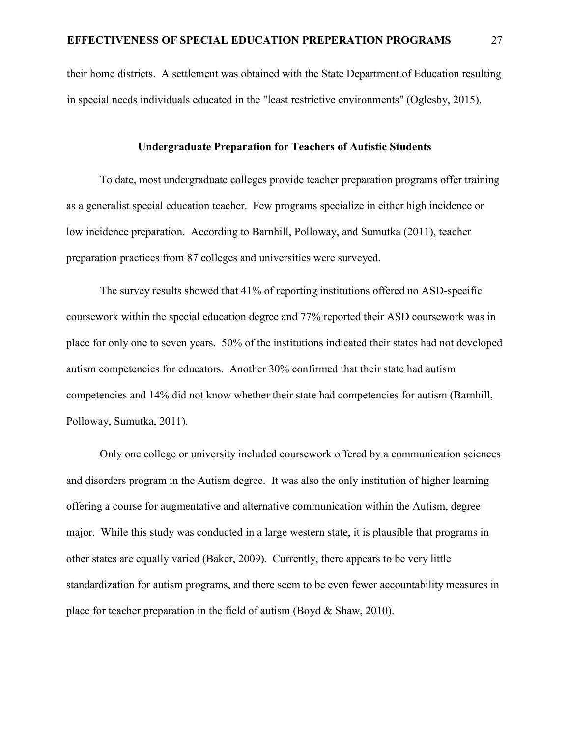their home districts. A settlement was obtained with the State Department of Education resulting in special needs individuals educated in the "least restrictive environments" (Oglesby, 2015).

## Undergraduate Preparation for Teachers of Autistic Students

To date, most undergraduate colleges provide teacher preparation programs offer training as a generalist special education teacher. Few programs specialize in either high incidence or low incidence preparation. According to Barnhill, Polloway, and Sumutka (2011), teacher preparation practices from 87 colleges and universities were surveyed.

The survey results showed that 41% of reporting institutions offered no ASD-specific coursework within the special education degree and 77% reported their ASD coursework was in place for only one to seven years. 50% of the institutions indicated their states had not developed autism competencies for educators. Another 30% confirmed that their state had autism competencies and 14% did not know whether their state had competencies for autism (Barnhill, Polloway, Sumutka, 2011).

Only one college or university included coursework offered by a communication sciences and disorders program in the Autism degree. It was also the only institution of higher learning offering a course for augmentative and alternative communication within the Autism, degree major. While this study was conducted in a large western state, it is plausible that programs in other states are equally varied (Baker, 2009). Currently, there appears to be very little standardization for autism programs, and there seem to be even fewer accountability measures in place for teacher preparation in the field of autism (Boyd & Shaw, 2010).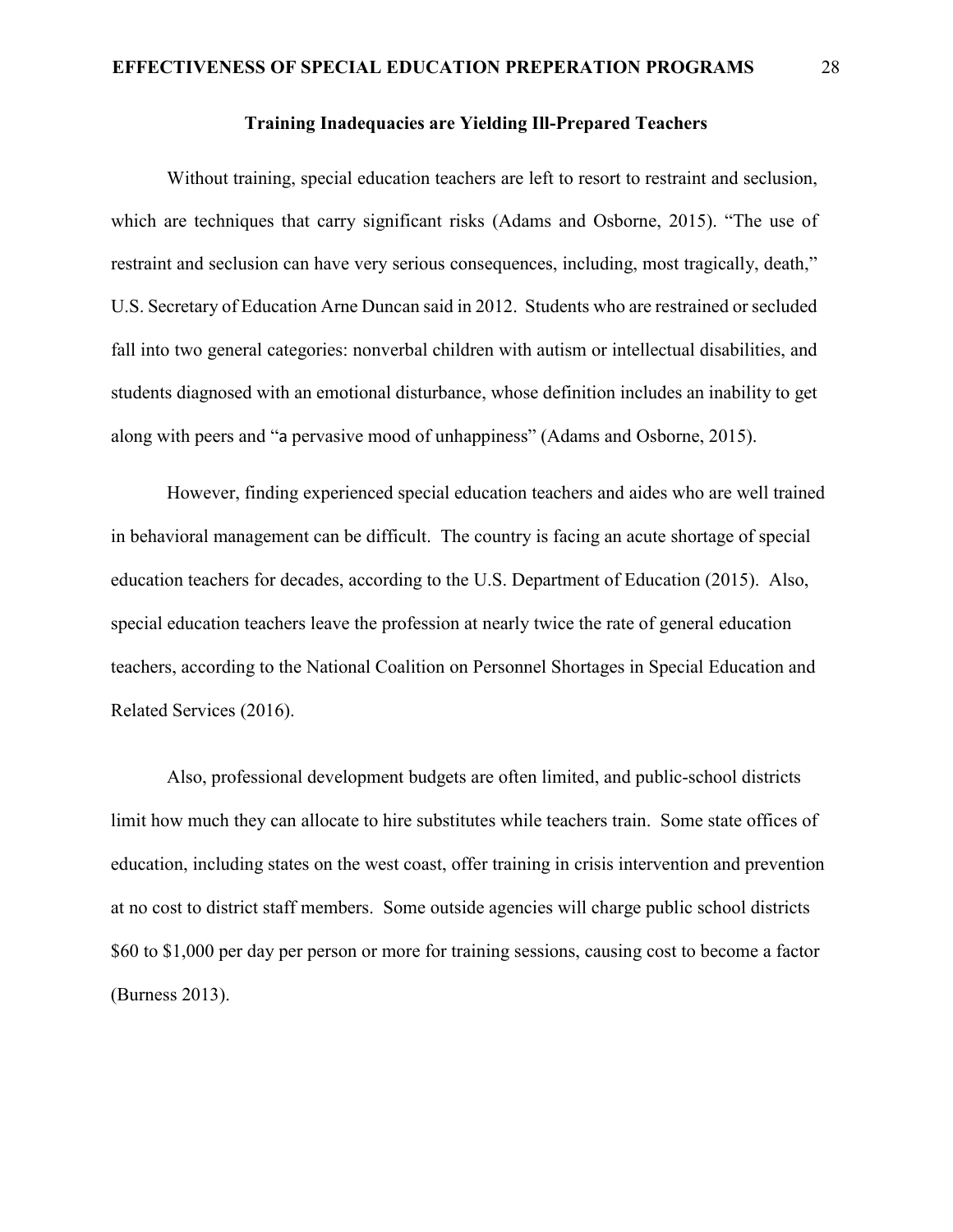## Training Inadequacies are Yielding Ill-Prepared Teachers

Without training, special education teachers are left to resort to restraint and seclusion, which are techniques that carry significant risks (Adams and Osborne, 2015). "The use of restraint and seclusion can have very serious consequences, including, most tragically, death," U.S. Secretary of Education Arne Duncan said in 2012. Students who are restrained or secluded fall into two general categories: nonverbal children with autism or intellectual disabilities, and students diagnosed with an emotional disturbance, whose definition includes an inability to get along with peers and "a pervasive mood of unhappiness" (Adams and Osborne, 2015).

However, finding experienced special education teachers and aides who are well trained in behavioral management can be difficult. The country is facing an acute shortage of special education teachers for decades, according to the U.S. Department of Education (2015). Also, special education teachers leave the profession at nearly twice the rate of general education teachers, according to the National Coalition on Personnel Shortages in Special Education and Related Services (2016).

Also, professional development budgets are often limited, and public-school districts limit how much they can allocate to hire substitutes while teachers train. Some state offices of education, including states on the west coast, offer training in crisis intervention and prevention at no cost to district staff members. Some outside agencies will charge public school districts $60 to $1,000 per day per person or more for training sessions, causing cost to become a factor (Burness 2013).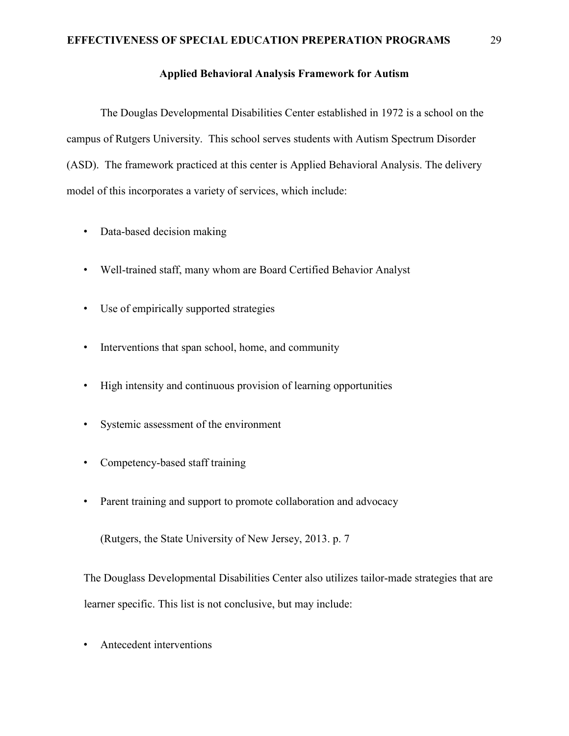### Applied Behavioral Analysis Framework for Autism

The Douglas Developmental Disabilities Center established in 1972 is a school on the campus of Rutgers University. This school serves students with Autism Spectrum Disorder (ASD). The framework practiced at this center is Applied Behavioral Analysis. The delivery model of this incorporates a variety of services, which include:

- Data-based decision making
- Well-trained staff, many whom are Board Certified Behavior Analyst
- Use of empirically supported strategies
- Interventions that span school, home, and community
- High intensity and continuous provision of learning opportunities
- Systemic assessment of the environment
- Competency-based staff training
- Parent training and support to promote collaboration and advocacy

(Rutgers, the State University of New Jersey, 2013. p. 7

The Douglass Developmental Disabilities Center also utilizes tailor-made strategies that are learner specific. This list is not conclusive, but may include:

- Antecedent interventions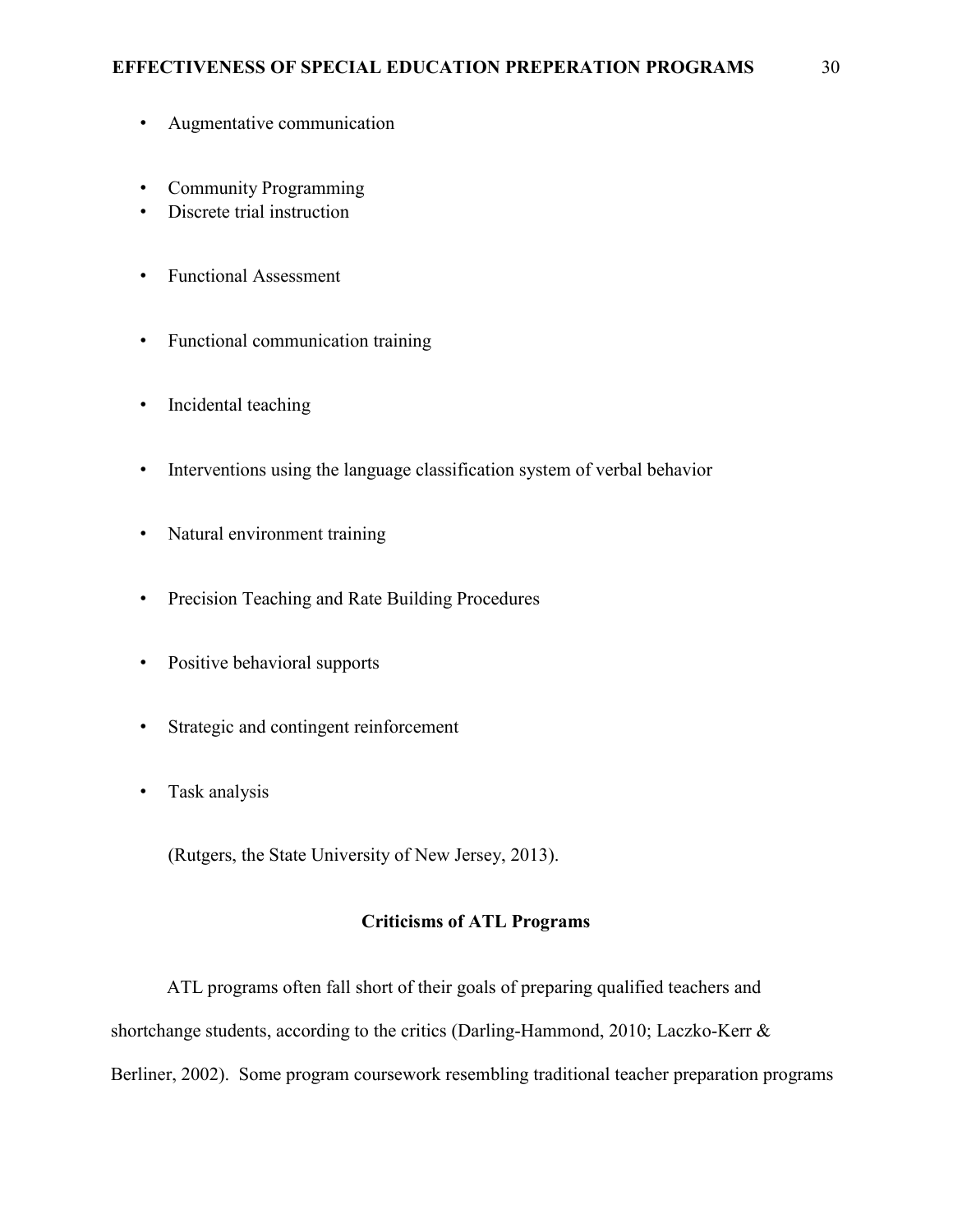- Augmentative communication
- Community Programming
- Discrete trial instruction
- Functional Assessment
- Functional communication training
- Incidental teaching
- Interventions using the language classification system of verbal behavior
- Natural environment training
- Precision Teaching and Rate Building Procedures
- Positive behavioral supports
- Strategic and contingent reinforcement
- Task analysis

(Rutgers, the State University of New Jersey, 2013).

## Criticisms of ATL Programs

ATL programs often fall short of their goals of preparing qualified teachers and shortchange students, according to the critics (Darling-Hammond, 2010; Laczko-Kerr & Berliner, 2002). Some program coursework resembling traditional teacher preparation programs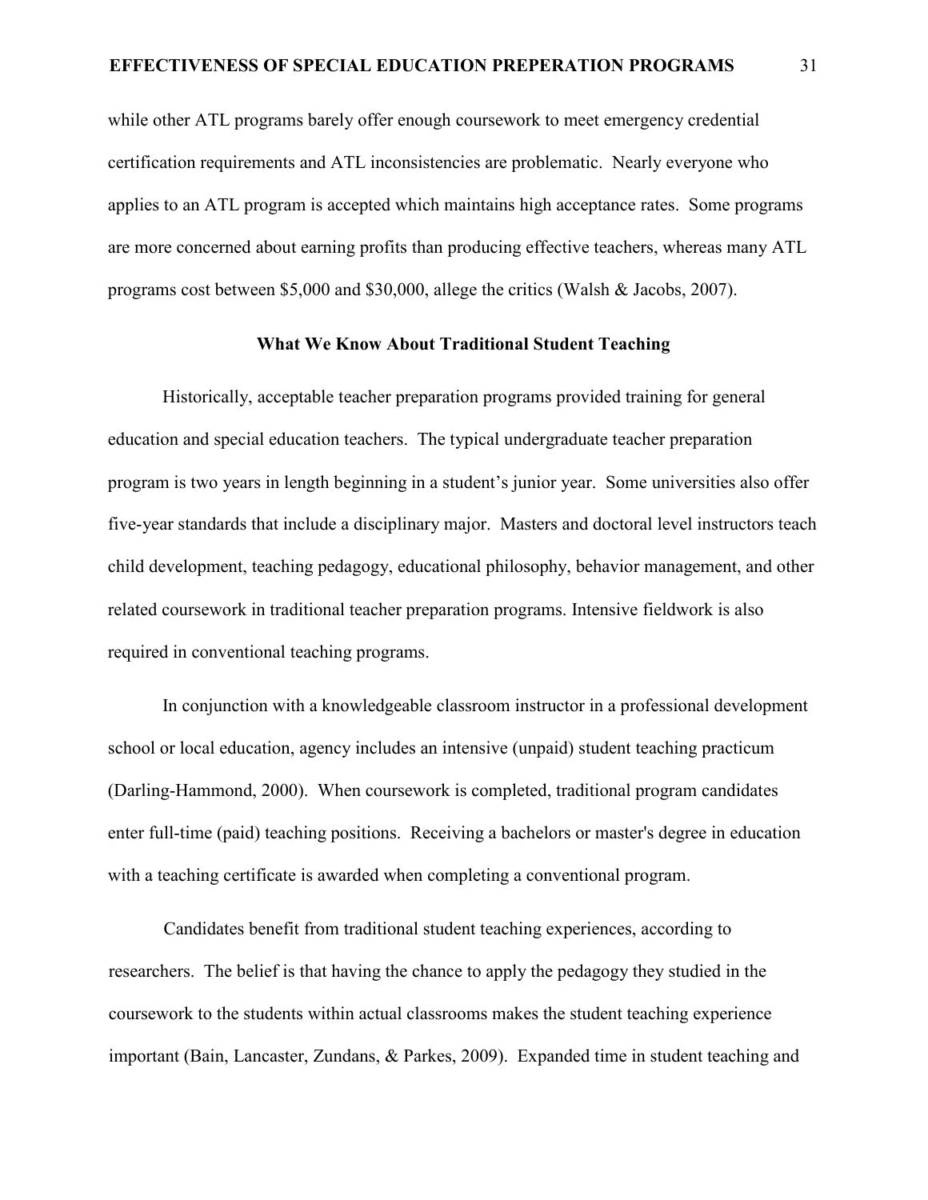while other ATL programs barely offer enough coursework to meet emergency credential certification requirements and ATL inconsistencies are problematic. Nearly everyone who applies to an ATL program is accepted which maintains high acceptance rates. Some programs are more concerned about earning profits than producing effective teachers, whereas many ATL programs cost between $5,000 and $30,000, allege the critics (Walsh & Jacobs, 2007).

## What We Know About Traditional Student Teaching

Historically, acceptable teacher preparation programs provided training for general education and special education teachers. The typical undergraduate teacher preparation program is two years in length beginning in a student's junior year. Some universities also offer five-year standards that include a disciplinary major. Masters and doctoral level instructors teach child development, teaching pedagogy, educational philosophy, behavior management, and other related coursework in traditional teacher preparation programs. Intensive fieldwork is also required in conventional teaching programs.

In conjunction with a knowledgeable classroom instructor in a professional development school or local education, agency includes an intensive (unpaid) student teaching practicum (Darling-Hammond, 2000). When coursework is completed, traditional program candidates enter full-time (paid) teaching positions. Receiving a bachelors or master's degree in education with a teaching certificate is awarded when completing a conventional program.

Candidates benefit from traditional student teaching experiences, according to researchers. The belief is that having the chance to apply the pedagogy they studied in the coursework to the students within actual classrooms makes the student teaching experience important (Bain, Lancaster, Zundans, & Parkes, 2009). Expanded time in student teaching and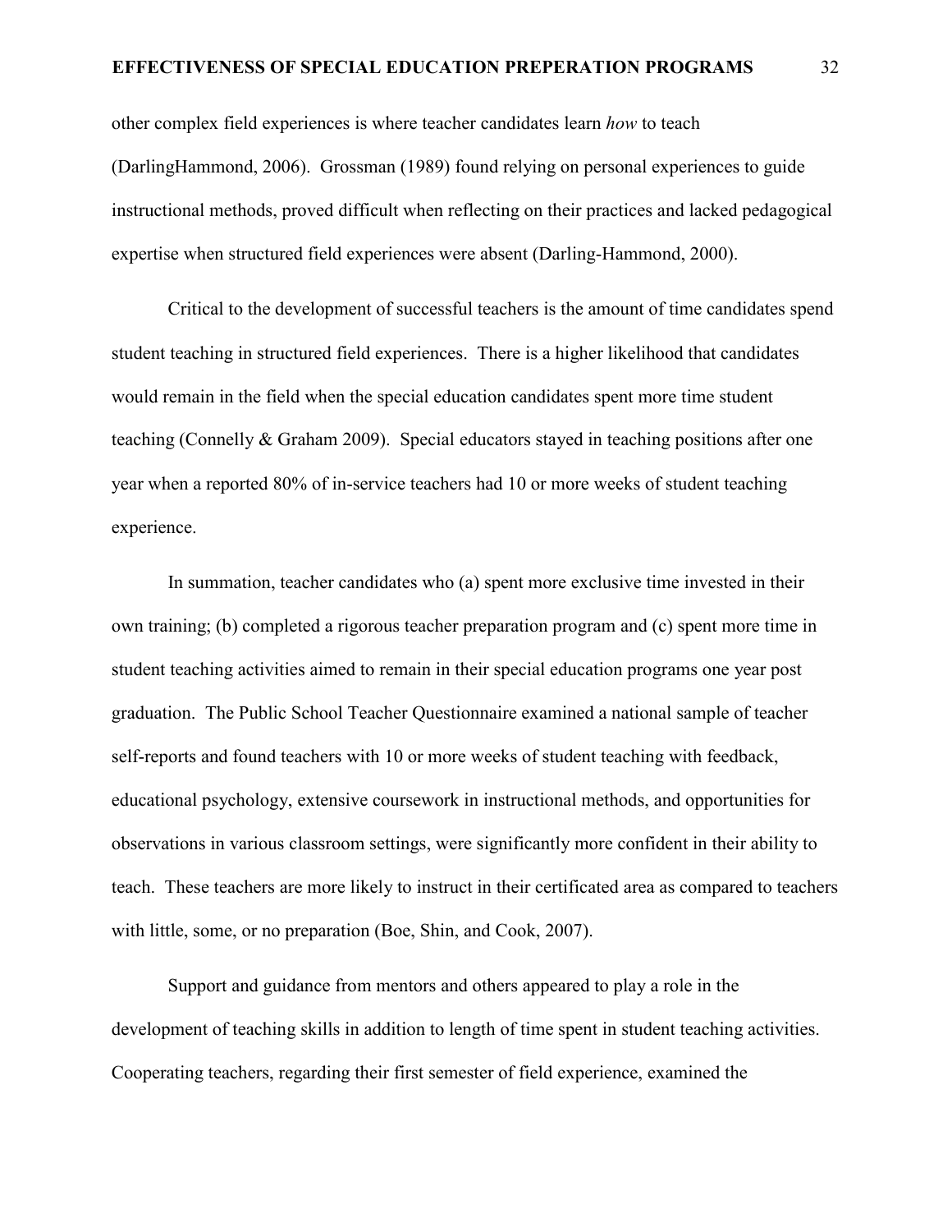other complex field experiences is where teacher candidates learn *how* to teach (DarlingHammond, 2006). Grossman (1989) found relying on personal experiences to guide instructional methods, proved difficult when reflecting on their practices and lacked pedagogical expertise when structured field experiences were absent (Darling-Hammond, 2000).

Critical to the development of successful teachers is the amount of time candidates spend student teaching in structured field experiences. There is a higher likelihood that candidates would remain in the field when the special education candidates spent more time student teaching (Connelly & Graham 2009). Special educators stayed in teaching positions after one year when a reported 80% of in-service teachers had 10 or more weeks of student teaching experience.

In summation, teacher candidates who (a) spent more exclusive time invested in their own training; (b) completed a rigorous teacher preparation program and (c) spent more time in student teaching activities aimed to remain in their special education programs one year post graduation. The Public School Teacher Questionnaire examined a national sample of teacher self-reports and found teachers with 10 or more weeks of student teaching with feedback, educational psychology, extensive coursework in instructional methods, and opportunities for observations in various classroom settings, were significantly more confident in their ability to teach. These teachers are more likely to instruct in their certificated area as compared to teachers with little, some, or no preparation (Boe, Shin, and Cook, 2007).

Support and guidance from mentors and others appeared to play a role in the development of teaching skills in addition to length of time spent in student teaching activities. Cooperating teachers, regarding their first semester of field experience, examined the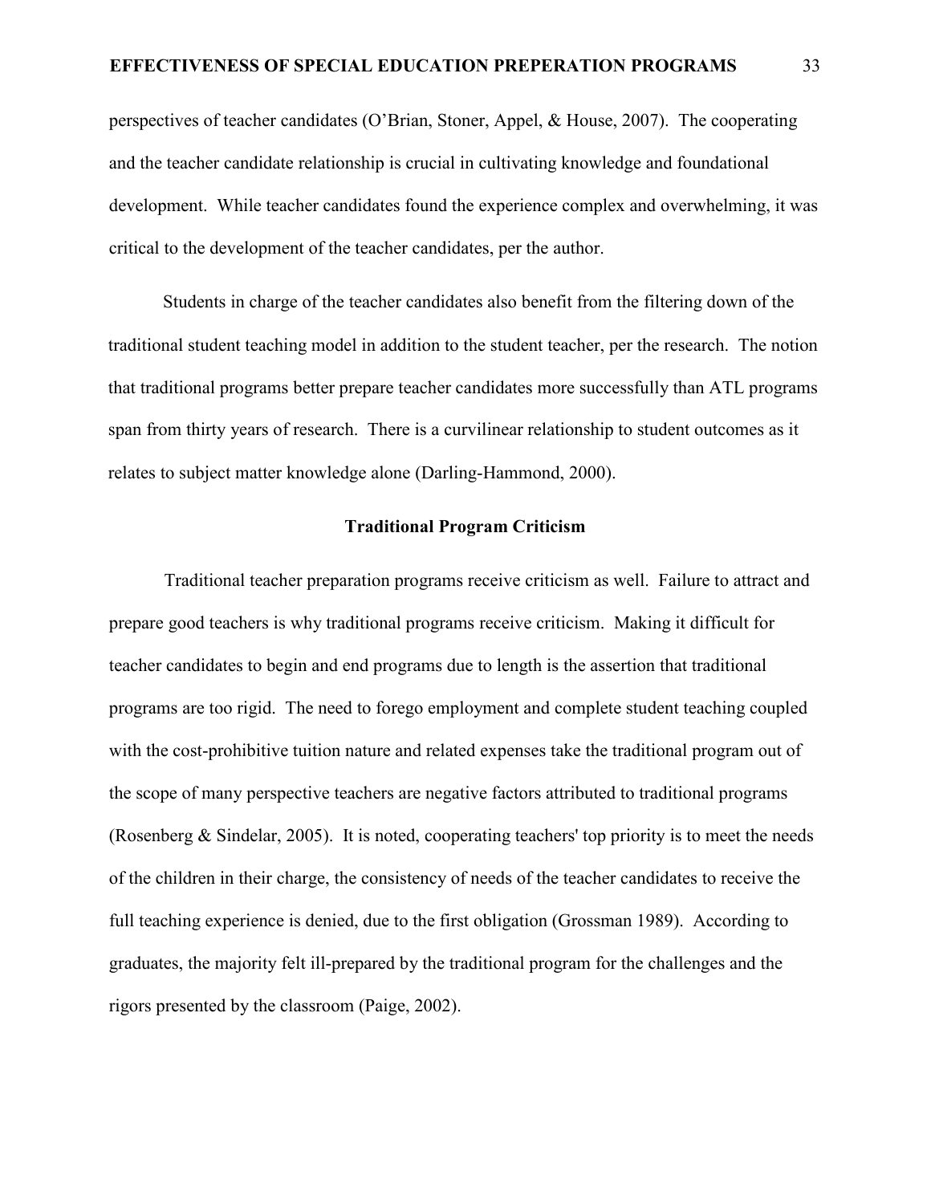perspectives of teacher candidates (O'Brian, Stoner, Appel, & House, 2007). The cooperating and the teacher candidate relationship is crucial in cultivating knowledge and foundational development. While teacher candidates found the experience complex and overwhelming, it was critical to the development of the teacher candidates, per the author.

Students in charge of the teacher candidates also benefit from the filtering down of the traditional student teaching model in addition to the student teacher, per the research. The notion that traditional programs better prepare teacher candidates more successfully than ATL programs span from thirty years of research. There is a curvilinear relationship to student outcomes as it relates to subject matter knowledge alone (Darling-Hammond, 2000).

## Traditional Program Criticism

Traditional teacher preparation programs receive criticism as well. Failure to attract and prepare good teachers is why traditional programs receive criticism. Making it difficult for teacher candidates to begin and end programs due to length is the assertion that traditional programs are too rigid. The need to forego employment and complete student teaching coupled with the cost-prohibitive tuition nature and related expenses take the traditional program out of the scope of many perspective teachers are negative factors attributed to traditional programs (Rosenberg & Sindelar, 2005). It is noted, cooperating teachers' top priority is to meet the needs of the children in their charge, the consistency of needs of the teacher candidates to receive the full teaching experience is denied, due to the first obligation (Grossman 1989). According to graduates, the majority felt ill-prepared by the traditional program for the challenges and the rigors presented by the classroom (Paige, 2002).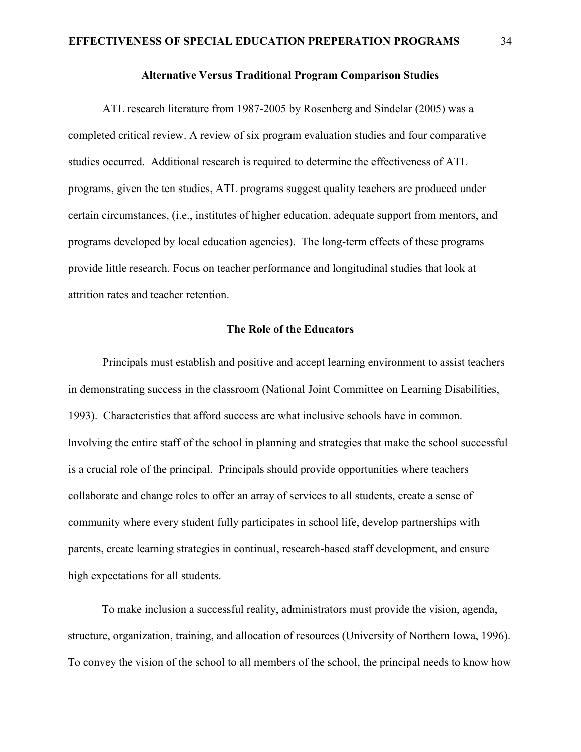## Alternative Versus Traditional Program Comparison Studies

ATL research literature from 1987-2005 by Rosenberg and Sindelar (2005) was a completed critical review. A review of six program evaluation studies and four comparative studies occurred. Additional research is required to determine the effectiveness of ATL programs, given the ten studies, ATL programs suggest quality teachers are produced under certain circumstances, (i.e., institutes of higher education, adequate support from mentors, and programs developed by local education agencies). The long-term effects of these programs provide little research. Focus on teacher performance and longitudinal studies that look at attrition rates and teacher retention.

## The Role of the Educators

Principals must establish and positive and accept learning environment to assist teachers in demonstrating success in the classroom (National Joint Committee on Learning Disabilities, 1993). Characteristics that afford success are what inclusive schools have in common. Involving the entire staff of the school in planning and strategies that make the school successful is a crucial role of the principal. Principals should provide opportunities where teachers collaborate and change roles to offer an array of services to all students, create a sense of community where every student fully participates in school life, develop partnerships with parents, create learning strategies in continual, research-based staff development, and ensure high expectations for all students.

To make inclusion a successful reality, administrators must provide the vision, agenda, structure, organization, training, and allocation of resources (University of Northern Iowa, 1996). To convey the vision of the school to all members of the school, the principal needs to know how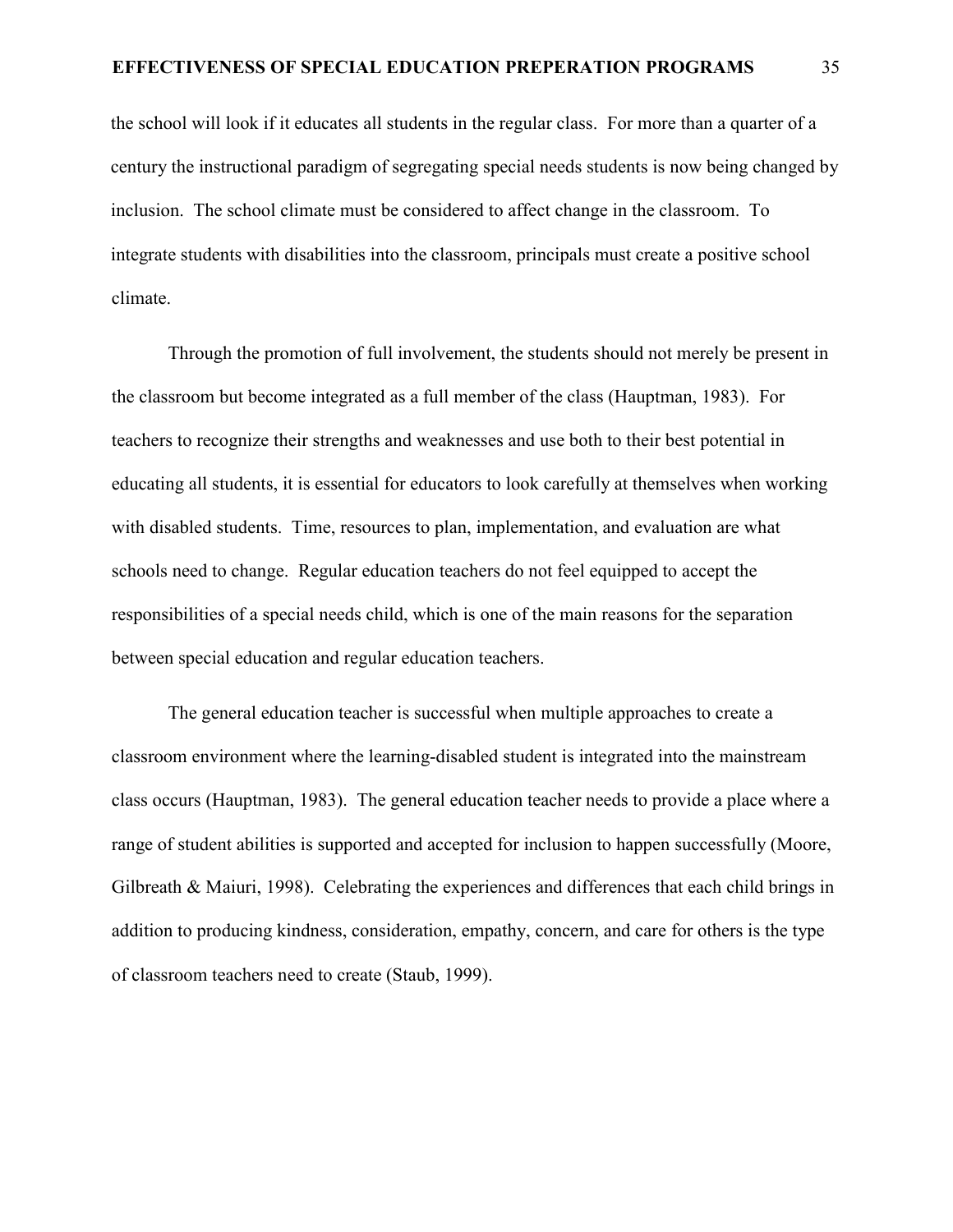the school will look if it educates all students in the regular class. For more than a quarter of a century the instructional paradigm of segregating special needs students is now being changed by inclusion. The school climate must be considered to affect change in the classroom. To integrate students with disabilities into the classroom, principals must create a positive school climate.

Through the promotion of full involvement, the students should not merely be present in the classroom but become integrated as a full member of the class (Hauptman, 1983). For teachers to recognize their strengths and weaknesses and use both to their best potential in educating all students, it is essential for educators to look carefully at themselves when working with disabled students. Time, resources to plan, implementation, and evaluation are what schools need to change. Regular education teachers do not feel equipped to accept the responsibilities of a special needs child, which is one of the main reasons for the separation between special education and regular education teachers.

The general education teacher is successful when multiple approaches to create a classroom environment where the learning-disabled student is integrated into the mainstream class occurs (Hauptman, 1983). The general education teacher needs to provide a place where a range of student abilities is supported and accepted for inclusion to happen successfully (Moore, Gilbreath & Maiuri, 1998). Celebrating the experiences and differences that each child brings in addition to producing kindness, consideration, empathy, concern, and care for others is the type of classroom teachers need to create (Staub, 1999).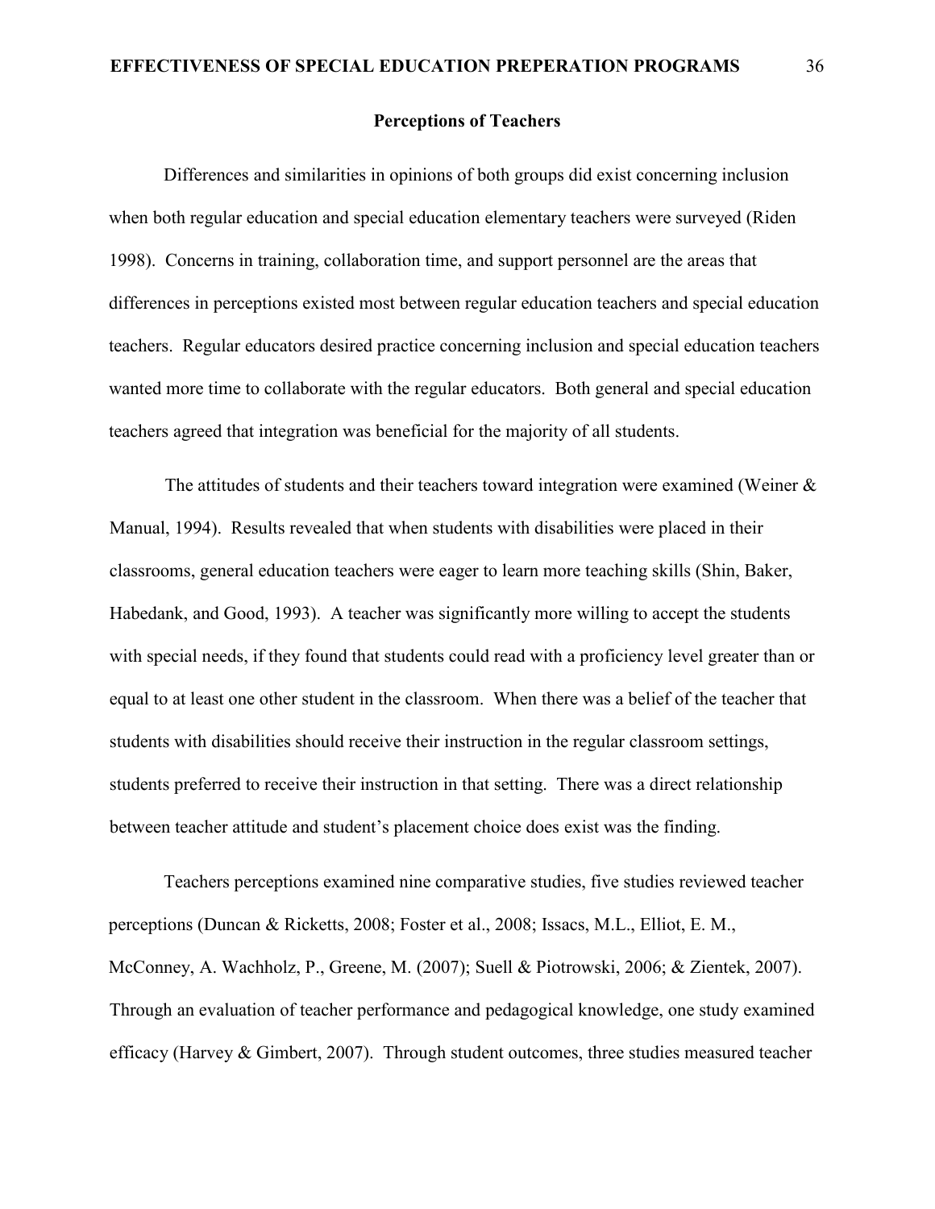## Perceptions of Teachers

Differences and similarities in opinions of both groups did exist concerning inclusion when both regular education and special education elementary teachers were surveyed (Riden 1998). Concerns in training, collaboration time, and support personnel are the areas that differences in perceptions existed most between regular education teachers and special education teachers. Regular educators desired practice concerning inclusion and special education teachers wanted more time to collaborate with the regular educators. Both general and special education teachers agreed that integration was beneficial for the majority of all students.

The attitudes of students and their teachers toward integration were examined (Weiner & Manual, 1994). Results revealed that when students with disabilities were placed in their classrooms, general education teachers were eager to learn more teaching skills (Shin, Baker, Habedank, and Good, 1993). A teacher was significantly more willing to accept the students with special needs, if they found that students could read with a proficiency level greater than or equal to at least one other student in the classroom. When there was a belief of the teacher that students with disabilities should receive their instruction in the regular classroom settings, students preferred to receive their instruction in that setting. There was a direct relationship between teacher attitude and student's placement choice does exist was the finding.

Teachers perceptions examined nine comparative studies, five studies reviewed teacher perceptions (Duncan & Ricketts, 2008; Foster et al., 2008; Issacs, M.L., Elliot, E. M., McConney, A. Wachholz, P., Greene, M. (2007); Suell & Piotrowski, 2006; & Zientek, 2007). Through an evaluation of teacher performance and pedagogical knowledge, one study examined efficacy (Harvey & Gimbert, 2007). Through student outcomes, three studies measured teacher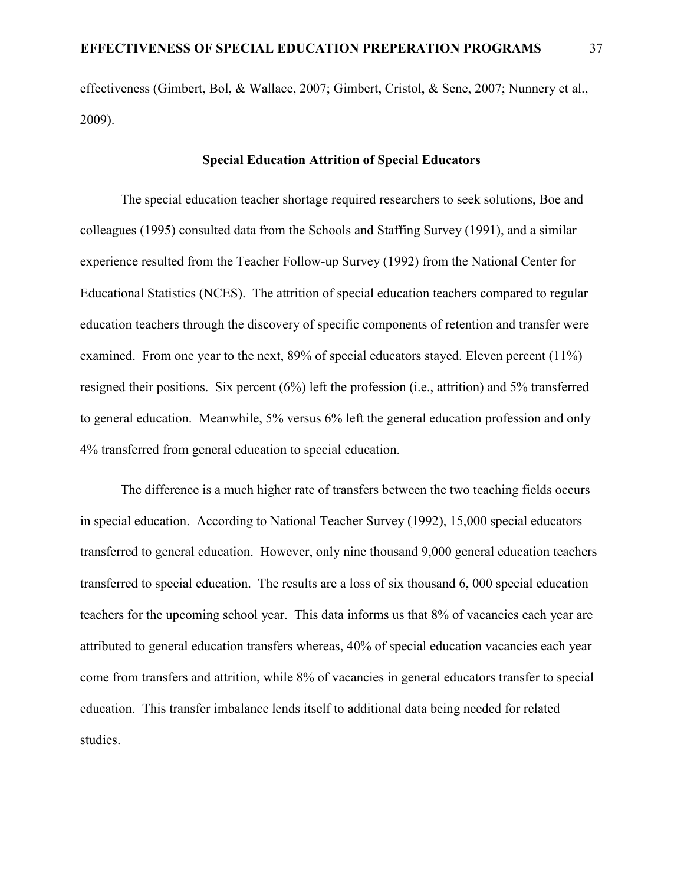effectiveness (Gimbert, Bol, & Wallace, 2007; Gimbert, Cristol, & Sene, 2007; Nunnery et al., 2009).

### Special Education Attrition of Special Educators

The special education teacher shortage required researchers to seek solutions, Boe and colleagues (1995) consulted data from the Schools and Staffing Survey (1991), and a similar experience resulted from the Teacher Follow-up Survey (1992) from the National Center for Educational Statistics (NCES). The attrition of special education teachers compared to regular education teachers through the discovery of specific components of retention and transfer were examined. From one year to the next, 89% of special educators stayed. Eleven percent (11%) resigned their positions. Six percent (6%) left the profession (i.e., attrition) and 5% transferred to general education. Meanwhile, 5% versus 6% left the general education profession and only 4% transferred from general education to special education.

The difference is a much higher rate of transfers between the two teaching fields occurs in special education. According to National Teacher Survey (1992), 15,000 special educators transferred to general education. However, only nine thousand 9,000 general education teachers transferred to special education. The results are a loss of six thousand 6, 000 special education teachers for the upcoming school year. This data informs us that 8% of vacancies each year are attributed to general education transfers whereas, 40% of special education vacancies each year come from transfers and attrition, while 8% of vacancies in general educators transfer to special education. This transfer imbalance lends itself to additional data being needed for related studies.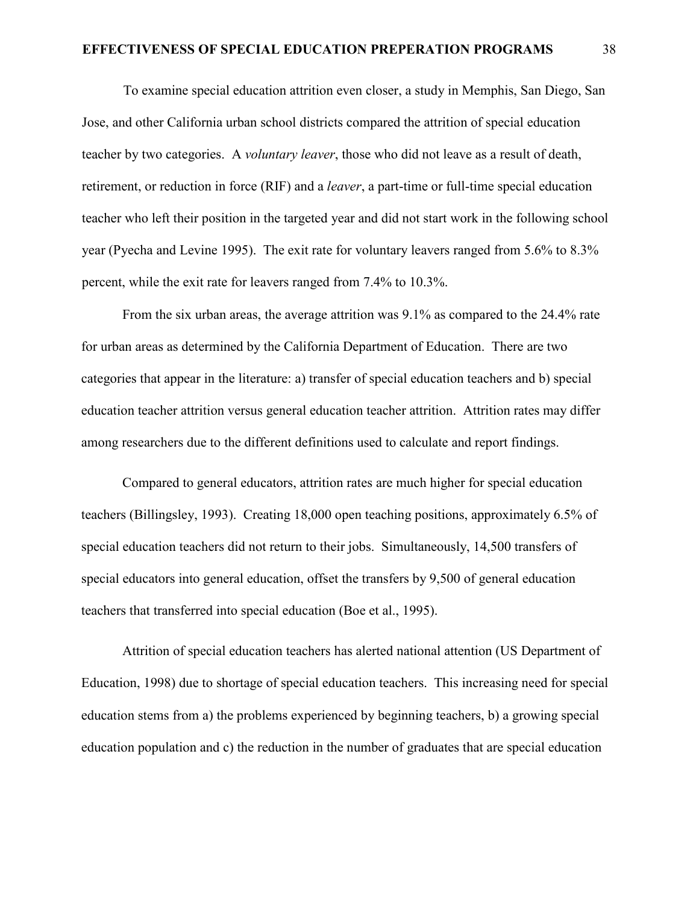To examine special education attrition even closer, a study in Memphis, San Diego, San Jose, and other California urban school districts compared the attrition of special education teacher by two categories. A *voluntary leaver*, those who did not leave as a result of death, retirement, or reduction in force (RIF) and a *leaver*, a part-time or full-time special education teacher who left their position in the targeted year and did not start work in the following school year (Pyecha and Levine 1995). The exit rate for voluntary leavers ranged from 5.6% to 8.3% percent, while the exit rate for leavers ranged from 7.4% to 10.3%.

From the six urban areas, the average attrition was 9.1% as compared to the 24.4% rate for urban areas as determined by the California Department of Education. There are two categories that appear in the literature: a) transfer of special education teachers and b) special education teacher attrition versus general education teacher attrition. Attrition rates may differ among researchers due to the different definitions used to calculate and report findings.

Compared to general educators, attrition rates are much higher for special education teachers (Billingsley, 1993). Creating 18,000 open teaching positions, approximately 6.5% of special education teachers did not return to their jobs. Simultaneously, 14,500 transfers of special educators into general education, offset the transfers by 9,500 of general education teachers that transferred into special education (Boe et al., 1995).

Attrition of special education teachers has alerted national attention (US Department of Education, 1998) due to shortage of special education teachers. This increasing need for special education stems from a) the problems experienced by beginning teachers, b) a growing special education population and c) the reduction in the number of graduates that are special education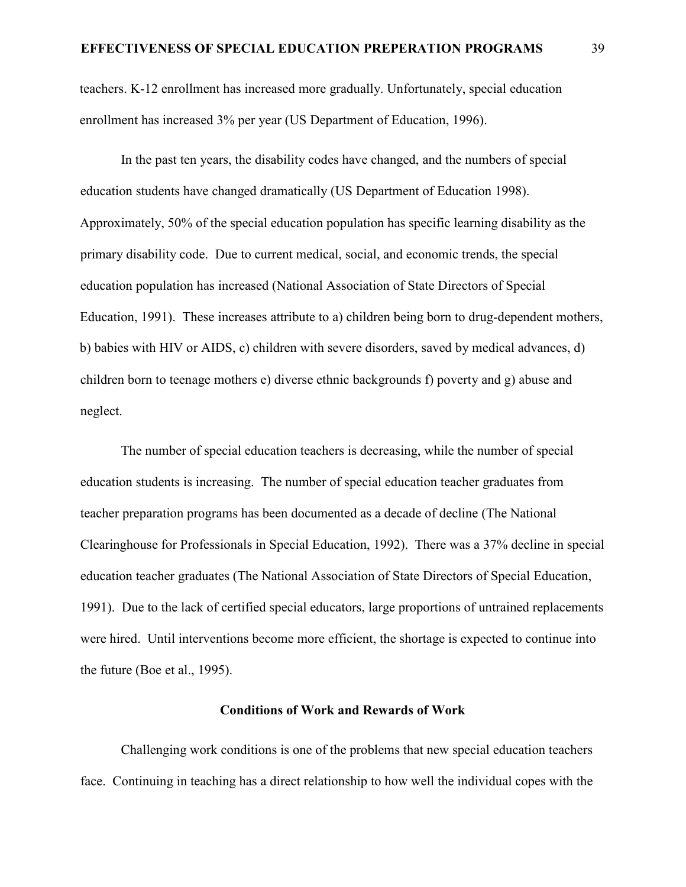teachers. K-12 enrollment has increased more gradually. Unfortunately, special education enrollment has increased 3% per year (US Department of Education, 1996).

In the past ten years, the disability codes have changed, and the numbers of special education students have changed dramatically (US Department of Education 1998). Approximately, 50% of the special education population has specific learning disability as the primary disability code. Due to current medical, social, and economic trends, the special education population has increased (National Association of State Directors of Special Education, 1991). These increases attribute to a) children being born to drug-dependent mothers, b) babies with HIV or AIDS, c) children with severe disorders, saved by medical advances, d) children born to teenage mothers e) diverse ethnic backgrounds f) poverty and g) abuse and neglect.

The number of special education teachers is decreasing, while the number of special education students is increasing. The number of special education teacher graduates from teacher preparation programs has been documented as a decade of decline (The National Clearinghouse for Professionals in Special Education, 1992). There was a 37% decline in special education teacher graduates (The National Association of State Directors of Special Education, 1991). Due to the lack of certified special educators, large proportions of untrained replacements were hired. Until interventions become more efficient, the shortage is expected to continue into the future (Boe et al., 1995).

## Conditions of Work and Rewards of Work

Challenging work conditions is one of the problems that new special education teachers face. Continuing in teaching has a direct relationship to how well the individual copes with the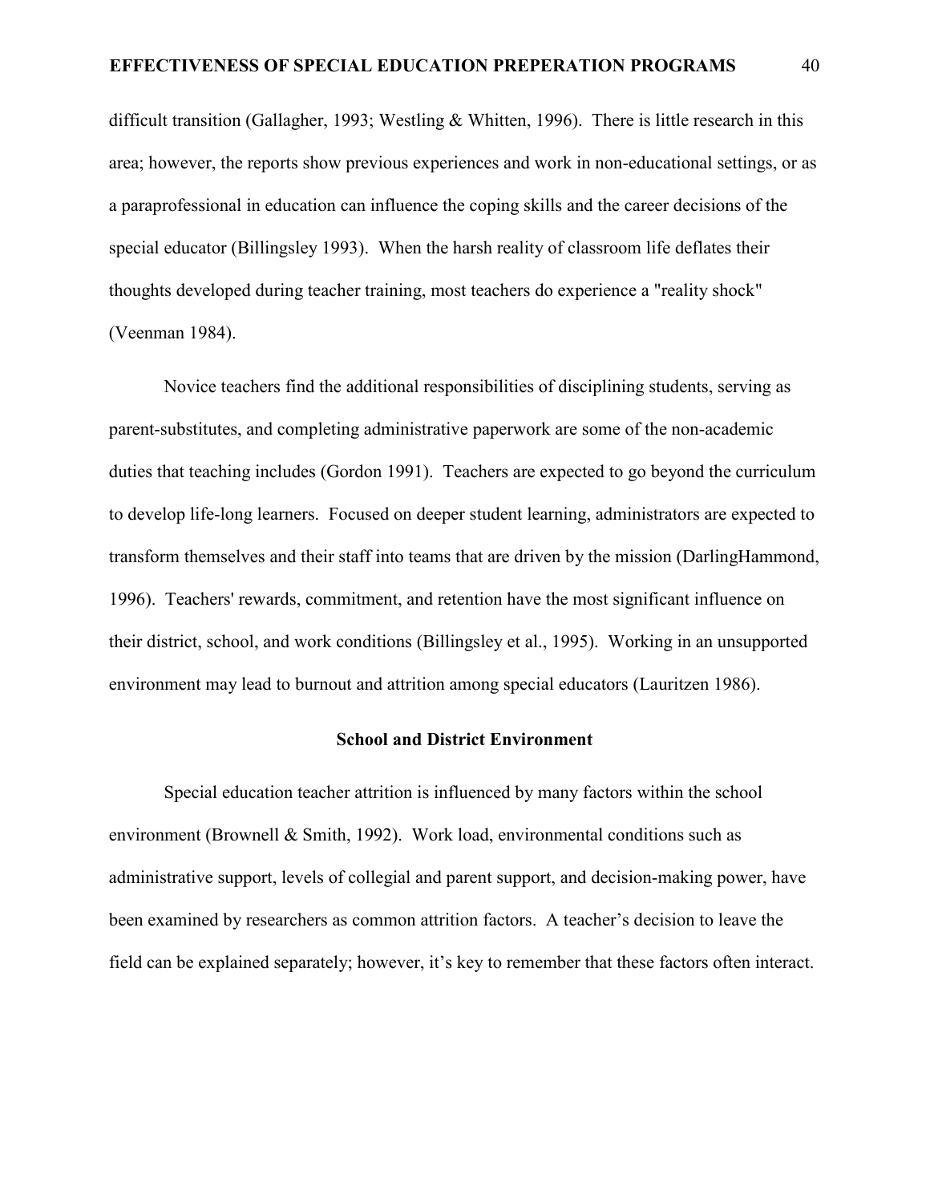difficult transition (Gallagher, 1993; Westling & Whitten, 1996). There is little research in this area; however, the reports show previous experiences and work in non-educational settings, or as a paraprofessional in education can influence the coping skills and the career decisions of the special educator (Billingsley 1993). When the harsh reality of classroom life deflates their thoughts developed during teacher training, most teachers do experience a "reality shock" (Veenman 1984).

Novice teachers find the additional responsibilities of disciplining students, serving as parent-substitutes, and completing administrative paperwork are some of the non-academic duties that teaching includes (Gordon 1991). Teachers are expected to go beyond the curriculum to develop life-long learners. Focused on deeper student learning, administrators are expected to transform themselves and their staff into teams that are driven by the mission (DarlingHammond, 1996). Teachers' rewards, commitment, and retention have the most significant influence on their district, school, and work conditions (Billingsley et al., 1995). Working in an unsupported environment may lead to burnout and attrition among special educators (Lauritzen 1986).

## School and District Environment

Special education teacher attrition is influenced by many factors within the school environment (Brownell & Smith, 1992). Work load, environmental conditions such as administrative support, levels of collegial and parent support, and decision-making power, have been examined by researchers as common attrition factors. A teacher's decision to leave the field can be explained separately; however, it's key to remember that these factors often interact.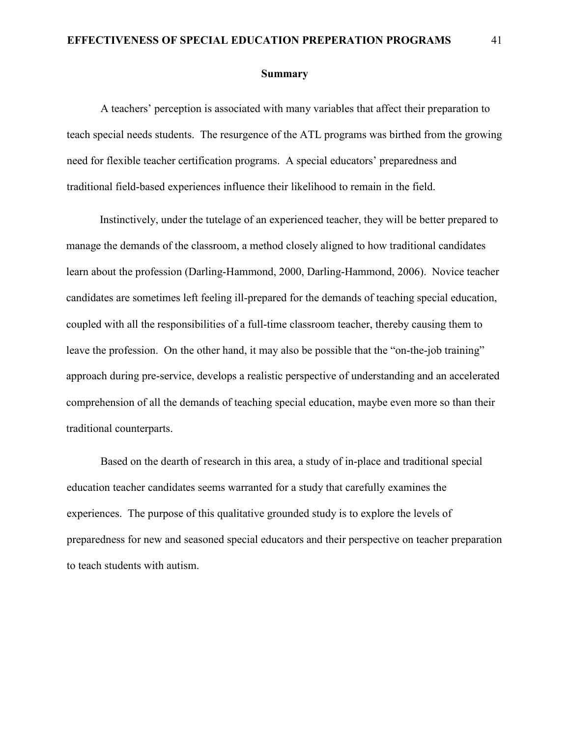## Summary

A teachers' perception is associated with many variables that affect their preparation to teach special needs students. The resurgence of the ATL programs was birthed from the growing need for flexible teacher certification programs. A special educators' preparedness and traditional field-based experiences influence their likelihood to remain in the field.

Instinctively, under the tutelage of an experienced teacher, they will be better prepared to manage the demands of the classroom, a method closely aligned to how traditional candidates learn about the profession (Darling-Hammond, 2000, Darling-Hammond, 2006). Novice teacher candidates are sometimes left feeling ill-prepared for the demands of teaching special education, coupled with all the responsibilities of a full-time classroom teacher, thereby causing them to leave the profession. On the other hand, it may also be possible that the "on-the-job training" approach during pre-service, develops a realistic perspective of understanding and an accelerated comprehension of all the demands of teaching special education, maybe even more so than their traditional counterparts.

Based on the dearth of research in this area, a study of in-place and traditional special education teacher candidates seems warranted for a study that carefully examines the experiences. The purpose of this qualitative grounded study is to explore the levels of preparedness for new and seasoned special educators and their perspective on teacher preparation to teach students with autism.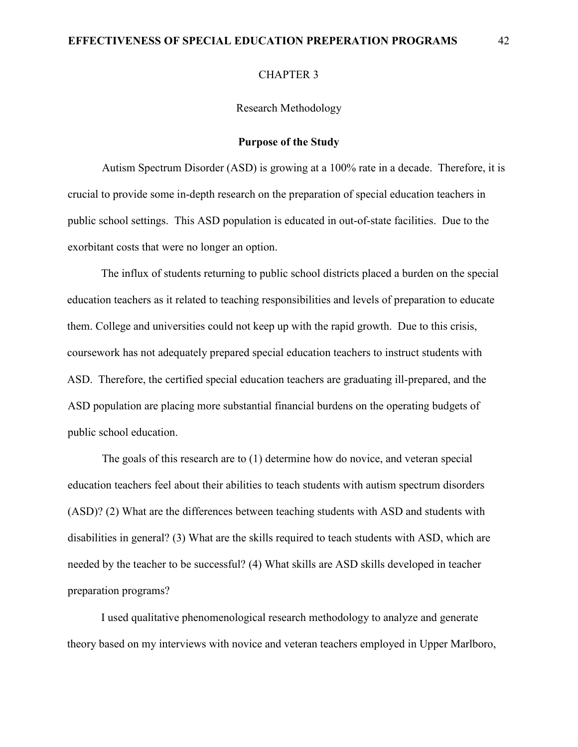# CHAPTER 3

## Research Methodology

### Purpose of the Study

Autism Spectrum Disorder (ASD) is growing at a 100% rate in a decade. Therefore, it is crucial to provide some in-depth research on the preparation of special education teachers in public school settings. This ASD population is educated in out-of-state facilities. Due to the exorbitant costs that were no longer an option.

The influx of students returning to public school districts placed a burden on the special education teachers as it related to teaching responsibilities and levels of preparation to educate them. College and universities could not keep up with the rapid growth. Due to this crisis, coursework has not adequately prepared special education teachers to instruct students with ASD. Therefore, the certified special education teachers are graduating ill-prepared, and the ASD population are placing more substantial financial burdens on the operating budgets of public school education.

The goals of this research are to (1) determine how do novice, and veteran special education teachers feel about their abilities to teach students with autism spectrum disorders (ASD)? (2) What are the differences between teaching students with ASD and students with disabilities in general? (3) What are the skills required to teach students with ASD, which are needed by the teacher to be successful? (4) What skills are ASD skills developed in teacher preparation programs?

I used qualitative phenomenological research methodology to analyze and generate theory based on my interviews with novice and veteran teachers employed in Upper Marlboro,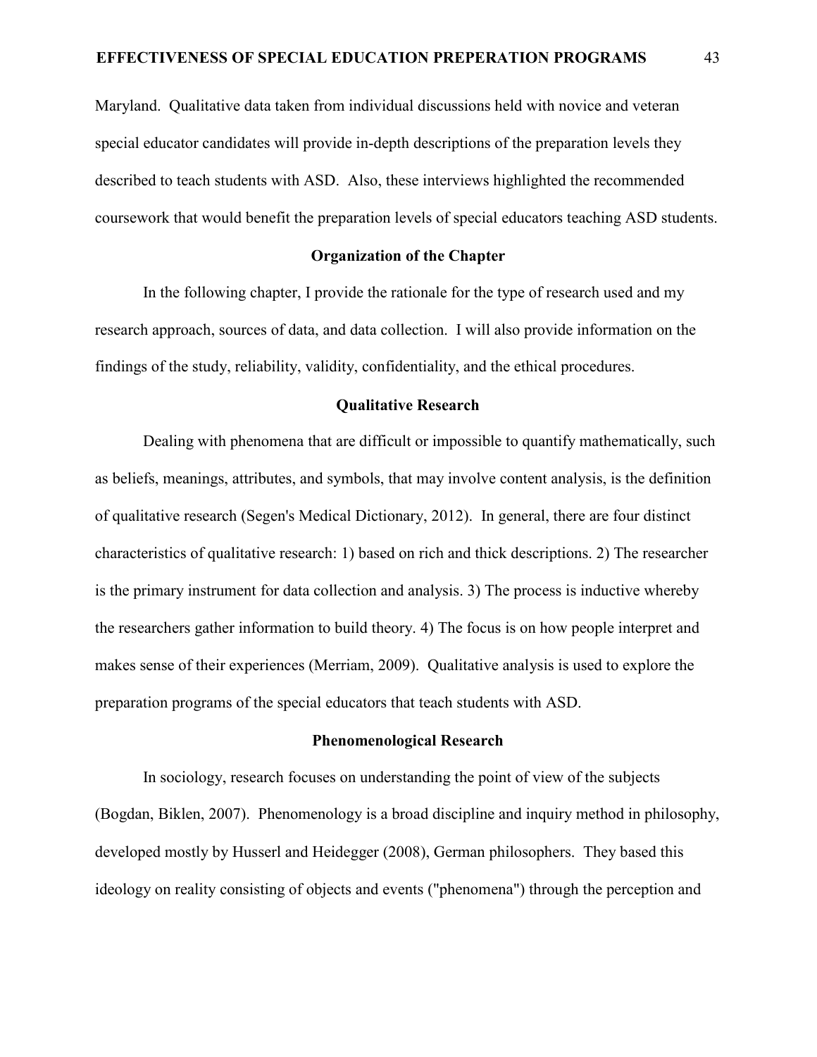Maryland. Qualitative data taken from individual discussions held with novice and veteran special educator candidates will provide in-depth descriptions of the preparation levels they described to teach students with ASD. Also, these interviews highlighted the recommended coursework that would benefit the preparation levels of special educators teaching ASD students.

## Organization of the Chapter

In the following chapter, I provide the rationale for the type of research used and my research approach, sources of data, and data collection. I will also provide information on the findings of the study, reliability, validity, confidentiality, and the ethical procedures.

## Qualitative Research

Dealing with phenomena that are difficult or impossible to quantify mathematically, such as beliefs, meanings, attributes, and symbols, that may involve content analysis, is the definition of qualitative research (Segen's Medical Dictionary, 2012). In general, there are four distinct characteristics of qualitative research: 1) based on rich and thick descriptions. 2) The researcher is the primary instrument for data collection and analysis. 3) The process is inductive whereby the researchers gather information to build theory. 4) The focus is on how people interpret and makes sense of their experiences (Merriam, 2009). Qualitative analysis is used to explore the preparation programs of the special educators that teach students with ASD.

## Phenomenological Research

In sociology, research focuses on understanding the point of view of the subjects (Bogdan, Biklen, 2007). Phenomenology is a broad discipline and inquiry method in philosophy, developed mostly by Husserl and Heidegger (2008), German philosophers. They based this ideology on reality consisting of objects and events ("phenomena") through the perception and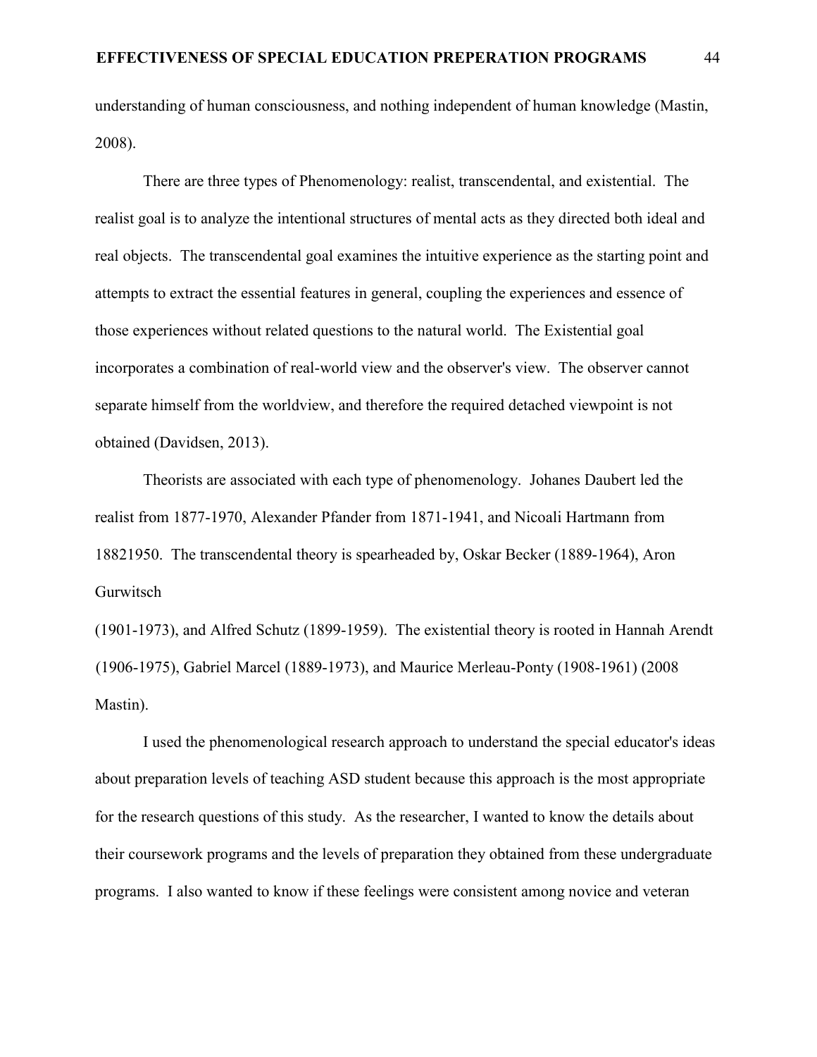understanding of human consciousness, and nothing independent of human knowledge (Mastin, 2008).

There are three types of Phenomenology: realist, transcendental, and existential. The realist goal is to analyze the intentional structures of mental acts as they directed both ideal and real objects. The transcendental goal examines the intuitive experience as the starting point and attempts to extract the essential features in general, coupling the experiences and essence of those experiences without related questions to the natural world. The Existential goal incorporates a combination of real-world view and the observer's view. The observer cannot separate himself from the worldview, and therefore the required detached viewpoint is not obtained (Davidsen, 2013).

Theorists are associated with each type of phenomenology. Johanes Daubert led the realist from 1877-1970, Alexander Pfander from 1871-1941, and Nicoali Hartmann from 18821950. The transcendental theory is spearheaded by, Oskar Becker (1889-1964), Aron Gurwitsch

(1901-1973), and Alfred Schutz (1899-1959). The existential theory is rooted in Hannah Arendt (1906-1975), Gabriel Marcel (1889-1973), and Maurice Merleau-Ponty (1908-1961) (2008 Mastin).

I used the phenomenological research approach to understand the special educator's ideas about preparation levels of teaching ASD student because this approach is the most appropriate for the research questions of this study. As the researcher, I wanted to know the details about their coursework programs and the levels of preparation they obtained from these undergraduate programs. I also wanted to know if these feelings were consistent among novice and veteran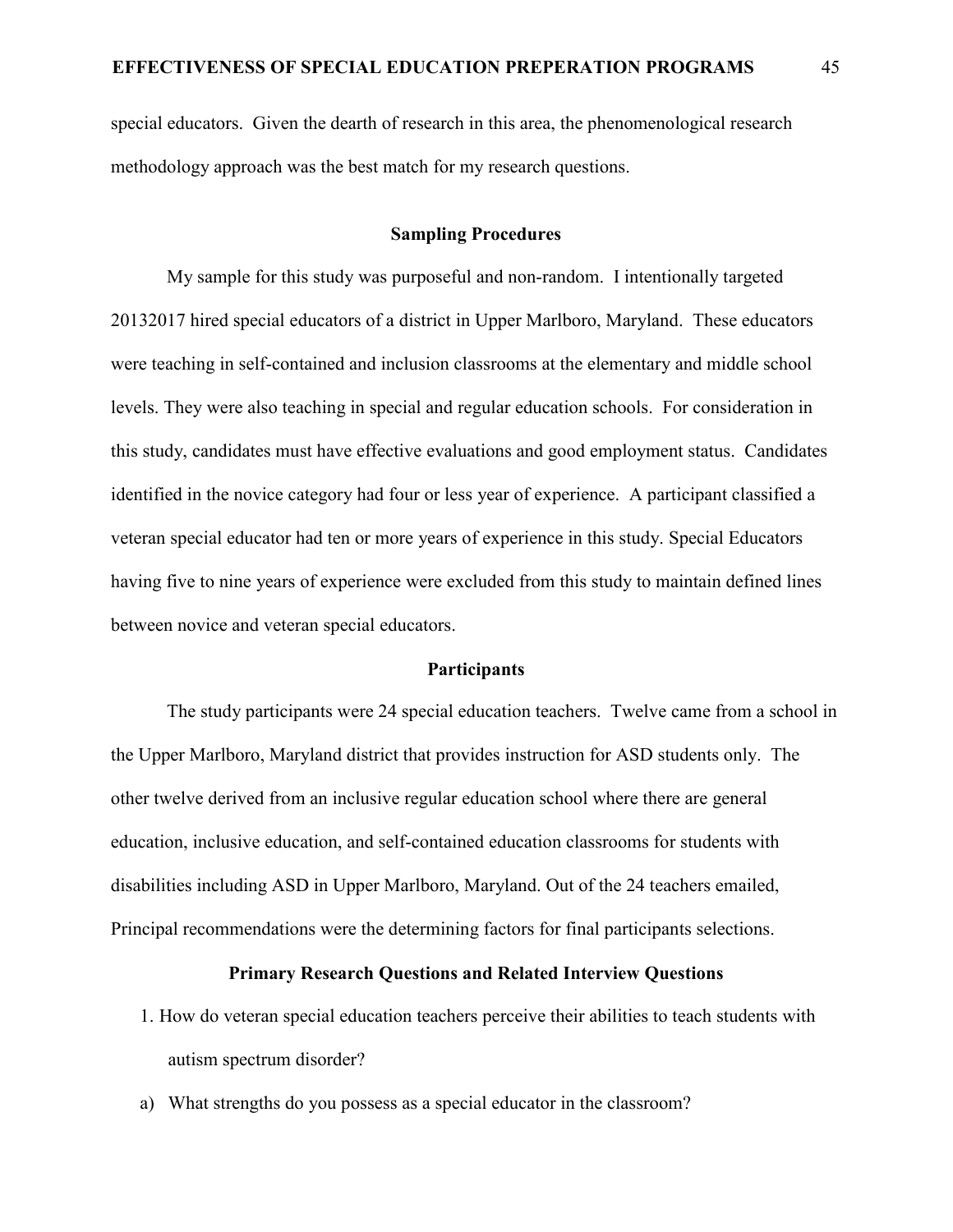special educators. Given the dearth of research in this area, the phenomenological research methodology approach was the best match for my research questions.

## Sampling Procedures

My sample for this study was purposeful and non-random. I intentionally targeted 20132017 hired special educators of a district in Upper Marlboro, Maryland. These educators were teaching in self-contained and inclusion classrooms at the elementary and middle school levels. They were also teaching in special and regular education schools. For consideration in this study, candidates must have effective evaluations and good employment status. Candidates identified in the novice category had four or less year of experience. A participant classified a veteran special educator had ten or more years of experience in this study. Special Educators having five to nine years of experience were excluded from this study to maintain defined lines between novice and veteran special educators.

## Participants

The study participants were 24 special education teachers. Twelve came from a school in the Upper Marlboro, Maryland district that provides instruction for ASD students only. The other twelve derived from an inclusive regular education school where there are general education, inclusive education, and self-contained education classrooms for students with disabilities including ASD in Upper Marlboro, Maryland. Out of the 24 teachers emailed, Principal recommendations were the determining factors for final participants selections.

## Primary Research Questions and Related Interview Questions

1. How do veteran special education teachers perceive their abilities to teach students with autism spectrum disorder?

a) What strengths do you possess as a special educator in the classroom?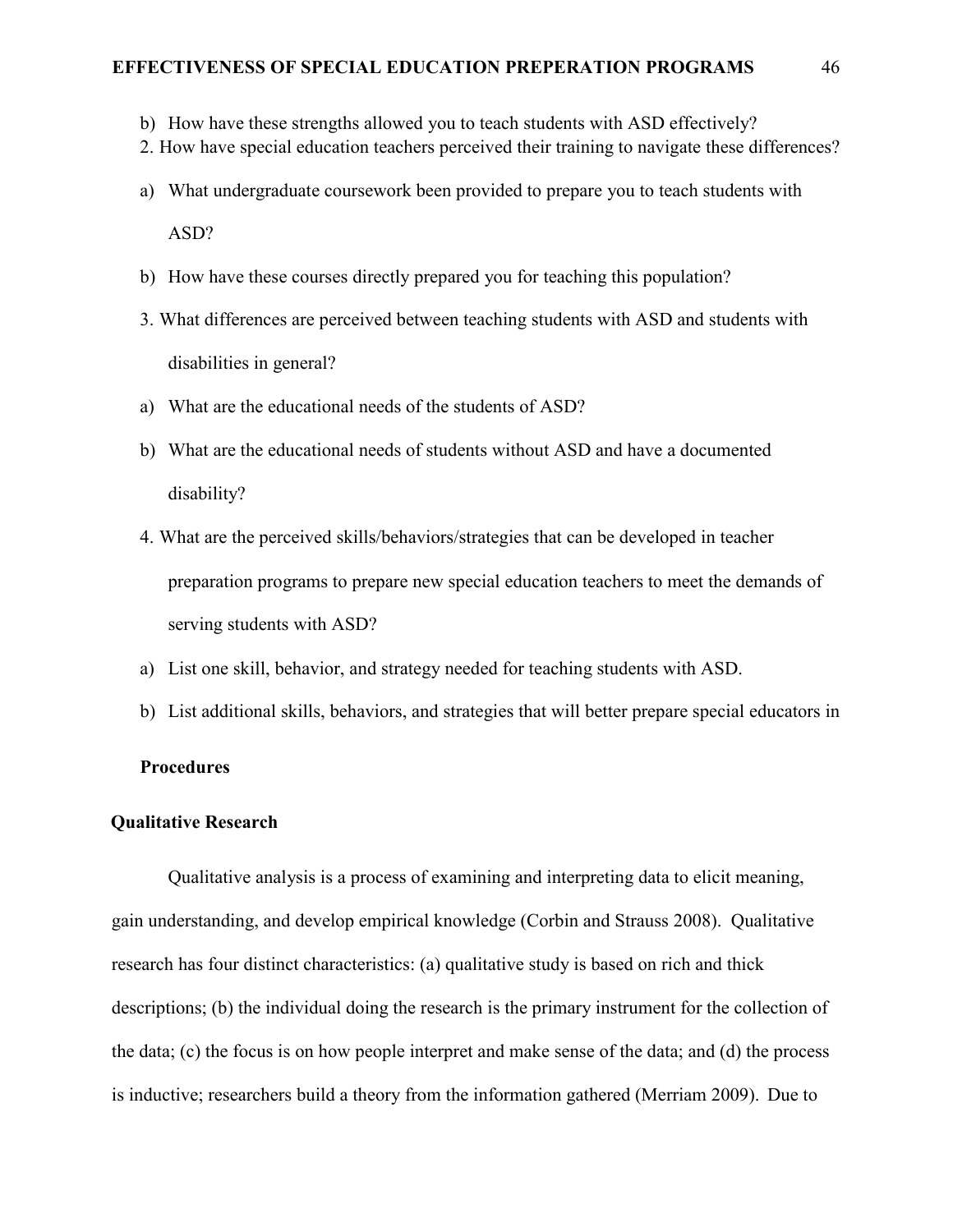b) How have these strengths allowed you to teach students with ASD effectively?

2. How have special education teachers perceived their training to navigate these differences?

a) What undergraduate coursework been provided to prepare you to teach students with ASD?

b) How have these courses directly prepared you for teaching this population?

3. What differences are perceived between teaching students with ASD and students with disabilities in general?

a) What are the educational needs of the students of ASD?

b) What are the educational needs of students without ASD and have a documented disability?

4. What are the perceived skills/behaviors/strategies that can be developed in teacher preparation programs to prepare new special education teachers to meet the demands of serving students with ASD?

a) List one skill, behavior, and strategy needed for teaching students with ASD.

b) List additional skills, behaviors, and strategies that will better prepare special educators in

**Procedures**

**Qualitative Research**

Qualitative analysis is a process of examining and interpreting data to elicit meaning, gain understanding, and develop empirical knowledge (Corbin and Strauss 2008). Qualitative research has four distinct characteristics: (a) qualitative study is based on rich and thick descriptions; (b) the individual doing the research is the primary instrument for the collection of the data; (c) the focus is on how people interpret and make sense of the data; and (d) the process is inductive; researchers build a theory from the information gathered (Merriam 2009). Due to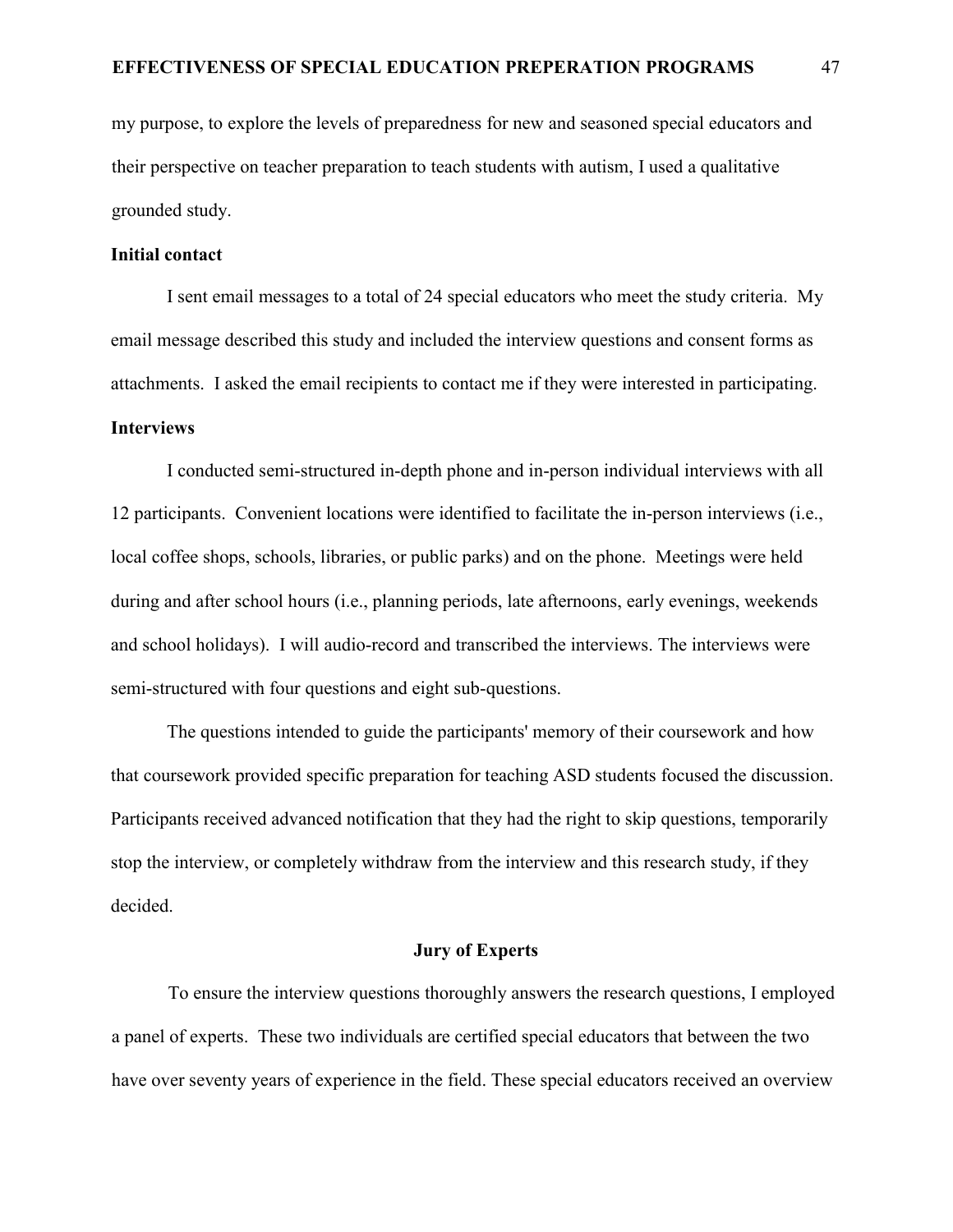my purpose, to explore the levels of preparedness for new and seasoned special educators and their perspective on teacher preparation to teach students with autism, I used a qualitative grounded study.

**Initial contact**

I sent email messages to a total of 24 special educators who meet the study criteria. My email message described this study and included the interview questions and consent forms as attachments. I asked the email recipients to contact me if they were interested in participating.

**Interviews**

I conducted semi-structured in-depth phone and in-person individual interviews with all 12 participants. Convenient locations were identified to facilitate the in-person interviews (i.e., local coffee shops, schools, libraries, or public parks) and on the phone. Meetings were held during and after school hours (i.e., planning periods, late afternoons, early evenings, weekends and school holidays). I will audio-record and transcribed the interviews. The interviews were semi-structured with four questions and eight sub-questions.

The questions intended to guide the participants' memory of their coursework and how that coursework provided specific preparation for teaching ASD students focused the discussion. Participants received advanced notification that they had the right to skip questions, temporarily stop the interview, or completely withdraw from the interview and this research study, if they decided.

## Jury of Experts

To ensure the interview questions thoroughly answers the research questions, I employed a panel of experts. These two individuals are certified special educators that between the two have over seventy years of experience in the field. These special educators received an overview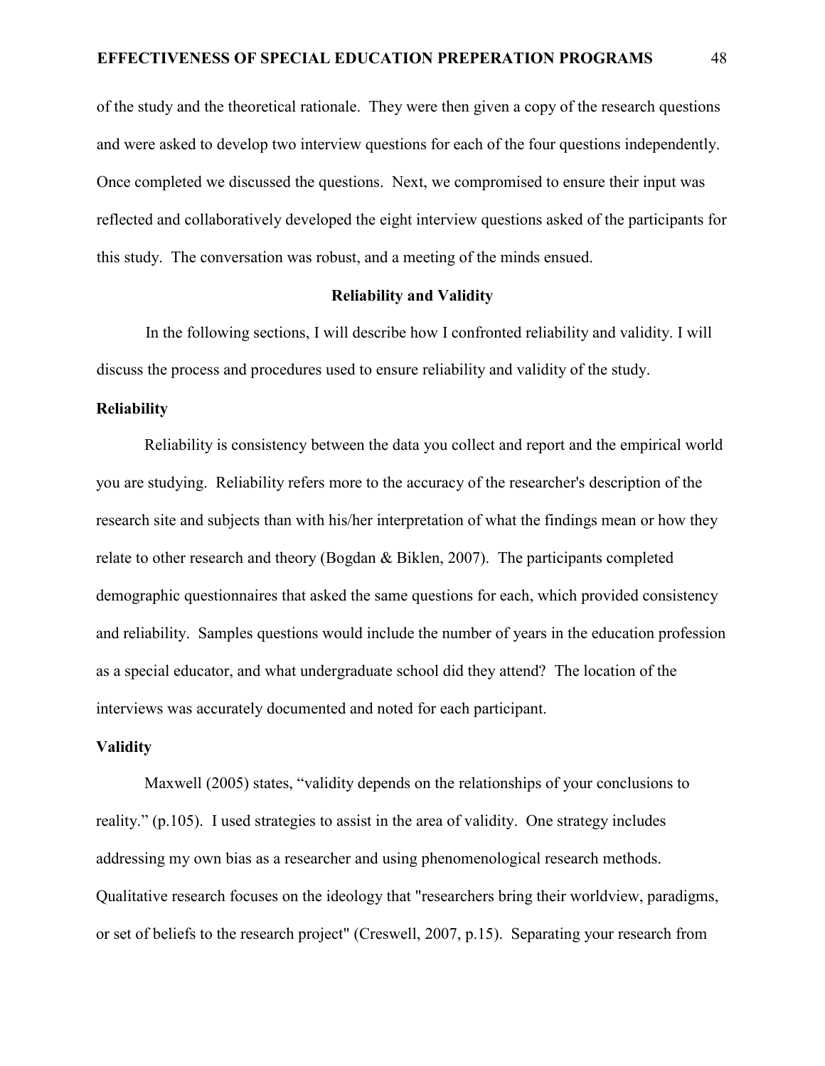of the study and the theoretical rationale. They were then given a copy of the research questions and were asked to develop two interview questions for each of the four questions independently. Once completed we discussed the questions. Next, we compromised to ensure their input was reflected and collaboratively developed the eight interview questions asked of the participants for this study. The conversation was robust, and a meeting of the minds ensued.

## Reliability and Validity

In the following sections, I will describe how I confronted reliability and validity. I will discuss the process and procedures used to ensure reliability and validity of the study.

### Reliability

Reliability is consistency between the data you collect and report and the empirical world you are studying. Reliability refers more to the accuracy of the researcher's description of the research site and subjects than with his/her interpretation of what the findings mean or how they relate to other research and theory (Bogdan & Biklen, 2007). The participants completed demographic questionnaires that asked the same questions for each, which provided consistency and reliability. Samples questions would include the number of years in the education profession as a special educator, and what undergraduate school did they attend? The location of the interviews was accurately documented and noted for each participant.

### Validity

Maxwell (2005) states, "validity depends on the relationships of your conclusions to reality." (p.105). I used strategies to assist in the area of validity. One strategy includes addressing my own bias as a researcher and using phenomenological research methods. Qualitative research focuses on the ideology that "researchers bring their worldview, paradigms, or set of beliefs to the research project" (Creswell, 2007, p.15). Separating your research from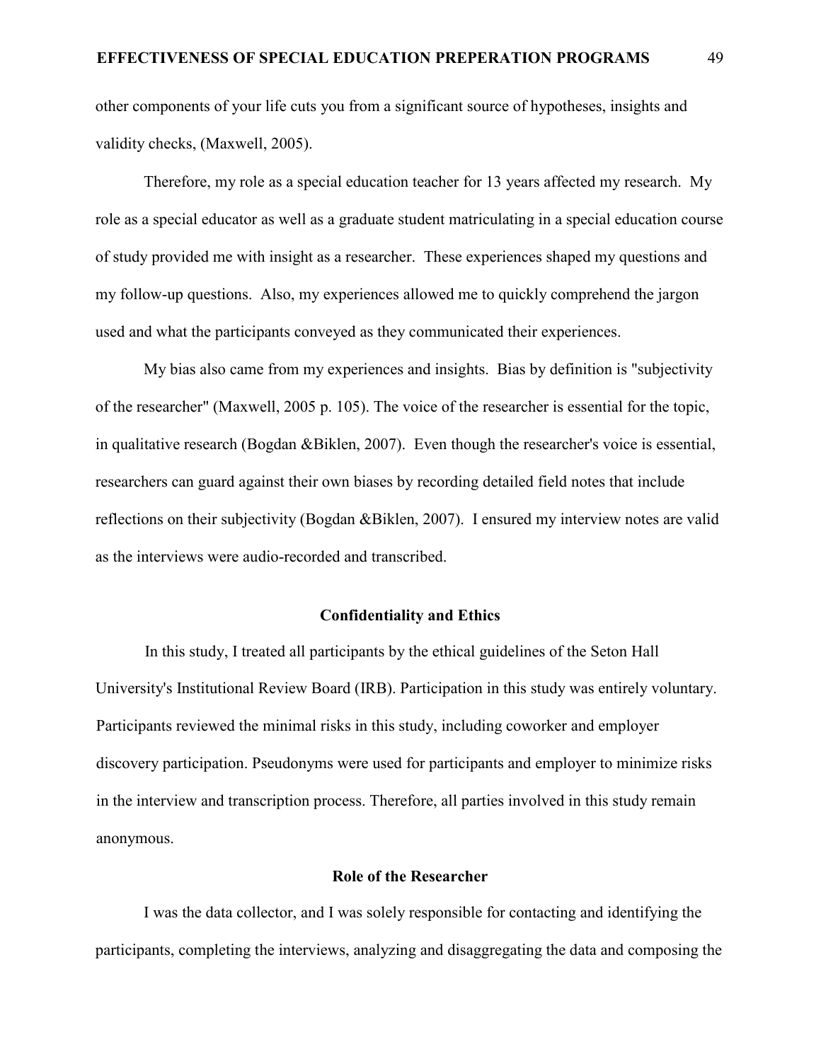other components of your life cuts you from a significant source of hypotheses, insights and validity checks, (Maxwell, 2005).

Therefore, my role as a special education teacher for 13 years affected my research. My role as a special educator as well as a graduate student matriculating in a special education course of study provided me with insight as a researcher. These experiences shaped my questions and my follow-up questions. Also, my experiences allowed me to quickly comprehend the jargon used and what the participants conveyed as they communicated their experiences.

My bias also came from my experiences and insights. Bias by definition is "subjectivity of the researcher" (Maxwell, 2005 p. 105). The voice of the researcher is essential for the topic, in qualitative research (Bogdan &Biklen, 2007). Even though the researcher's voice is essential, researchers can guard against their own biases by recording detailed field notes that include reflections on their subjectivity (Bogdan &Biklen, 2007). I ensured my interview notes are valid as the interviews were audio-recorded and transcribed.

## Confidentiality and Ethics

In this study, I treated all participants by the ethical guidelines of the Seton Hall University's Institutional Review Board (IRB). Participation in this study was entirely voluntary. Participants reviewed the minimal risks in this study, including coworker and employer discovery participation. Pseudonyms were used for participants and employer to minimize risks in the interview and transcription process. Therefore, all parties involved in this study remain anonymous.

## Role of the Researcher

I was the data collector, and I was solely responsible for contacting and identifying the participants, completing the interviews, analyzing and disaggregating the data and composing the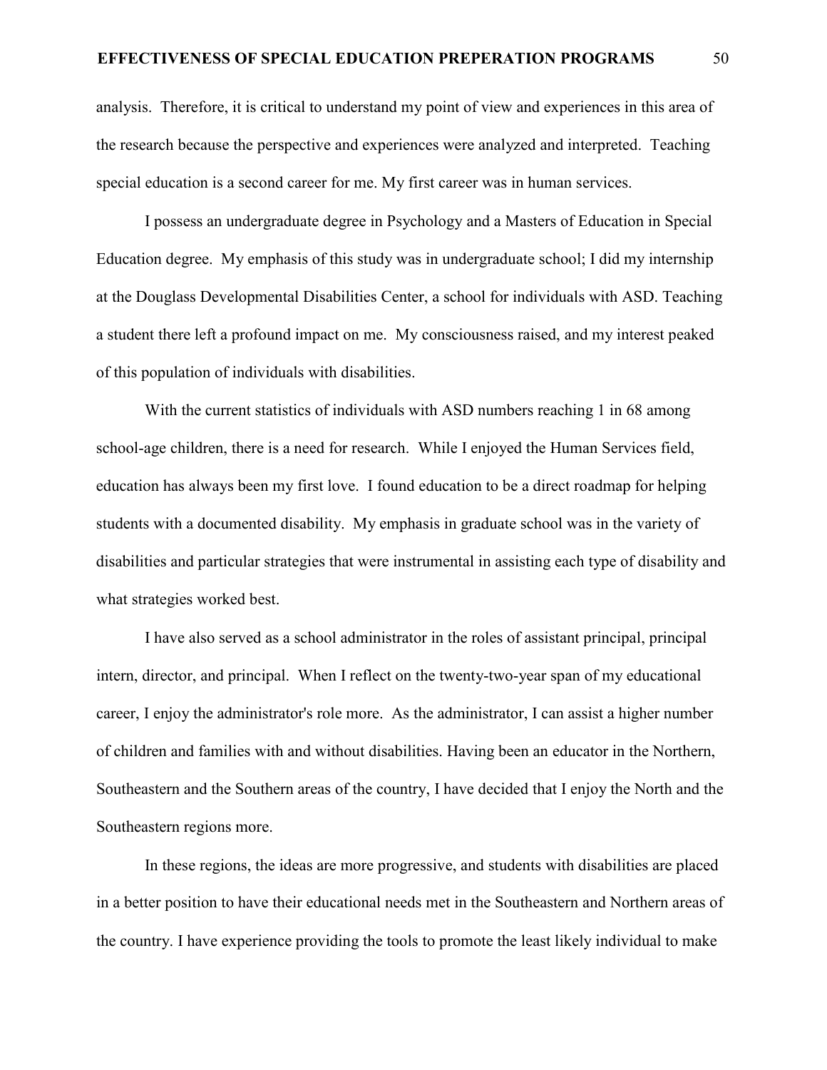analysis. Therefore, it is critical to understand my point of view and experiences in this area of the research because the perspective and experiences were analyzed and interpreted. Teaching special education is a second career for me. My first career was in human services.

I possess an undergraduate degree in Psychology and a Masters of Education in Special Education degree. My emphasis of this study was in undergraduate school; I did my internship at the Douglass Developmental Disabilities Center, a school for individuals with ASD. Teaching a student there left a profound impact on me. My consciousness raised, and my interest peaked of this population of individuals with disabilities.

With the current statistics of individuals with ASD numbers reaching 1 in 68 among school-age children, there is a need for research. While I enjoyed the Human Services field, education has always been my first love. I found education to be a direct roadmap for helping students with a documented disability. My emphasis in graduate school was in the variety of disabilities and particular strategies that were instrumental in assisting each type of disability and what strategies worked best.

I have also served as a school administrator in the roles of assistant principal, principal intern, director, and principal. When I reflect on the twenty-two-year span of my educational career, I enjoy the administrator's role more. As the administrator, I can assist a higher number of children and families with and without disabilities. Having been an educator in the Northern, Southeastern and the Southern areas of the country, I have decided that I enjoy the North and the Southeastern regions more.

In these regions, the ideas are more progressive, and students with disabilities are placed in a better position to have their educational needs met in the Southeastern and Northern areas of the country. I have experience providing the tools to promote the least likely individual to make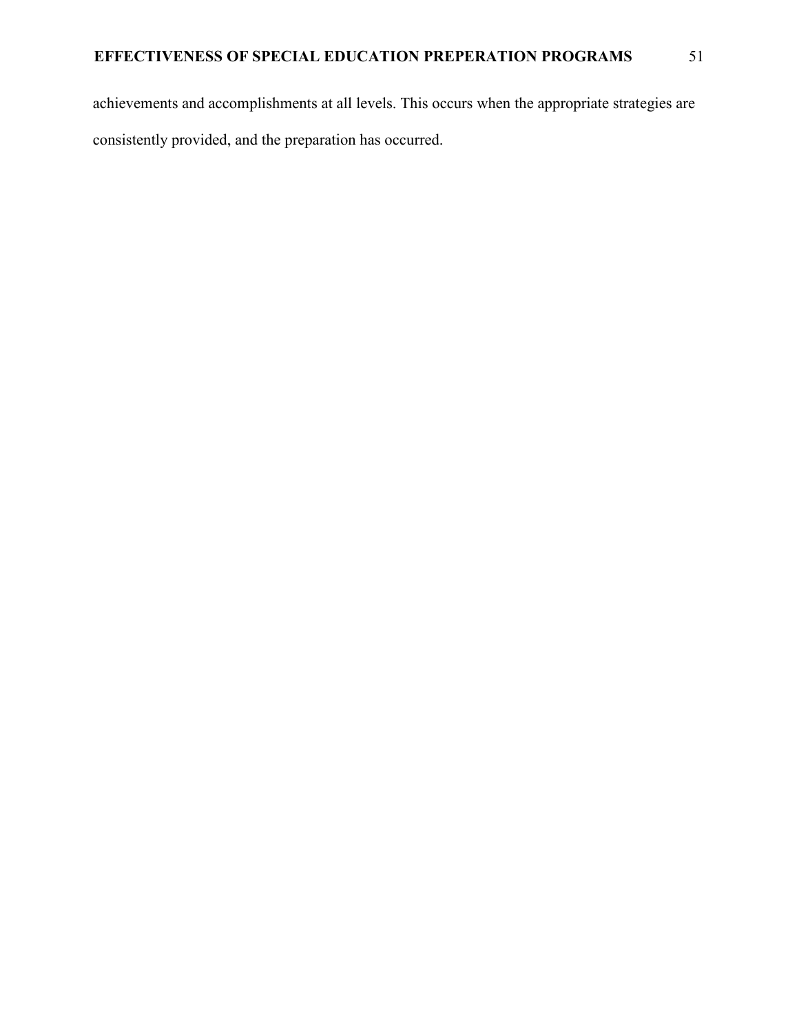achievements and accomplishments at all levels. This occurs when the appropriate strategies are consistently provided, and the preparation has occurred.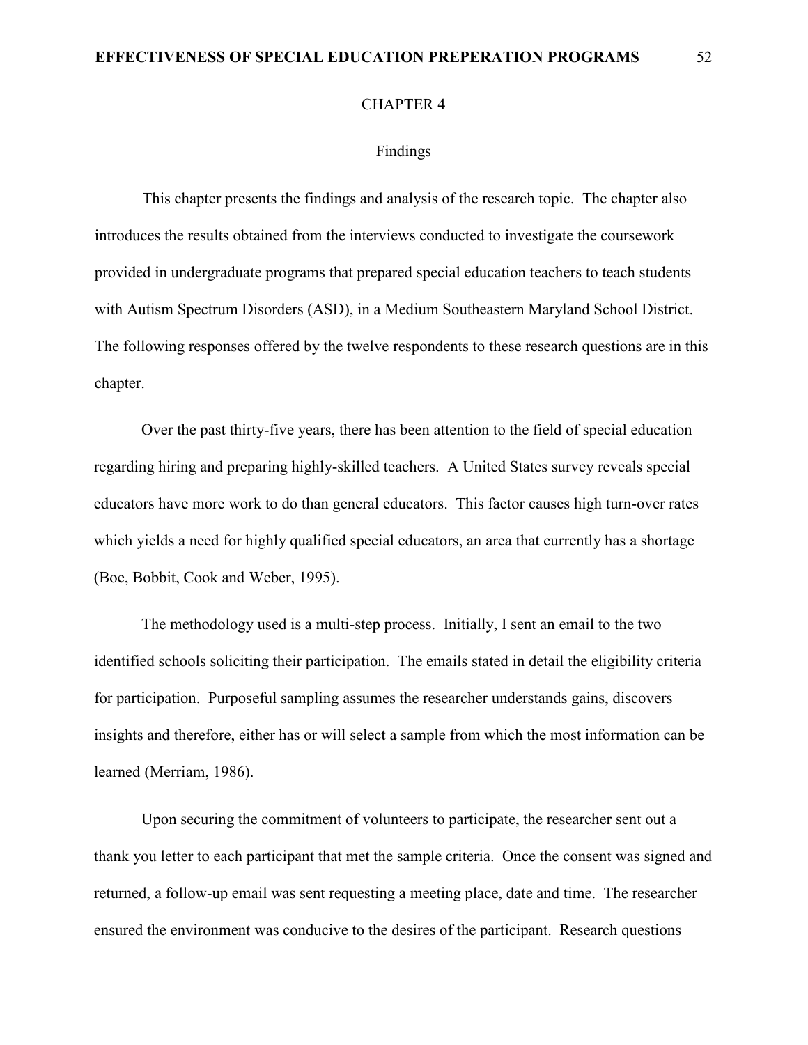# CHAPTER 4

## Findings

This chapter presents the findings and analysis of the research topic. The chapter also introduces the results obtained from the interviews conducted to investigate the coursework provided in undergraduate programs that prepared special education teachers to teach students with Autism Spectrum Disorders (ASD), in a Medium Southeastern Maryland School District. The following responses offered by the twelve respondents to these research questions are in this chapter.

Over the past thirty-five years, there has been attention to the field of special education regarding hiring and preparing highly-skilled teachers. A United States survey reveals special educators have more work to do than general educators. This factor causes high turn-over rates which yields a need for highly qualified special educators, an area that currently has a shortage (Boe, Bobbit, Cook and Weber, 1995).

The methodology used is a multi-step process. Initially, I sent an email to the two identified schools soliciting their participation. The emails stated in detail the eligibility criteria for participation. Purposeful sampling assumes the researcher understands gains, discovers insights and therefore, either has or will select a sample from which the most information can be learned (Merriam, 1986).

Upon securing the commitment of volunteers to participate, the researcher sent out a thank you letter to each participant that met the sample criteria. Once the consent was signed and returned, a follow-up email was sent requesting a meeting place, date and time. The researcher ensured the environment was conducive to the desires of the participant. Research questions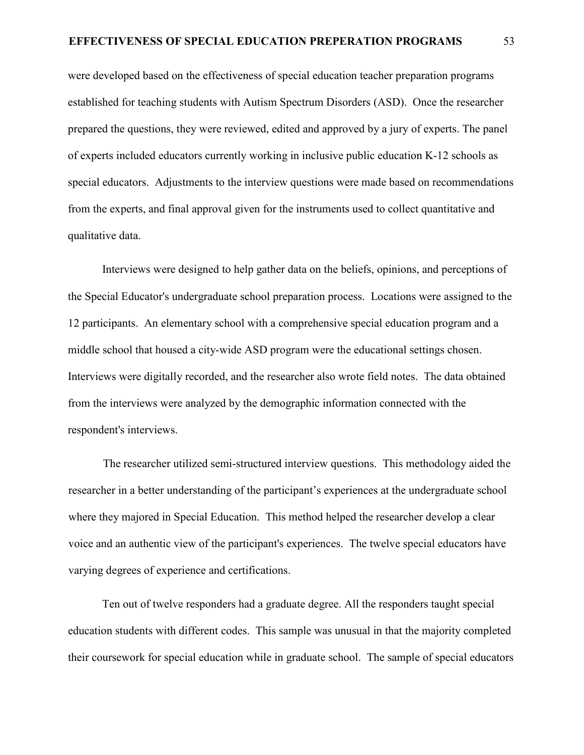were developed based on the effectiveness of special education teacher preparation programs established for teaching students with Autism Spectrum Disorders (ASD). Once the researcher prepared the questions, they were reviewed, edited and approved by a jury of experts. The panel of experts included educators currently working in inclusive public education K-12 schools as special educators. Adjustments to the interview questions were made based on recommendations from the experts, and final approval given for the instruments used to collect quantitative and qualitative data.

Interviews were designed to help gather data on the beliefs, opinions, and perceptions of the Special Educator's undergraduate school preparation process. Locations were assigned to the 12 participants. An elementary school with a comprehensive special education program and a middle school that housed a city-wide ASD program were the educational settings chosen. Interviews were digitally recorded, and the researcher also wrote field notes. The data obtained from the interviews were analyzed by the demographic information connected with the respondent's interviews.

The researcher utilized semi-structured interview questions. This methodology aided the researcher in a better understanding of the participant's experiences at the undergraduate school where they majored in Special Education. This method helped the researcher develop a clear voice and an authentic view of the participant's experiences. The twelve special educators have varying degrees of experience and certifications.

Ten out of twelve responders had a graduate degree. All the responders taught special education students with different codes. This sample was unusual in that the majority completed their coursework for special education while in graduate school. The sample of special educators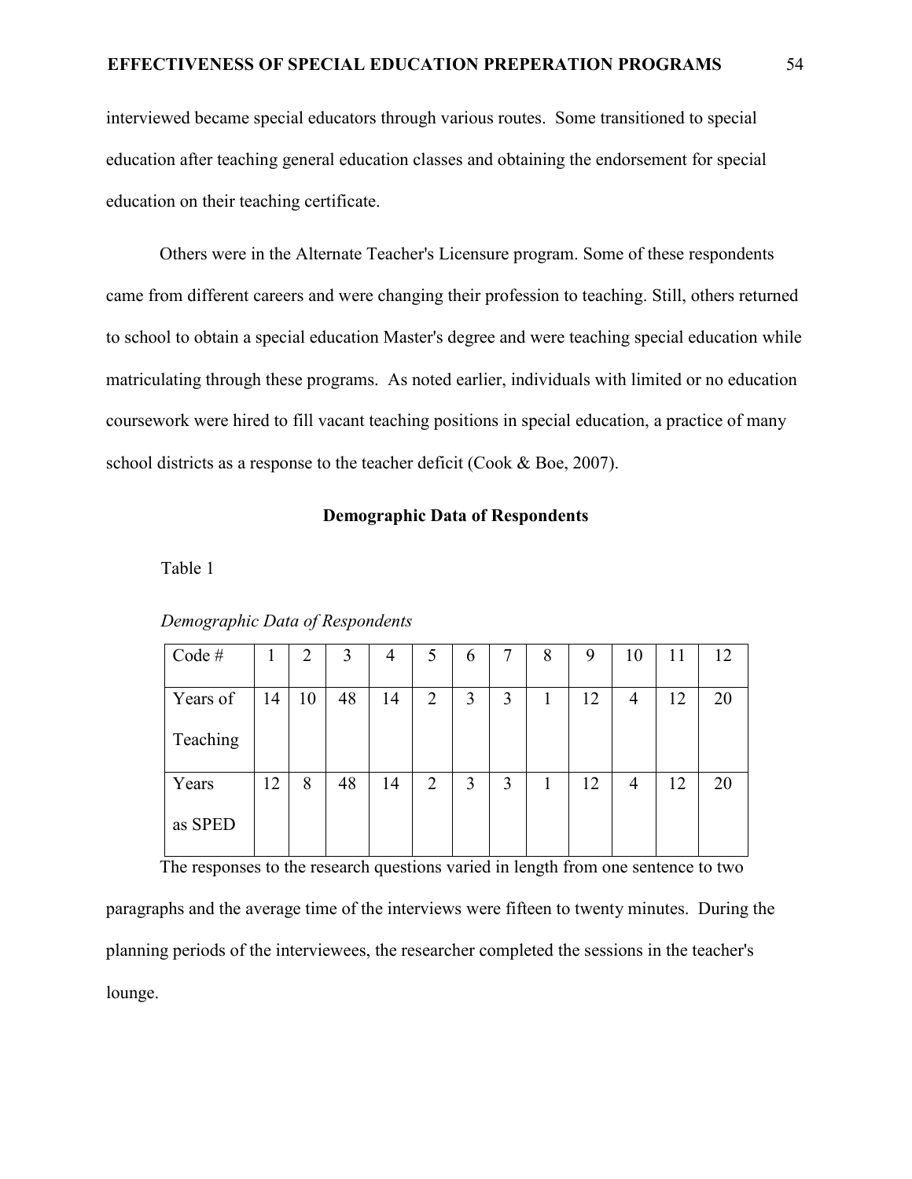interviewed became special educators through various routes. Some transitioned to special education after teaching general education classes and obtaining the endorsement for special education on their teaching certificate.

Others were in the Alternate Teacher's Licensure program. Some of these respondents came from different careers and were changing their profession to teaching. Still, others returned to school to obtain a special education Master's degree and were teaching special education while matriculating through these programs. As noted earlier, individuals with limited or no education coursework were hired to fill vacant teaching positions in special education, a practice of many school districts as a response to the teacher deficit (Cook & Boe, 2007).

## Demographic Data of Respondents

Table 1

*Demographic Data of Respondents*

| Code # | 1 | 2 | 3 | 4 | 5 | 6 | 7 | 8 | 9 | 10 | 11 | 12 |
|---|---|---|---|---|---|---|---|---|---|---|---|---|
| Years of Teaching | 14 | 10 | 48 | 14 | 2 | 3 | 3 | 1 | 12 | 4 | 12 | 20 |
| Years as SPED | 12 | 8 | 48 | 14 | 2 | 3 | 3 | 1 | 12 | 4 | 12 | 20 |

The responses to the research questions varied in length from one sentence to two paragraphs and the average time of the interviews were fifteen to twenty minutes. During the planning periods of the interviewees, the researcher completed the sessions in the teacher's lounge.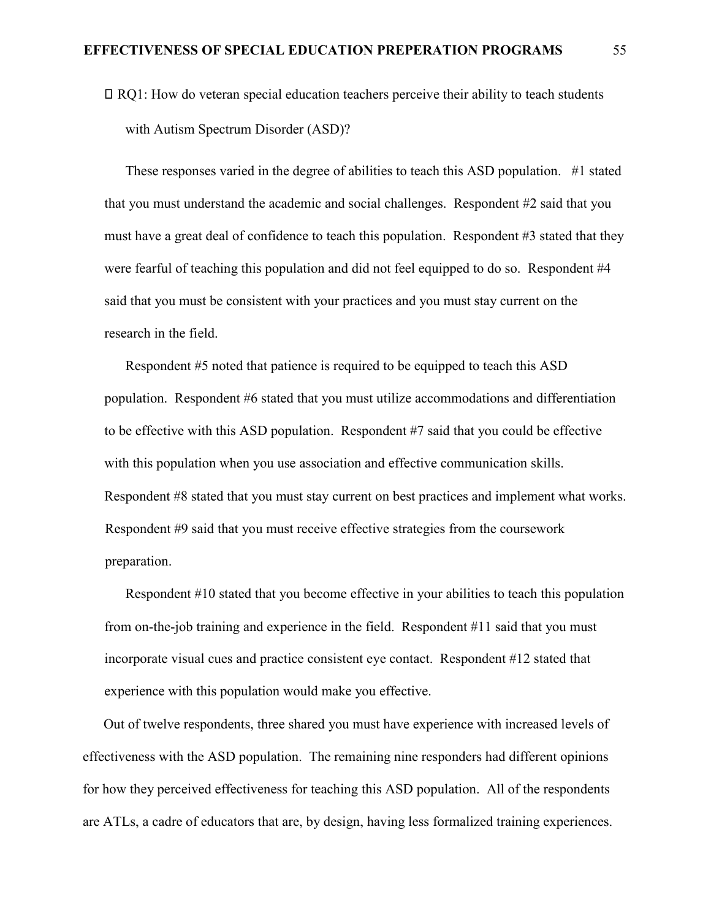- RQ1: How do veteran special education teachers perceive their ability to teach students with Autism Spectrum Disorder (ASD)?

These responses varied in the degree of abilities to teach this ASD population. #1 stated that you must understand the academic and social challenges. Respondent #2 said that you must have a great deal of confidence to teach this population. Respondent #3 stated that they were fearful of teaching this population and did not feel equipped to do so. Respondent #4 said that you must be consistent with your practices and you must stay current on the research in the field.

Respondent #5 noted that patience is required to be equipped to teach this ASD population. Respondent #6 stated that you must utilize accommodations and differentiation to be effective with this ASD population. Respondent #7 said that you could be effective with this population when you use association and effective communication skills. Respondent #8 stated that you must stay current on best practices and implement what works. Respondent #9 said that you must receive effective strategies from the coursework preparation.

Respondent #10 stated that you become effective in your abilities to teach this population from on-the-job training and experience in the field. Respondent #11 said that you must incorporate visual cues and practice consistent eye contact. Respondent #12 stated that experience with this population would make you effective.

Out of twelve respondents, three shared you must have experience with increased levels of effectiveness with the ASD population. The remaining nine responders had different opinions for how they perceived effectiveness for teaching this ASD population. All of the respondents are ATLs, a cadre of educators that are, by design, having less formalized training experiences.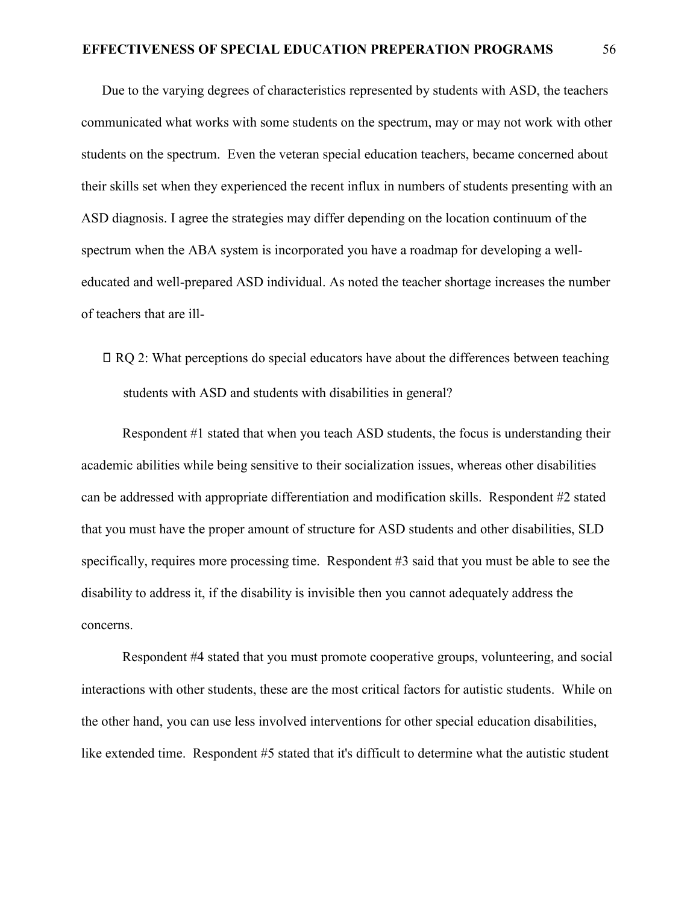Due to the varying degrees of characteristics represented by students with ASD, the teachers communicated what works with some students on the spectrum, may or may not work with other students on the spectrum. Even the veteran special education teachers, became concerned about their skills set when they experienced the recent influx in numbers of students presenting with an ASD diagnosis. I agree the strategies may differ depending on the location continuum of the spectrum when the ABA system is incorporated you have a roadmap for developing a well-educated and well-prepared ASD individual. As noted the teacher shortage increases the number of teachers that are ill-

-  RQ 2: What perceptions do special educators have about the differences between teaching students with ASD and students with disabilities in general?

Respondent #1 stated that when you teach ASD students, the focus is understanding their academic abilities while being sensitive to their socialization issues, whereas other disabilities can be addressed with appropriate differentiation and modification skills. Respondent #2 stated that you must have the proper amount of structure for ASD students and other disabilities, SLD specifically, requires more processing time. Respondent #3 said that you must be able to see the disability to address it, if the disability is invisible then you cannot adequately address the concerns.

Respondent #4 stated that you must promote cooperative groups, volunteering, and social interactions with other students, these are the most critical factors for autistic students. While on the other hand, you can use less involved interventions for other special education disabilities, like extended time. Respondent #5 stated that it's difficult to determine what the autistic student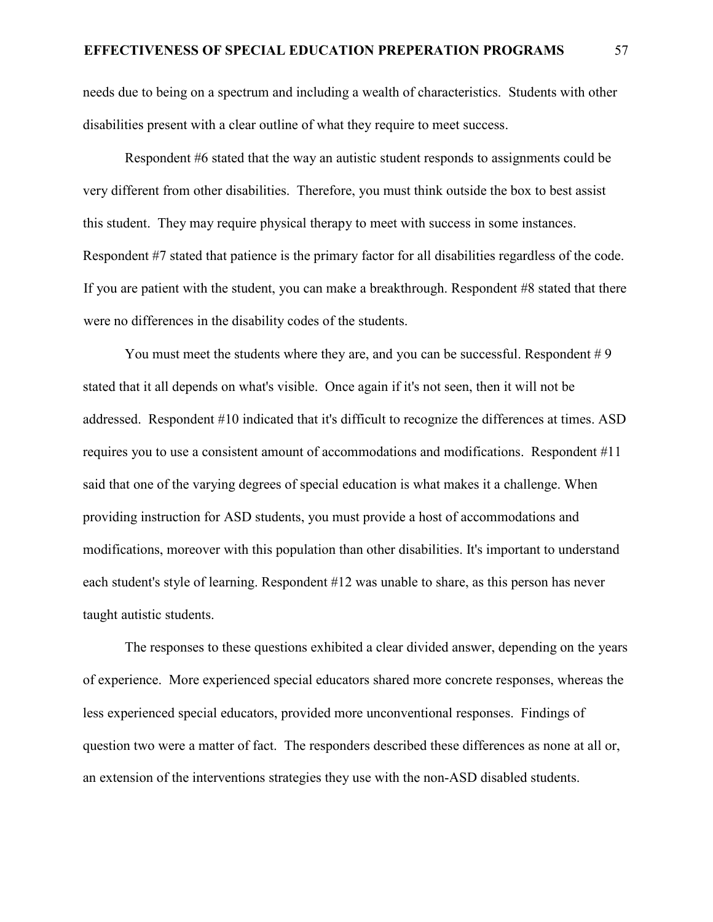needs due to being on a spectrum and including a wealth of characteristics. Students with other disabilities present with a clear outline of what they require to meet success.

Respondent #6 stated that the way an autistic student responds to assignments could be very different from other disabilities. Therefore, you must think outside the box to best assist this student. They may require physical therapy to meet with success in some instances. Respondent #7 stated that patience is the primary factor for all disabilities regardless of the code. If you are patient with the student, you can make a breakthrough. Respondent #8 stated that there were no differences in the disability codes of the students.

You must meet the students where they are, and you can be successful. Respondent # 9 stated that it all depends on what's visible. Once again if it's not seen, then it will not be addressed. Respondent #10 indicated that it's difficult to recognize the differences at times. ASD requires you to use a consistent amount of accommodations and modifications. Respondent #11 said that one of the varying degrees of special education is what makes it a challenge. When providing instruction for ASD students, you must provide a host of accommodations and modifications, moreover with this population than other disabilities. It's important to understand each student's style of learning. Respondent #12 was unable to share, as this person has never taught autistic students.

The responses to these questions exhibited a clear divided answer, depending on the years of experience. More experienced special educators shared more concrete responses, whereas the less experienced special educators, provided more unconventional responses. Findings of question two were a matter of fact. The responders described these differences as none at all or, an extension of the interventions strategies they use with the non-ASD disabled students.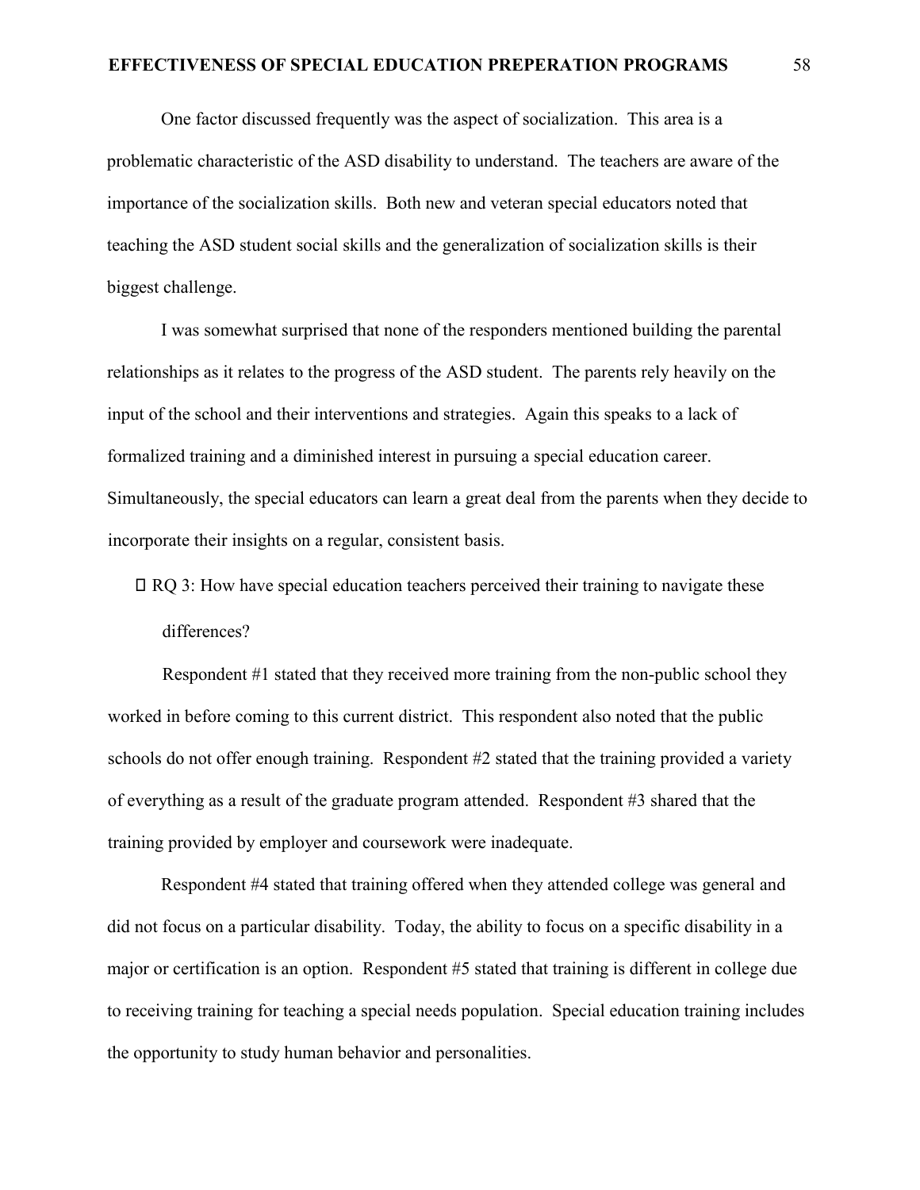One factor discussed frequently was the aspect of socialization. This area is a problematic characteristic of the ASD disability to understand. The teachers are aware of the importance of the socialization skills. Both new and veteran special educators noted that teaching the ASD student social skills and the generalization of socialization skills is their biggest challenge.

I was somewhat surprised that none of the responders mentioned building the parental relationships as it relates to the progress of the ASD student. The parents rely heavily on the input of the school and their interventions and strategies. Again this speaks to a lack of formalized training and a diminished interest in pursuing a special education career. Simultaneously, the special educators can learn a great deal from the parents when they decide to incorporate their insights on a regular, consistent basis.

- RQ 3: How have special education teachers perceived their training to navigate these differences?

Respondent #1 stated that they received more training from the non-public school they worked in before coming to this current district. This respondent also noted that the public schools do not offer enough training. Respondent #2 stated that the training provided a variety of everything as a result of the graduate program attended. Respondent #3 shared that the training provided by employer and coursework were inadequate.

Respondent #4 stated that training offered when they attended college was general and did not focus on a particular disability. Today, the ability to focus on a specific disability in a major or certification is an option. Respondent #5 stated that training is different in college due to receiving training for teaching a special needs population. Special education training includes the opportunity to study human behavior and personalities.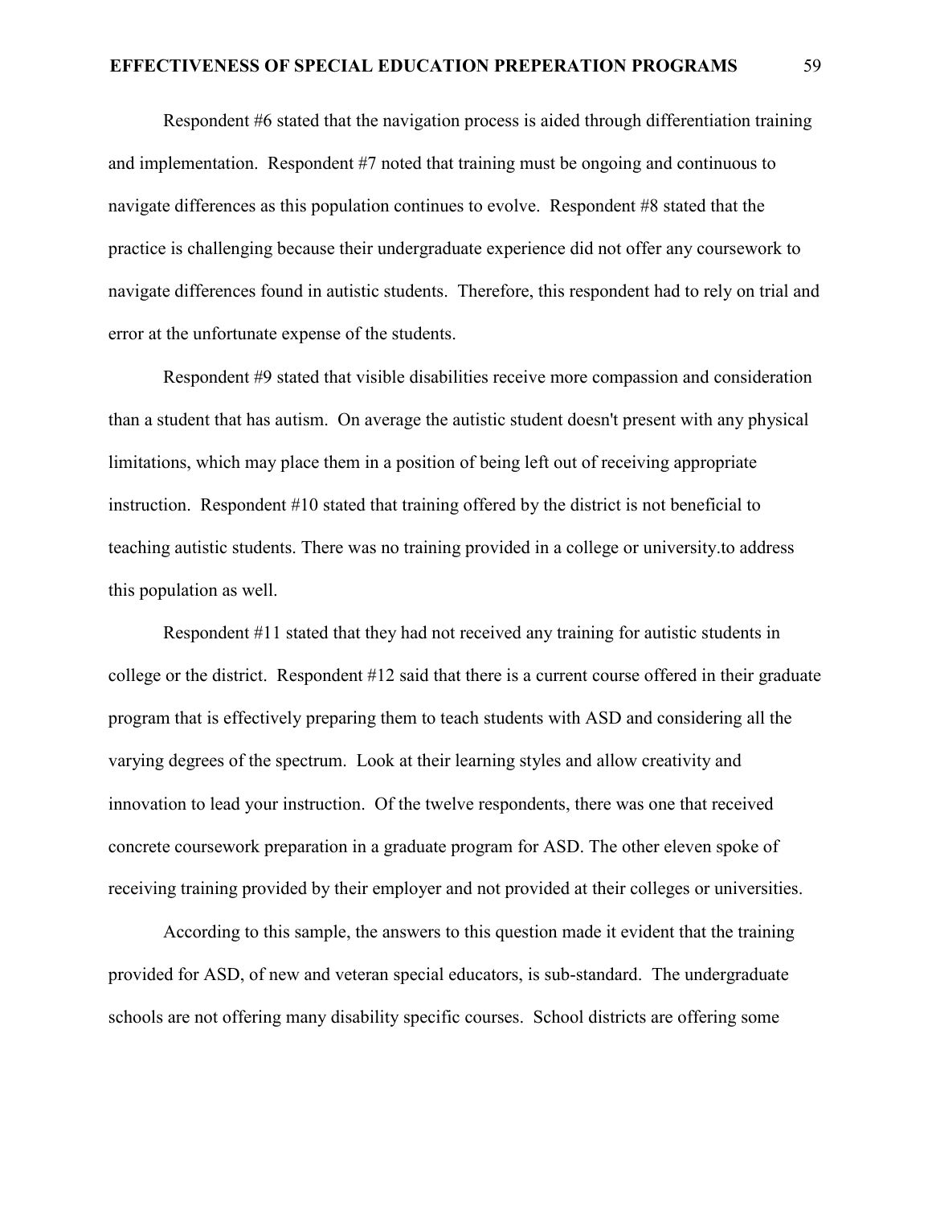Respondent #6 stated that the navigation process is aided through differentiation training and implementation. Respondent #7 noted that training must be ongoing and continuous to navigate differences as this population continues to evolve. Respondent #8 stated that the practice is challenging because their undergraduate experience did not offer any coursework to navigate differences found in autistic students. Therefore, this respondent had to rely on trial and error at the unfortunate expense of the students.

Respondent #9 stated that visible disabilities receive more compassion and consideration than a student that has autism. On average the autistic student doesn't present with any physical limitations, which may place them in a position of being left out of receiving appropriate instruction. Respondent #10 stated that training offered by the district is not beneficial to teaching autistic students. There was no training provided in a college or university.to address this population as well.

Respondent #11 stated that they had not received any training for autistic students in college or the district. Respondent #12 said that there is a current course offered in their graduate program that is effectively preparing them to teach students with ASD and considering all the varying degrees of the spectrum. Look at their learning styles and allow creativity and innovation to lead your instruction. Of the twelve respondents, there was one that received concrete coursework preparation in a graduate program for ASD. The other eleven spoke of receiving training provided by their employer and not provided at their colleges or universities.

According to this sample, the answers to this question made it evident that the training provided for ASD, of new and veteran special educators, is sub-standard. The undergraduate schools are not offering many disability specific courses. School districts are offering some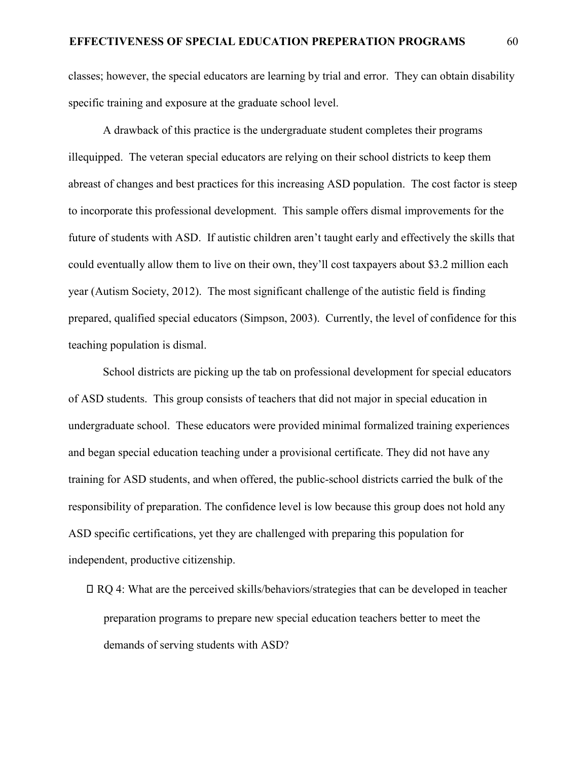classes; however, the special educators are learning by trial and error. They can obtain disability specific training and exposure at the graduate school level.

A drawback of this practice is the undergraduate student completes their programs illequipped. The veteran special educators are relying on their school districts to keep them abreast of changes and best practices for this increasing ASD population. The cost factor is steep to incorporate this professional development. This sample offers dismal improvements for the future of students with ASD. If autistic children aren't taught early and effectively the skills that could eventually allow them to live on their own, they'll cost taxpayers about $3.2 million each year (Autism Society, 2012). The most significant challenge of the autistic field is finding prepared, qualified special educators (Simpson, 2003). Currently, the level of confidence for this teaching population is dismal.

School districts are picking up the tab on professional development for special educators of ASD students. This group consists of teachers that did not major in special education in undergraduate school. These educators were provided minimal formalized training experiences and began special education teaching under a provisional certificate. They did not have any training for ASD students, and when offered, the public-school districts carried the bulk of the responsibility of preparation. The confidence level is low because this group does not hold any ASD specific certifications, yet they are challenged with preparing this population for independent, productive citizenship.

- RQ 4: What are the perceived skills/behaviors/strategies that can be developed in teacher preparation programs to prepare new special education teachers better to meet the demands of serving students with ASD?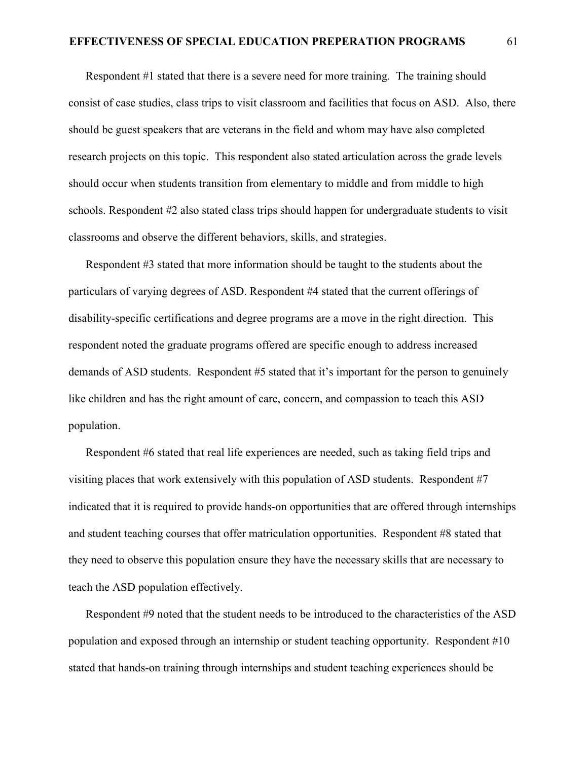Respondent #1 stated that there is a severe need for more training. The training should consist of case studies, class trips to visit classroom and facilities that focus on ASD. Also, there should be guest speakers that are veterans in the field and whom may have also completed research projects on this topic. This respondent also stated articulation across the grade levels should occur when students transition from elementary to middle and from middle to high schools. Respondent #2 also stated class trips should happen for undergraduate students to visit classrooms and observe the different behaviors, skills, and strategies.

Respondent #3 stated that more information should be taught to the students about the particulars of varying degrees of ASD. Respondent #4 stated that the current offerings of disability-specific certifications and degree programs are a move in the right direction. This respondent noted the graduate programs offered are specific enough to address increased demands of ASD students. Respondent #5 stated that it's important for the person to genuinely like children and has the right amount of care, concern, and compassion to teach this ASD population.

Respondent #6 stated that real life experiences are needed, such as taking field trips and visiting places that work extensively with this population of ASD students. Respondent #7 indicated that it is required to provide hands-on opportunities that are offered through internships and student teaching courses that offer matriculation opportunities. Respondent #8 stated that they need to observe this population ensure they have the necessary skills that are necessary to teach the ASD population effectively.

Respondent #9 noted that the student needs to be introduced to the characteristics of the ASD population and exposed through an internship or student teaching opportunity. Respondent #10 stated that hands-on training through internships and student teaching experiences should be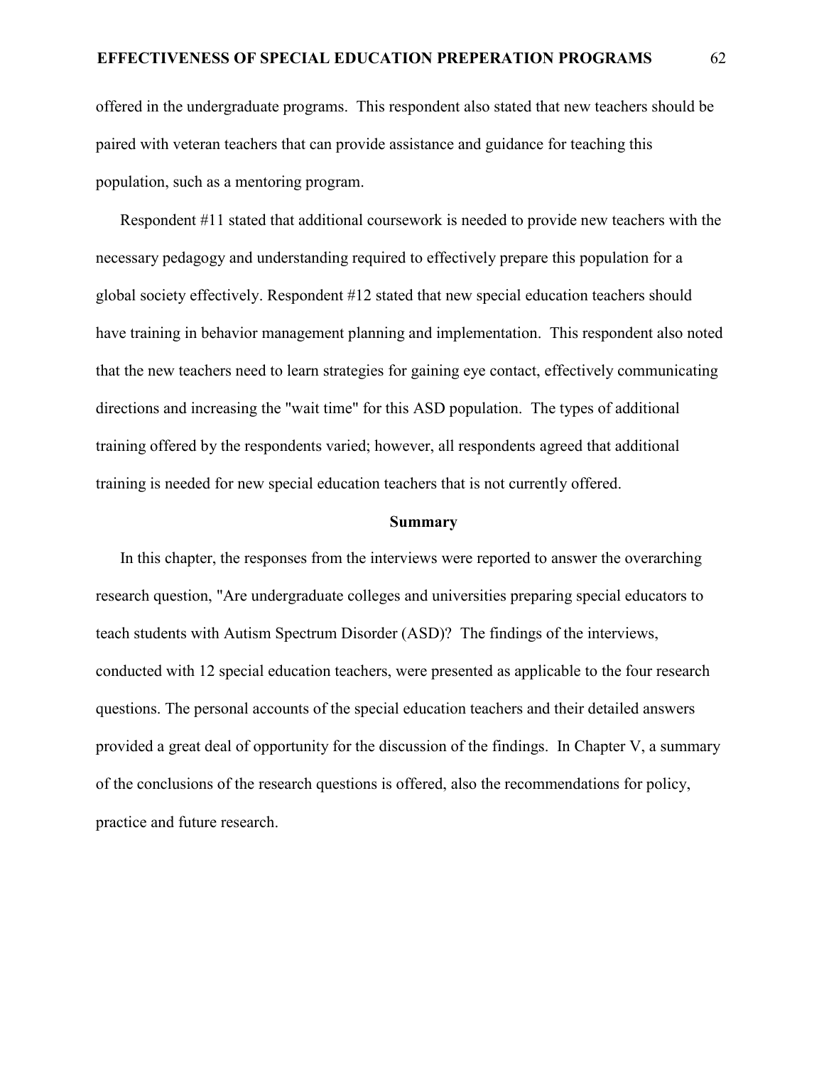offered in the undergraduate programs. This respondent also stated that new teachers should be paired with veteran teachers that can provide assistance and guidance for teaching this population, such as a mentoring program.

Respondent #11 stated that additional coursework is needed to provide new teachers with the necessary pedagogy and understanding required to effectively prepare this population for a global society effectively. Respondent #12 stated that new special education teachers should have training in behavior management planning and implementation. This respondent also noted that the new teachers need to learn strategies for gaining eye contact, effectively communicating directions and increasing the "wait time" for this ASD population. The types of additional training offered by the respondents varied; however, all respondents agreed that additional training is needed for new special education teachers that is not currently offered.

## Summary

In this chapter, the responses from the interviews were reported to answer the overarching research question, "Are undergraduate colleges and universities preparing special educators to teach students with Autism Spectrum Disorder (ASD)? The findings of the interviews, conducted with 12 special education teachers, were presented as applicable to the four research questions. The personal accounts of the special education teachers and their detailed answers provided a great deal of opportunity for the discussion of the findings. In Chapter V, a summary of the conclusions of the research questions is offered, also the recommendations for policy, practice and future research.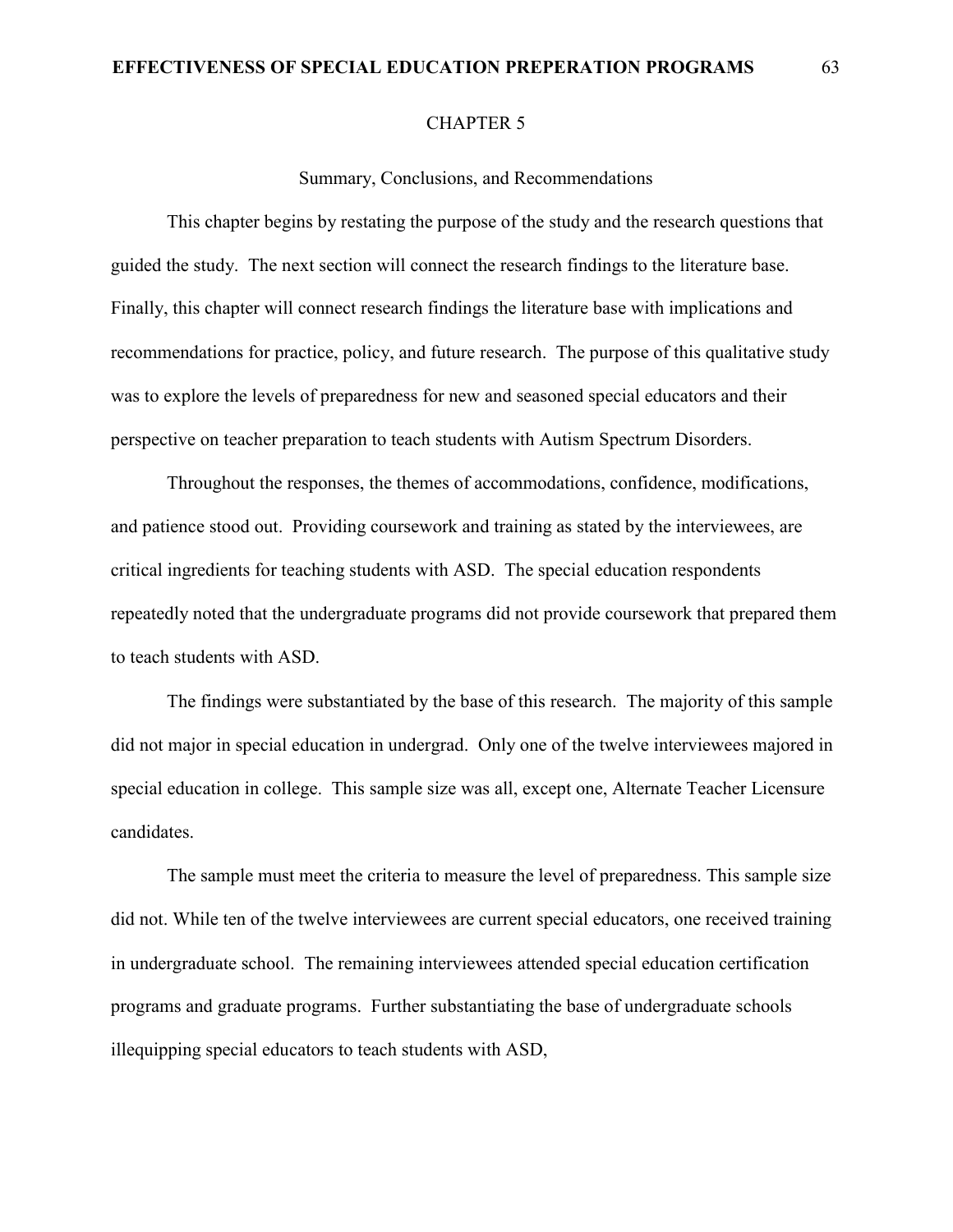# CHAPTER 5

## Summary, Conclusions, and Recommendations

This chapter begins by restating the purpose of the study and the research questions that guided the study. The next section will connect the research findings to the literature base. Finally, this chapter will connect research findings the literature base with implications and recommendations for practice, policy, and future research. The purpose of this qualitative study was to explore the levels of preparedness for new and seasoned special educators and their perspective on teacher preparation to teach students with Autism Spectrum Disorders.

Throughout the responses, the themes of accommodations, confidence, modifications, and patience stood out. Providing coursework and training as stated by the interviewees, are critical ingredients for teaching students with ASD. The special education respondents repeatedly noted that the undergraduate programs did not provide coursework that prepared them to teach students with ASD.

The findings were substantiated by the base of this research. The majority of this sample did not major in special education in undergrad. Only one of the twelve interviewees majored in special education in college. This sample size was all, except one, Alternate Teacher Licensure candidates.

The sample must meet the criteria to measure the level of preparedness. This sample size did not. While ten of the twelve interviewees are current special educators, one received training in undergraduate school. The remaining interviewees attended special education certification programs and graduate programs. Further substantiating the base of undergraduate schools illequipping special educators to teach students with ASD,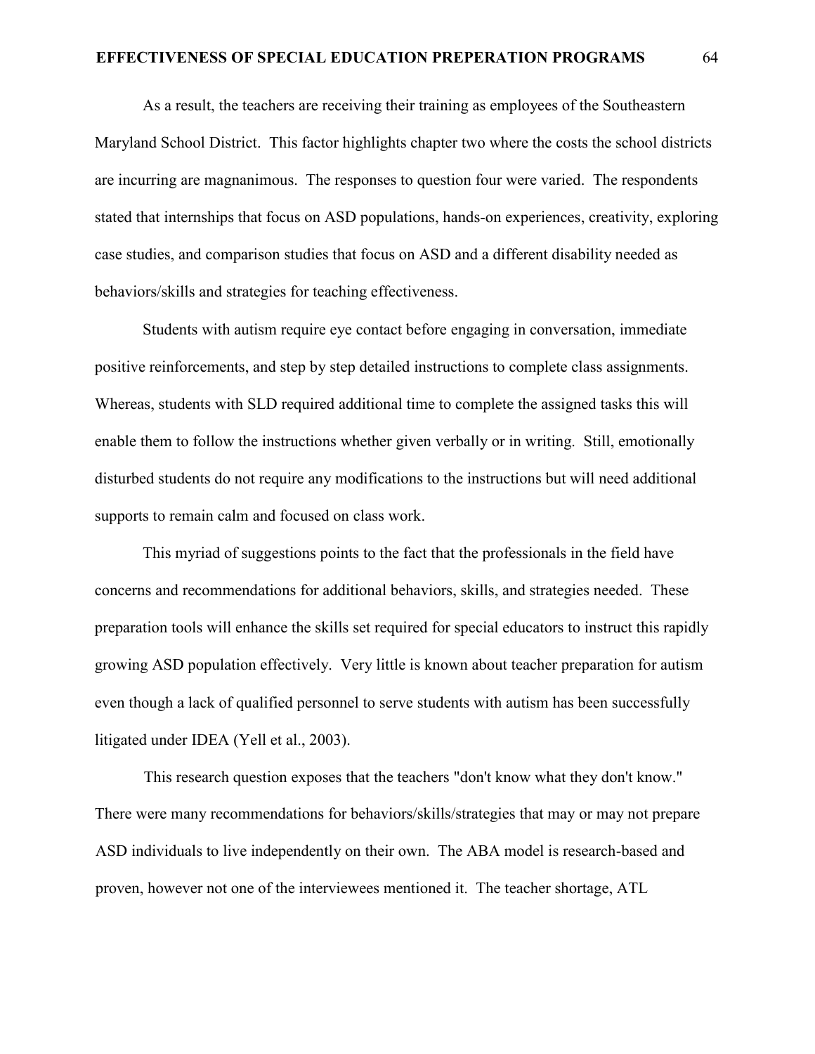As a result, the teachers are receiving their training as employees of the Southeastern Maryland School District. This factor highlights chapter two where the costs the school districts are incurring are magnanimous. The responses to question four were varied. The respondents stated that internships that focus on ASD populations, hands-on experiences, creativity, exploring case studies, and comparison studies that focus on ASD and a different disability needed as behaviors/skills and strategies for teaching effectiveness.

Students with autism require eye contact before engaging in conversation, immediate positive reinforcements, and step by step detailed instructions to complete class assignments. Whereas, students with SLD required additional time to complete the assigned tasks this will enable them to follow the instructions whether given verbally or in writing. Still, emotionally disturbed students do not require any modifications to the instructions but will need additional supports to remain calm and focused on class work.

This myriad of suggestions points to the fact that the professionals in the field have concerns and recommendations for additional behaviors, skills, and strategies needed. These preparation tools will enhance the skills set required for special educators to instruct this rapidly growing ASD population effectively. Very little is known about teacher preparation for autism even though a lack of qualified personnel to serve students with autism has been successfully litigated under IDEA (Yell et al., 2003).

This research question exposes that the teachers "don't know what they don't know." There were many recommendations for behaviors/skills/strategies that may or may not prepare ASD individuals to live independently on their own. The ABA model is research-based and proven, however not one of the interviewees mentioned it. The teacher shortage, ATL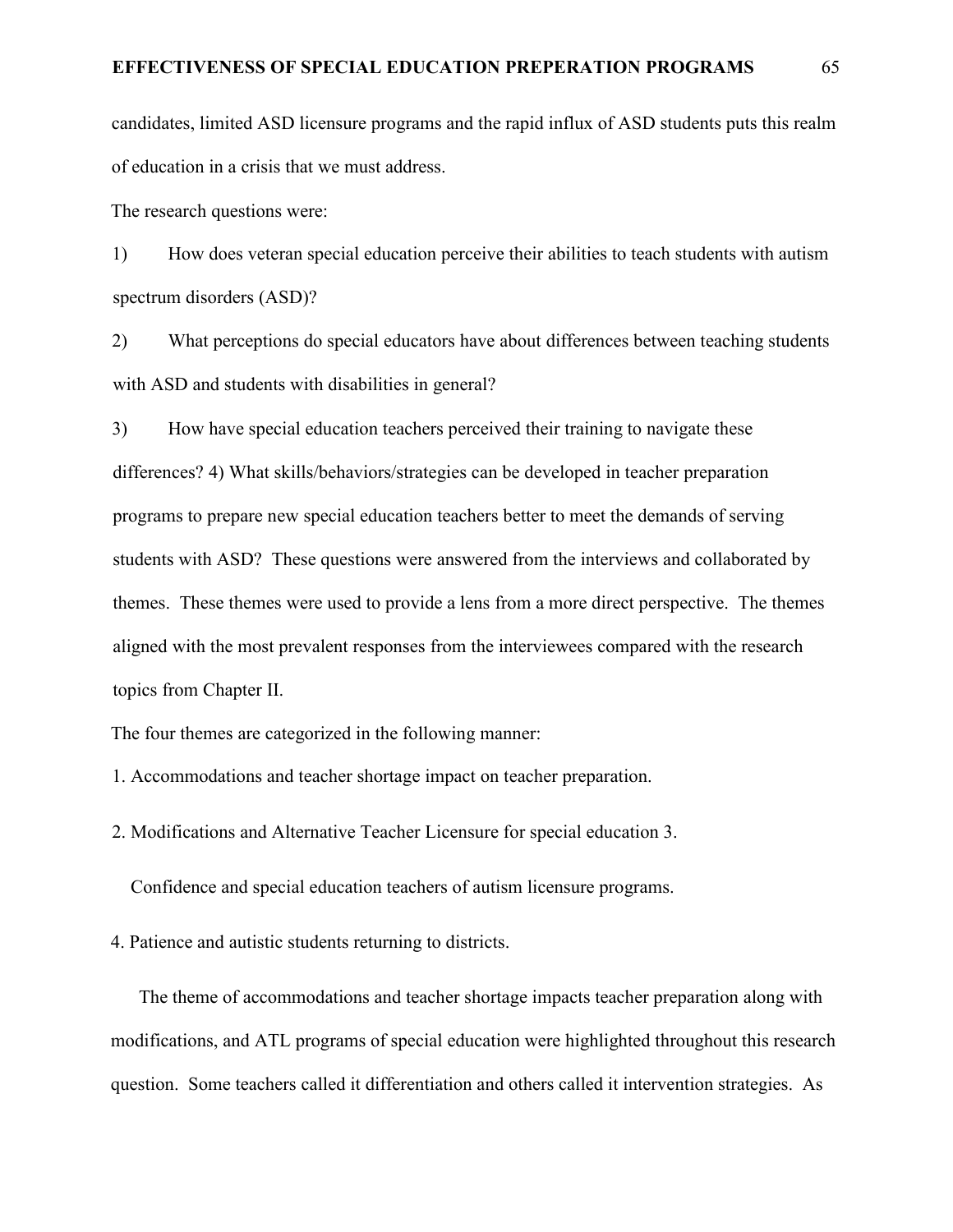candidates, limited ASD licensure programs and the rapid influx of ASD students puts this realm of education in a crisis that we must address.

The research questions were:

1) How does veteran special education perceive their abilities to teach students with autism spectrum disorders (ASD)?

2) What perceptions do special educators have about differences between teaching students with ASD and students with disabilities in general?

3) How have special education teachers perceived their training to navigate these differences? 4) What skills/behaviors/strategies can be developed in teacher preparation programs to prepare new special education teachers better to meet the demands of serving students with ASD? These questions were answered from the interviews and collaborated by themes. These themes were used to provide a lens from a more direct perspective. The themes aligned with the most prevalent responses from the interviewees compared with the research topics from Chapter II.

The four themes are categorized in the following manner:

1. Accommodations and teacher shortage impact on teacher preparation.

2. Modifications and Alternative Teacher Licensure for special education 3.

Confidence and special education teachers of autism licensure programs.

4. Patience and autistic students returning to districts.

The theme of accommodations and teacher shortage impacts teacher preparation along with modifications, and ATL programs of special education were highlighted throughout this research question. Some teachers called it differentiation and others called it intervention strategies. As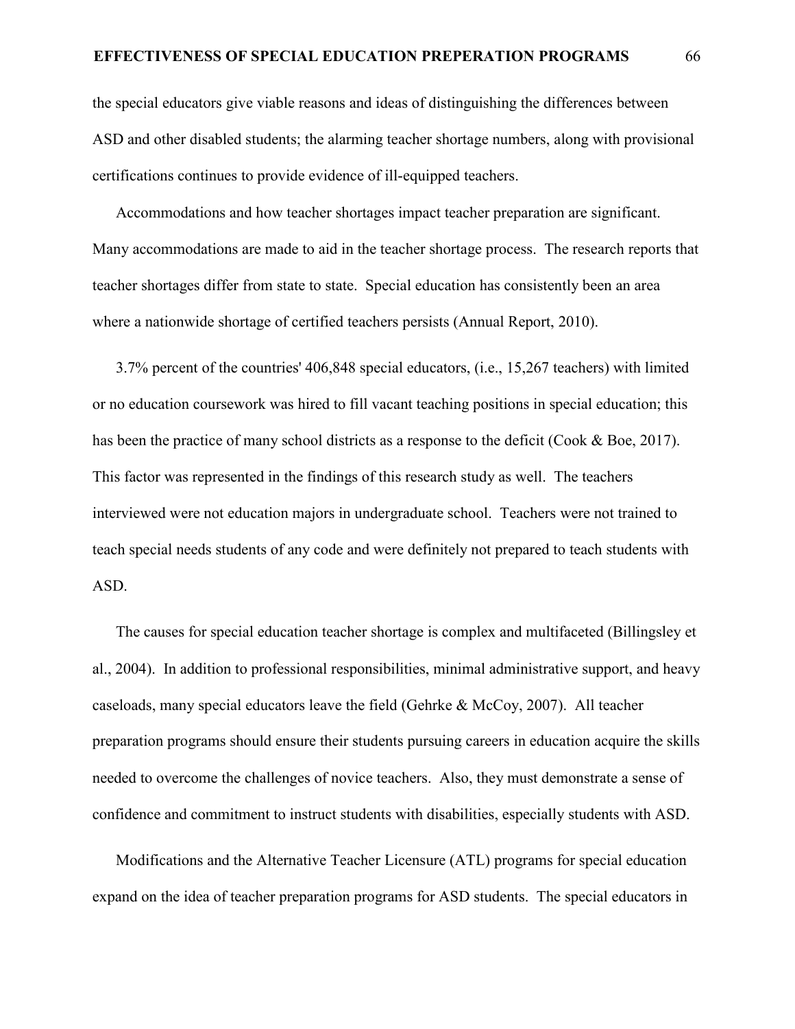the special educators give viable reasons and ideas of distinguishing the differences between ASD and other disabled students; the alarming teacher shortage numbers, along with provisional certifications continues to provide evidence of ill-equipped teachers.

Accommodations and how teacher shortages impact teacher preparation are significant. Many accommodations are made to aid in the teacher shortage process. The research reports that teacher shortages differ from state to state. Special education has consistently been an area where a nationwide shortage of certified teachers persists (Annual Report, 2010).

3.7% percent of the countries' 406,848 special educators, (i.e., 15,267 teachers) with limited or no education coursework was hired to fill vacant teaching positions in special education; this has been the practice of many school districts as a response to the deficit (Cook & Boe, 2017). This factor was represented in the findings of this research study as well. The teachers interviewed were not education majors in undergraduate school. Teachers were not trained to teach special needs students of any code and were definitely not prepared to teach students with ASD.

The causes for special education teacher shortage is complex and multifaceted (Billingsley et al., 2004). In addition to professional responsibilities, minimal administrative support, and heavy caseloads, many special educators leave the field (Gehrke & McCoy, 2007). All teacher preparation programs should ensure their students pursuing careers in education acquire the skills needed to overcome the challenges of novice teachers. Also, they must demonstrate a sense of confidence and commitment to instruct students with disabilities, especially students with ASD.

Modifications and the Alternative Teacher Licensure (ATL) programs for special education expand on the idea of teacher preparation programs for ASD students. The special educators in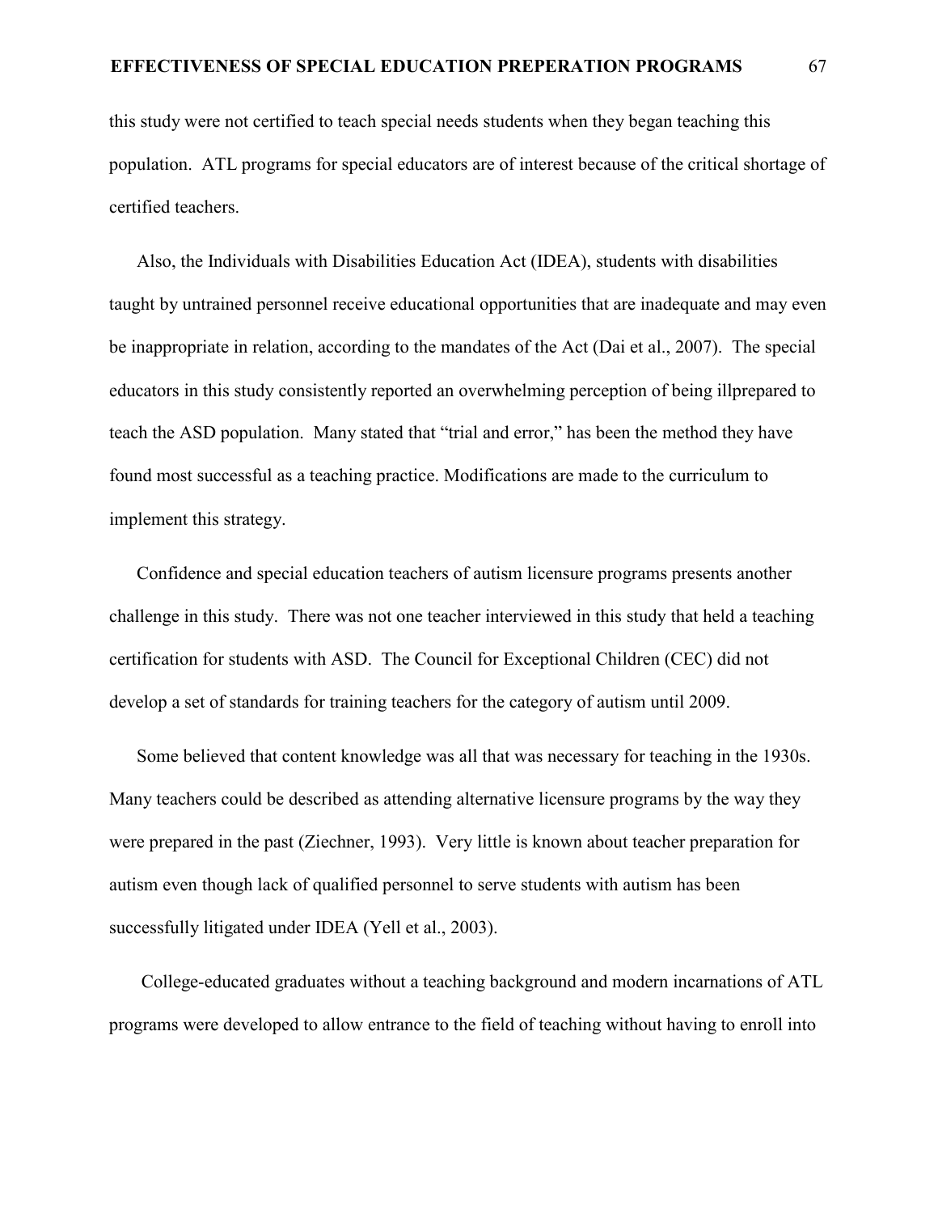this study were not certified to teach special needs students when they began teaching this population. ATL programs for special educators are of interest because of the critical shortage of certified teachers.

Also, the Individuals with Disabilities Education Act (IDEA), students with disabilities taught by untrained personnel receive educational opportunities that are inadequate and may even be inappropriate in relation, according to the mandates of the Act (Dai et al., 2007). The special educators in this study consistently reported an overwhelming perception of being illprepared to teach the ASD population. Many stated that "trial and error," has been the method they have found most successful as a teaching practice. Modifications are made to the curriculum to implement this strategy.

Confidence and special education teachers of autism licensure programs presents another challenge in this study. There was not one teacher interviewed in this study that held a teaching certification for students with ASD. The Council for Exceptional Children (CEC) did not develop a set of standards for training teachers for the category of autism until 2009.

Some believed that content knowledge was all that was necessary for teaching in the 1930s. Many teachers could be described as attending alternative licensure programs by the way they were prepared in the past (Ziechner, 1993). Very little is known about teacher preparation for autism even though lack of qualified personnel to serve students with autism has been successfully litigated under IDEA (Yell et al., 2003).

College-educated graduates without a teaching background and modern incarnations of ATL programs were developed to allow entrance to the field of teaching without having to enroll into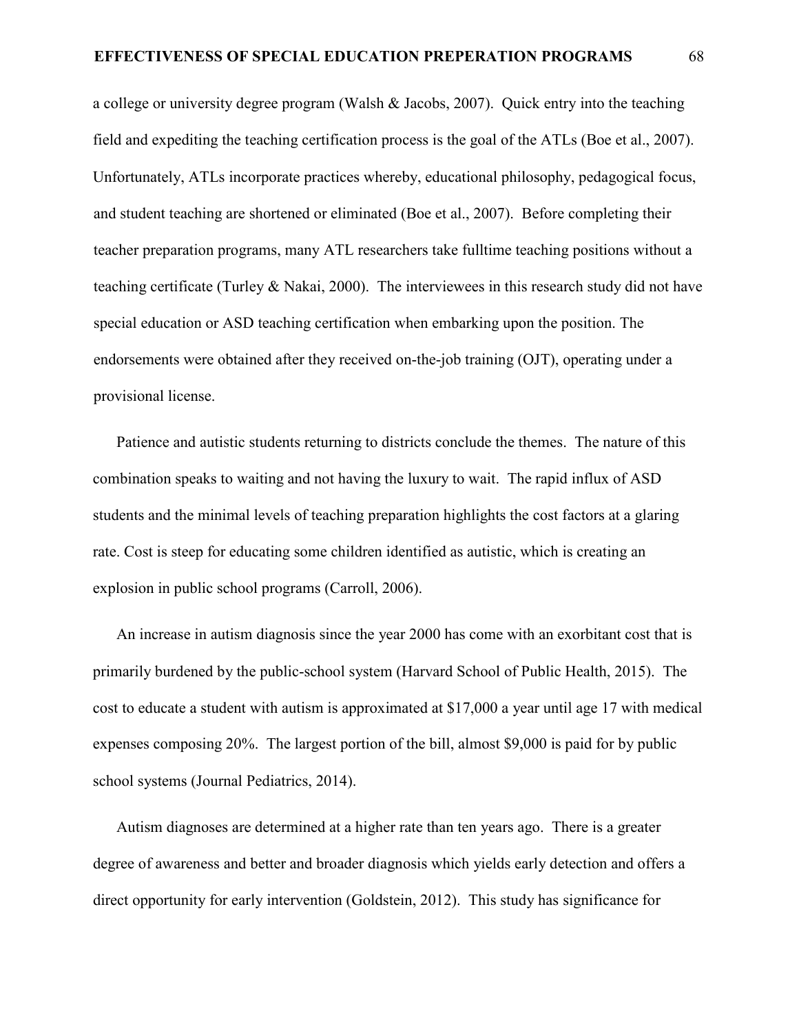a college or university degree program (Walsh & Jacobs, 2007). Quick entry into the teaching field and expediting the teaching certification process is the goal of the ATLs (Boe et al., 2007). Unfortunately, ATLs incorporate practices whereby, educational philosophy, pedagogical focus, and student teaching are shortened or eliminated (Boe et al., 2007). Before completing their teacher preparation programs, many ATL researchers take fulltime teaching positions without a teaching certificate (Turley & Nakai, 2000). The interviewees in this research study did not have special education or ASD teaching certification when embarking upon the position. The endorsements were obtained after they received on-the-job training (OJT), operating under a provisional license.

Patience and autistic students returning to districts conclude the themes. The nature of this combination speaks to waiting and not having the luxury to wait. The rapid influx of ASD students and the minimal levels of teaching preparation highlights the cost factors at a glaring rate. Cost is steep for educating some children identified as autistic, which is creating an explosion in public school programs (Carroll, 2006).

An increase in autism diagnosis since the year 2000 has come with an exorbitant cost that is primarily burdened by the public-school system (Harvard School of Public Health, 2015). The cost to educate a student with autism is approximated at $17,000 a year until age 17 with medical expenses composing 20%. The largest portion of the bill, almost $9,000 is paid for by public school systems (Journal Pediatrics, 2014).

Autism diagnoses are determined at a higher rate than ten years ago. There is a greater degree of awareness and better and broader diagnosis which yields early detection and offers a direct opportunity for early intervention (Goldstein, 2012). This study has significance for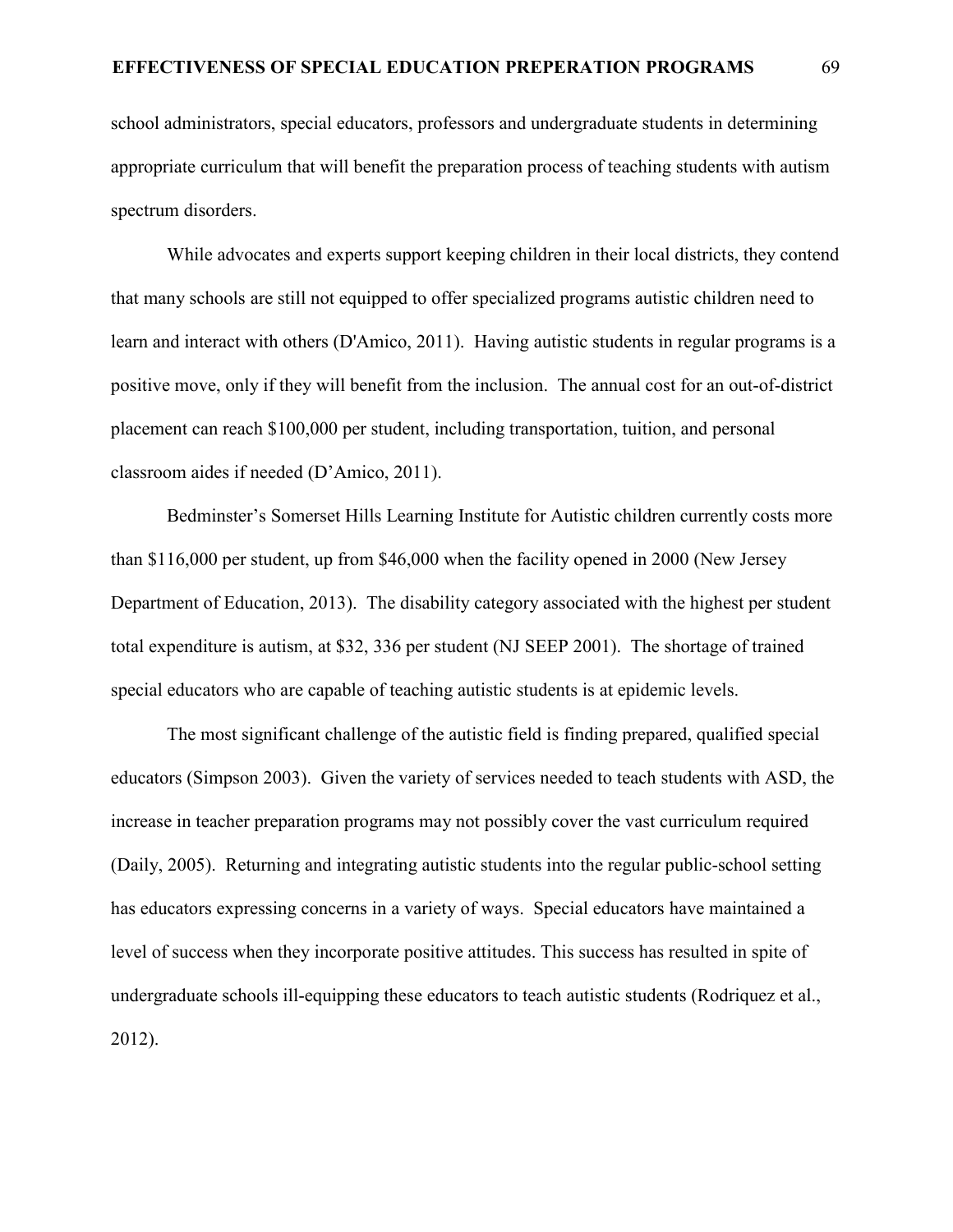school administrators, special educators, professors and undergraduate students in determining appropriate curriculum that will benefit the preparation process of teaching students with autism spectrum disorders.

While advocates and experts support keeping children in their local districts, they contend that many schools are still not equipped to offer specialized programs autistic children need to learn and interact with others (D'Amico, 2011). Having autistic students in regular programs is a positive move, only if they will benefit from the inclusion. The annual cost for an out-of-district placement can reach $100,000 per student, including transportation, tuition, and personal classroom aides if needed (D'Amico, 2011).

Bedminster's Somerset Hills Learning Institute for Autistic children currently costs more than $116,000 per student, up from $46,000 when the facility opened in 2000 (New Jersey Department of Education, 2013). The disability category associated with the highest per student total expenditure is autism, at $32, 336 per student (NJ SEEP 2001). The shortage of trained special educators who are capable of teaching autistic students is at epidemic levels.

The most significant challenge of the autistic field is finding prepared, qualified special educators (Simpson 2003). Given the variety of services needed to teach students with ASD, the increase in teacher preparation programs may not possibly cover the vast curriculum required (Daily, 2005). Returning and integrating autistic students into the regular public-school setting has educators expressing concerns in a variety of ways. Special educators have maintained a level of success when they incorporate positive attitudes. This success has resulted in spite of undergraduate schools ill-equipping these educators to teach autistic students (Rodriquez et al., 2012).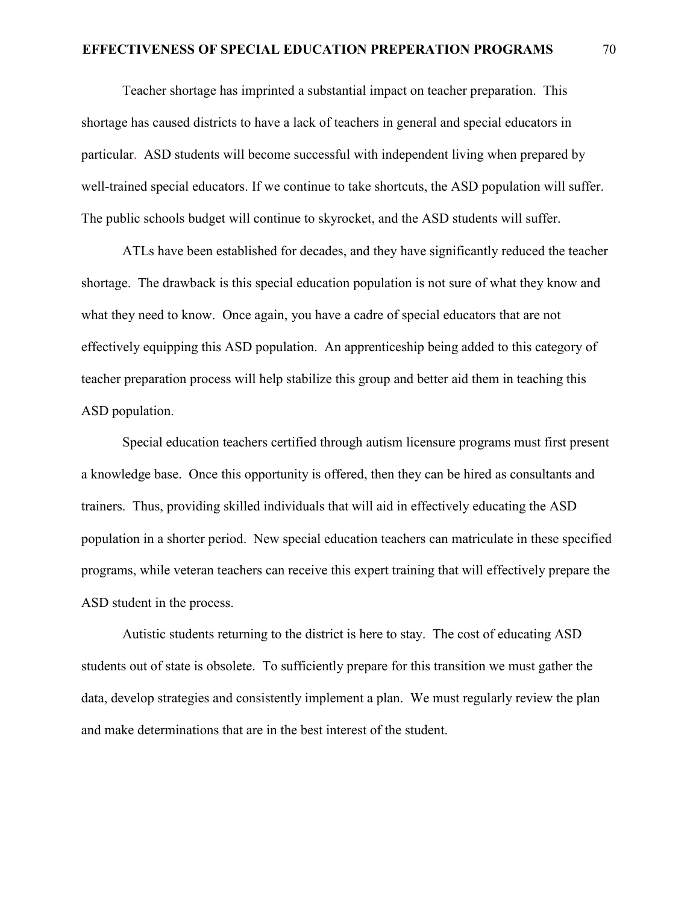Teacher shortage has imprinted a substantial impact on teacher preparation. This shortage has caused districts to have a lack of teachers in general and special educators in particular. ASD students will become successful with independent living when prepared by well-trained special educators. If we continue to take shortcuts, the ASD population will suffer. The public schools budget will continue to skyrocket, and the ASD students will suffer.

ATLs have been established for decades, and they have significantly reduced the teacher shortage. The drawback is this special education population is not sure of what they know and what they need to know. Once again, you have a cadre of special educators that are not effectively equipping this ASD population. An apprenticeship being added to this category of teacher preparation process will help stabilize this group and better aid them in teaching this ASD population.

Special education teachers certified through autism licensure programs must first present a knowledge base. Once this opportunity is offered, then they can be hired as consultants and trainers. Thus, providing skilled individuals that will aid in effectively educating the ASD population in a shorter period. New special education teachers can matriculate in these specified programs, while veteran teachers can receive this expert training that will effectively prepare the ASD student in the process.

Autistic students returning to the district is here to stay. The cost of educating ASD students out of state is obsolete. To sufficiently prepare for this transition we must gather the data, develop strategies and consistently implement a plan. We must regularly review the plan and make determinations that are in the best interest of the student.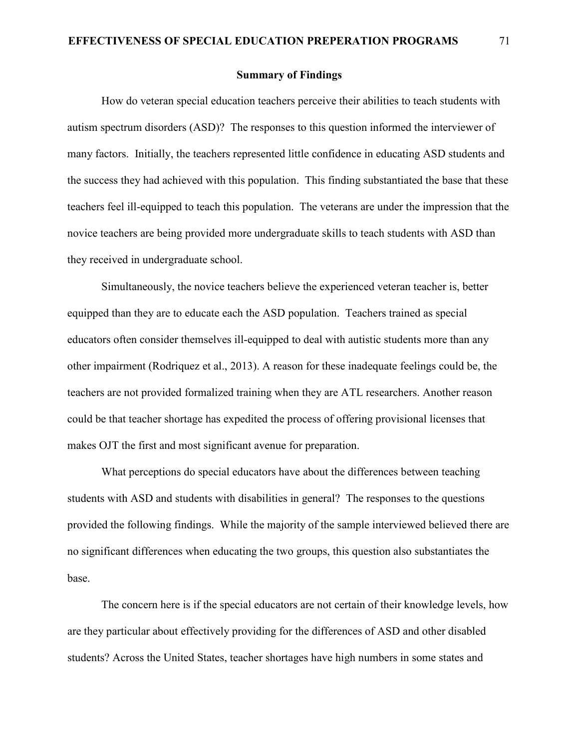## Summary of Findings

How do veteran special education teachers perceive their abilities to teach students with autism spectrum disorders (ASD)? The responses to this question informed the interviewer of many factors. Initially, the teachers represented little confidence in educating ASD students and the success they had achieved with this population. This finding substantiated the base that these teachers feel ill-equipped to teach this population. The veterans are under the impression that the novice teachers are being provided more undergraduate skills to teach students with ASD than they received in undergraduate school.

Simultaneously, the novice teachers believe the experienced veteran teacher is, better equipped than they are to educate each the ASD population. Teachers trained as special educators often consider themselves ill-equipped to deal with autistic students more than any other impairment (Rodriquez et al., 2013). A reason for these inadequate feelings could be, the teachers are not provided formalized training when they are ATL researchers. Another reason could be that teacher shortage has expedited the process of offering provisional licenses that makes OJT the first and most significant avenue for preparation.

What perceptions do special educators have about the differences between teaching students with ASD and students with disabilities in general? The responses to the questions provided the following findings. While the majority of the sample interviewed believed there are no significant differences when educating the two groups, this question also substantiates the base.

The concern here is if the special educators are not certain of their knowledge levels, how are they particular about effectively providing for the differences of ASD and other disabled students? Across the United States, teacher shortages have high numbers in some states and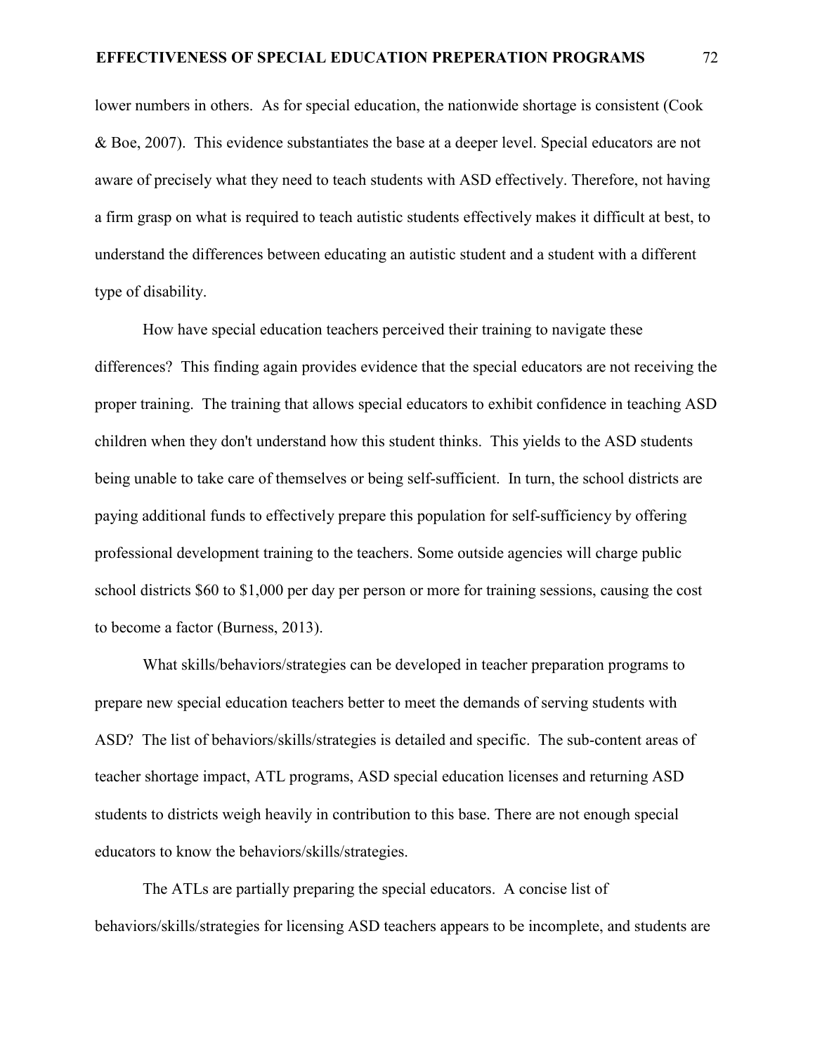lower numbers in others. As for special education, the nationwide shortage is consistent (Cook & Boe, 2007). This evidence substantiates the base at a deeper level. Special educators are not aware of precisely what they need to teach students with ASD effectively. Therefore, not having a firm grasp on what is required to teach autistic students effectively makes it difficult at best, to understand the differences between educating an autistic student and a student with a different type of disability.

How have special education teachers perceived their training to navigate these differences? This finding again provides evidence that the special educators are not receiving the proper training. The training that allows special educators to exhibit confidence in teaching ASD children when they don't understand how this student thinks. This yields to the ASD students being unable to take care of themselves or being self-sufficient. In turn, the school districts are paying additional funds to effectively prepare this population for self-sufficiency by offering professional development training to the teachers. Some outside agencies will charge public school districts $60 to $1,000 per day per person or more for training sessions, causing the cost to become a factor (Burness, 2013).

What skills/behaviors/strategies can be developed in teacher preparation programs to prepare new special education teachers better to meet the demands of serving students with ASD? The list of behaviors/skills/strategies is detailed and specific. The sub-content areas of teacher shortage impact, ATL programs, ASD special education licenses and returning ASD students to districts weigh heavily in contribution to this base. There are not enough special educators to know the behaviors/skills/strategies.

The ATLs are partially preparing the special educators. A concise list of behaviors/skills/strategies for licensing ASD teachers appears to be incomplete, and students are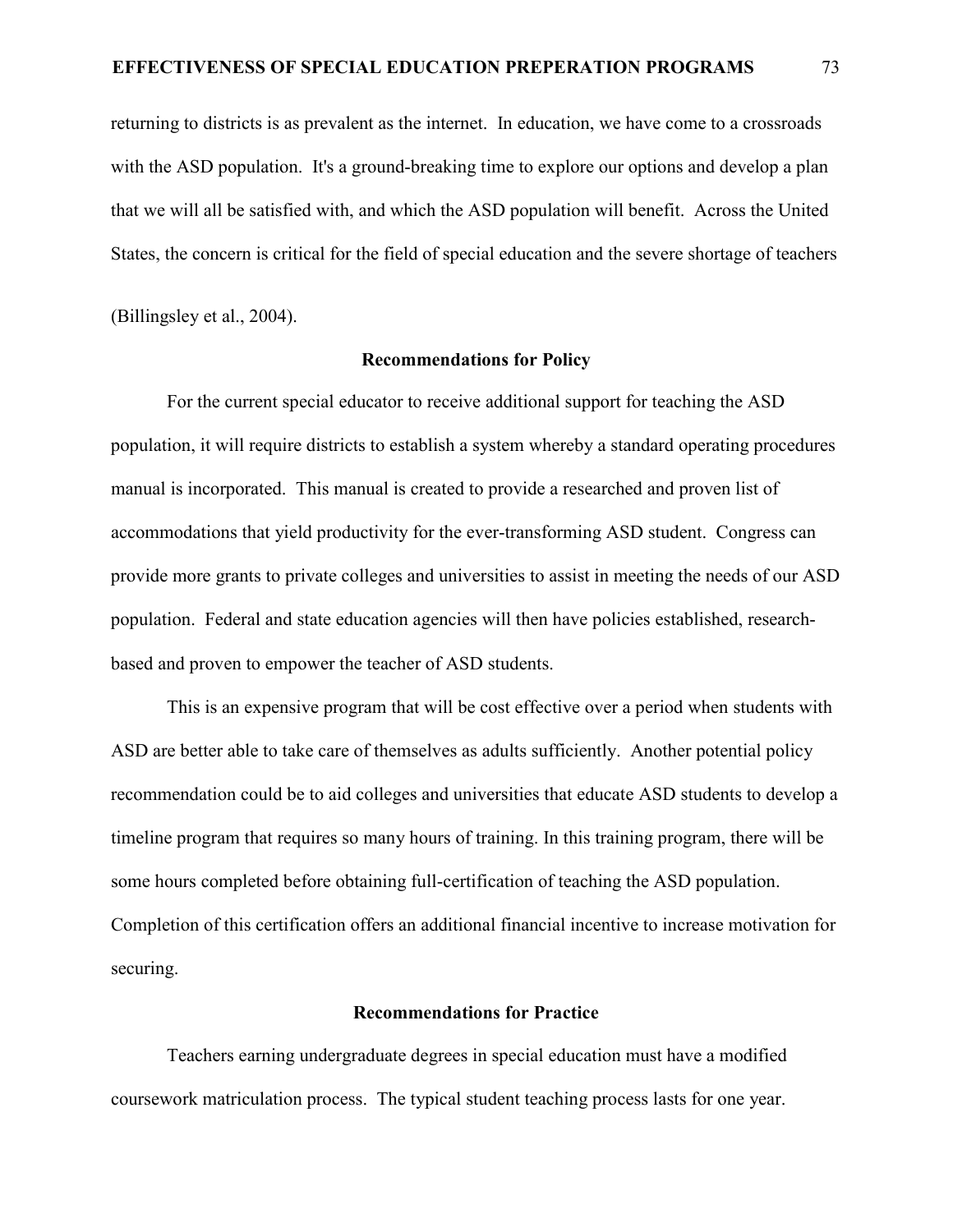returning to districts is as prevalent as the internet. In education, we have come to a crossroads with the ASD population. It's a ground-breaking time to explore our options and develop a plan that we will all be satisfied with, and which the ASD population will benefit. Across the United States, the concern is critical for the field of special education and the severe shortage of teachers (Billingsley et al., 2004).

## Recommendations for Policy

For the current special educator to receive additional support for teaching the ASD population, it will require districts to establish a system whereby a standard operating procedures manual is incorporated. This manual is created to provide a researched and proven list of accommodations that yield productivity for the ever-transforming ASD student. Congress can provide more grants to private colleges and universities to assist in meeting the needs of our ASD population. Federal and state education agencies will then have policies established, research-based and proven to empower the teacher of ASD students.

This is an expensive program that will be cost effective over a period when students with ASD are better able to take care of themselves as adults sufficiently. Another potential policy recommendation could be to aid colleges and universities that educate ASD students to develop a timeline program that requires so many hours of training. In this training program, there will be some hours completed before obtaining full-certification of teaching the ASD population. Completion of this certification offers an additional financial incentive to increase motivation for securing.

## Recommendations for Practice

Teachers earning undergraduate degrees in special education must have a modified coursework matriculation process. The typical student teaching process lasts for one year.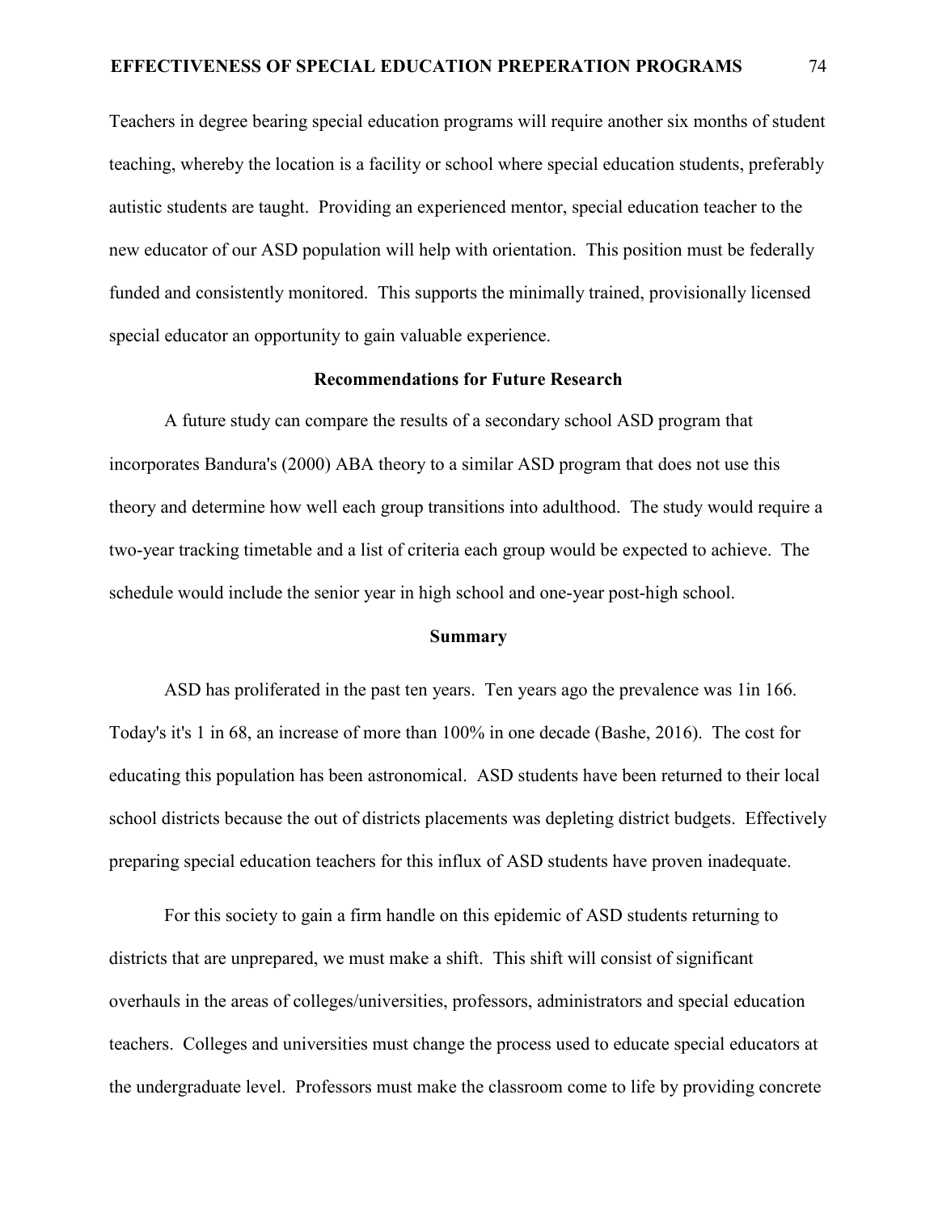Teachers in degree bearing special education programs will require another six months of student teaching, whereby the location is a facility or school where special education students, preferably autistic students are taught. Providing an experienced mentor, special education teacher to the new educator of our ASD population will help with orientation. This position must be federally funded and consistently monitored. This supports the minimally trained, provisionally licensed special educator an opportunity to gain valuable experience.

## Recommendations for Future Research

A future study can compare the results of a secondary school ASD program that incorporates Bandura's (2000) ABA theory to a similar ASD program that does not use this theory and determine how well each group transitions into adulthood. The study would require a two-year tracking timetable and a list of criteria each group would be expected to achieve. The schedule would include the senior year in high school and one-year post-high school.

## Summary

ASD has proliferated in the past ten years. Ten years ago the prevalence was 1in 166. Today's it's 1 in 68, an increase of more than 100% in one decade (Bashe, 2016). The cost for educating this population has been astronomical. ASD students have been returned to their local school districts because the out of districts placements was depleting district budgets. Effectively preparing special education teachers for this influx of ASD students have proven inadequate.

For this society to gain a firm handle on this epidemic of ASD students returning to districts that are unprepared, we must make a shift. This shift will consist of significant overhauls in the areas of colleges/universities, professors, administrators and special education teachers. Colleges and universities must change the process used to educate special educators at the undergraduate level. Professors must make the classroom come to life by providing concrete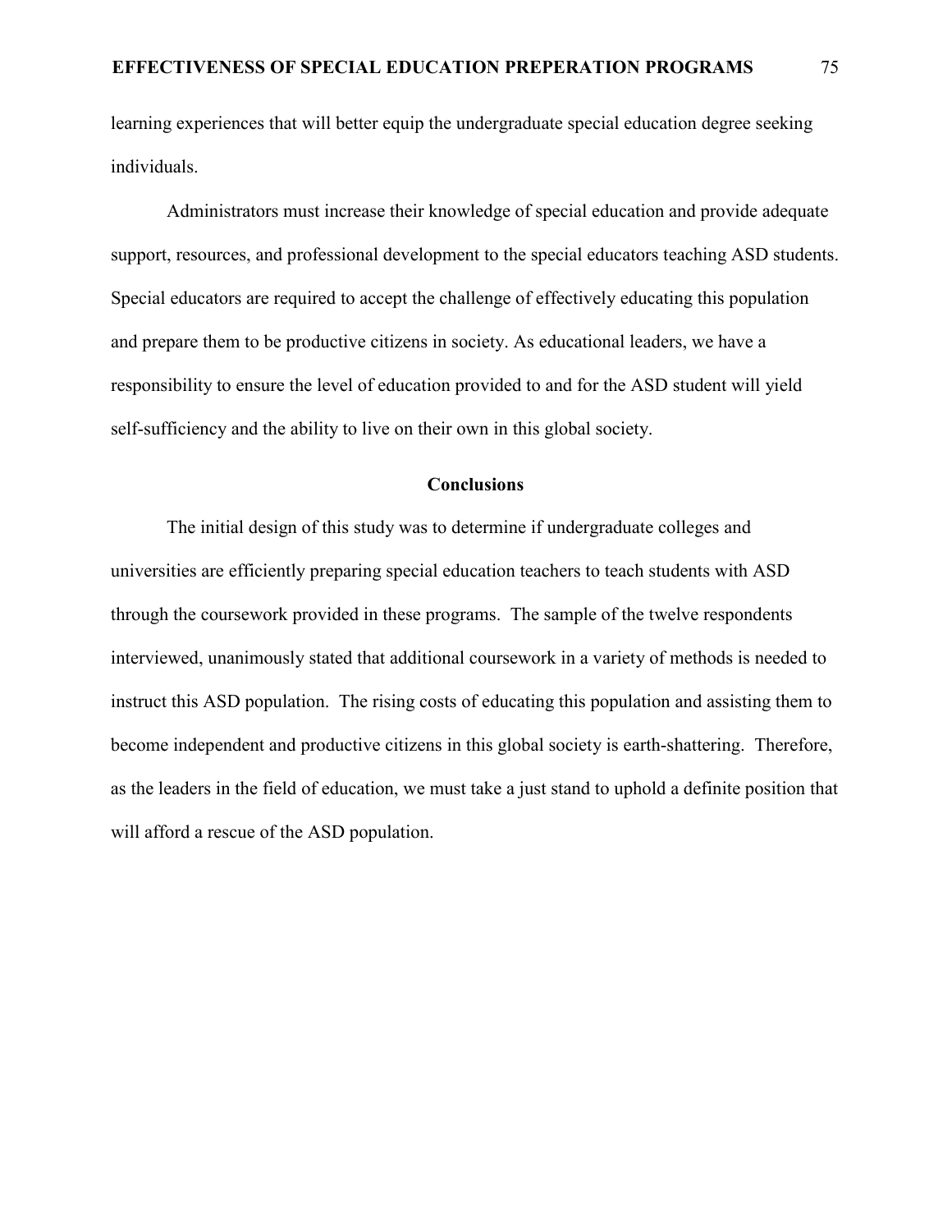learning experiences that will better equip the undergraduate special education degree seeking individuals.

Administrators must increase their knowledge of special education and provide adequate support, resources, and professional development to the special educators teaching ASD students. Special educators are required to accept the challenge of effectively educating this population and prepare them to be productive citizens in society. As educational leaders, we have a responsibility to ensure the level of education provided to and for the ASD student will yield self-sufficiency and the ability to live on their own in this global society.

## Conclusions

The initial design of this study was to determine if undergraduate colleges and universities are efficiently preparing special education teachers to teach students with ASD through the coursework provided in these programs. The sample of the twelve respondents interviewed, unanimously stated that additional coursework in a variety of methods is needed to instruct this ASD population. The rising costs of educating this population and assisting them to become independent and productive citizens in this global society is earth-shattering. Therefore, as the leaders in the field of education, we must take a just stand to uphold a definite position that will afford a rescue of the ASD population.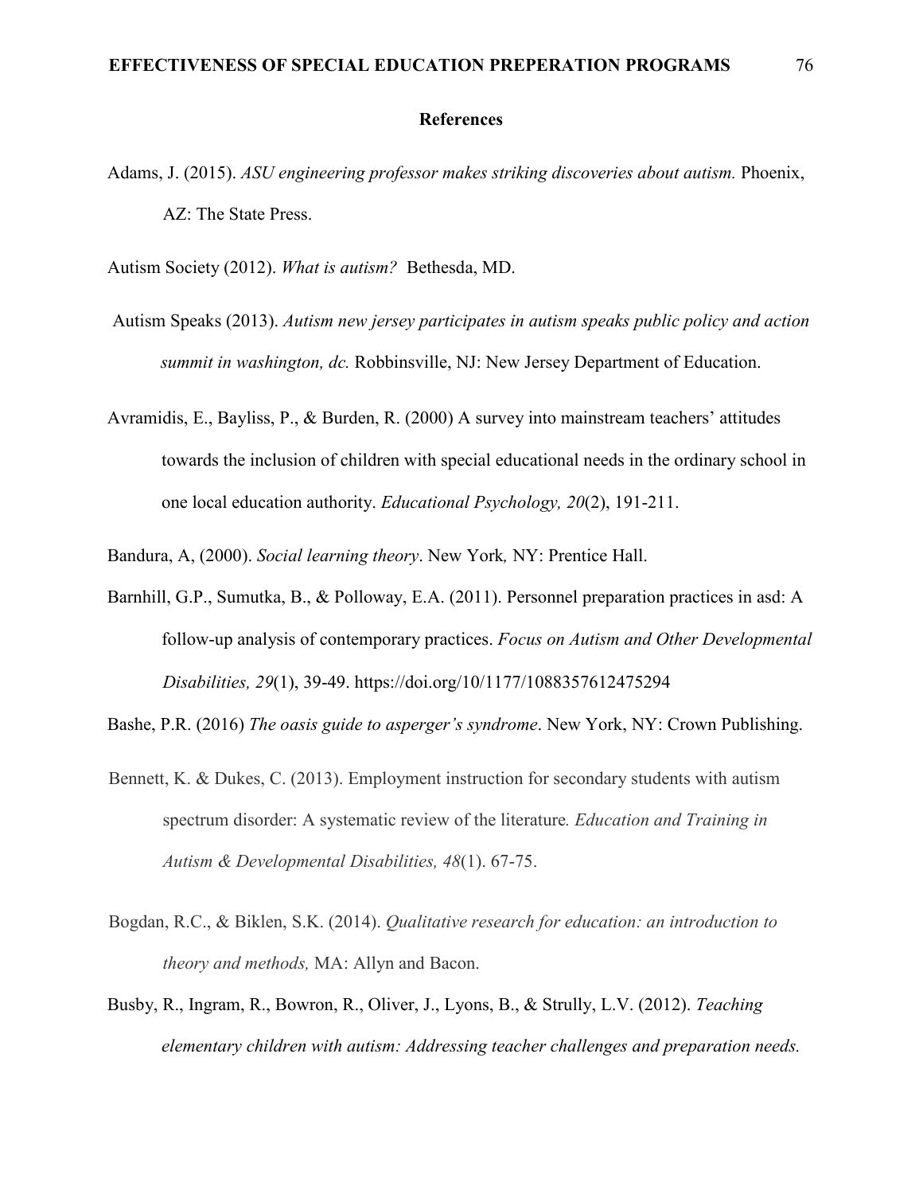# References

Adams, J. (2015). *ASU engineering professor makes striking discoveries about autism.* Phoenix, AZ: The State Press.

Autism Society (2012). *What is autism?* Bethesda, MD.

Autism Speaks (2013). *Autism new jersey participates in autism speaks public policy and action summit in washington, dc.* Robbinsville, NJ: New Jersey Department of Education.

Avramidis, E., Bayliss, P., & Burden, R. (2000) A survey into mainstream teachers' attitudes towards the inclusion of children with special educational needs in the ordinary school in one local education authority. *Educational Psychology, 20*(2), 191-211.

Bandura, A, (2000). *Social learning theory*. New York*,* NY: Prentice Hall.

Barnhill, G.P., Sumutka, B., & Polloway, E.A. (2011). Personnel preparation practices in asd: A follow-up analysis of contemporary practices. *Focus on Autism and Other Developmental Disabilities, 29*(1), 39-49. https://doi.org/10/1177/1088357612475294

Bashe, P.R. (2016) *The oasis guide to asperger's syndrome*. New York, NY: Crown Publishing.

Bennett, K. & Dukes, C. (2013). Employment instruction for secondary students with autism spectrum disorder: A systematic review of the literature*. Education and Training in Autism & Developmental Disabilities, 48*(1). 67-75.

Bogdan, R.C., & Biklen, S.K. (2014). *Qualitative research for education: an introduction to theory and methods,* MA: Allyn and Bacon.

Busby, R., Ingram, R., Bowron, R., Oliver, J., Lyons, B., & Strully, L.V. (2012). *Teaching elementary children with autism: Addressing teacher challenges and preparation needs.*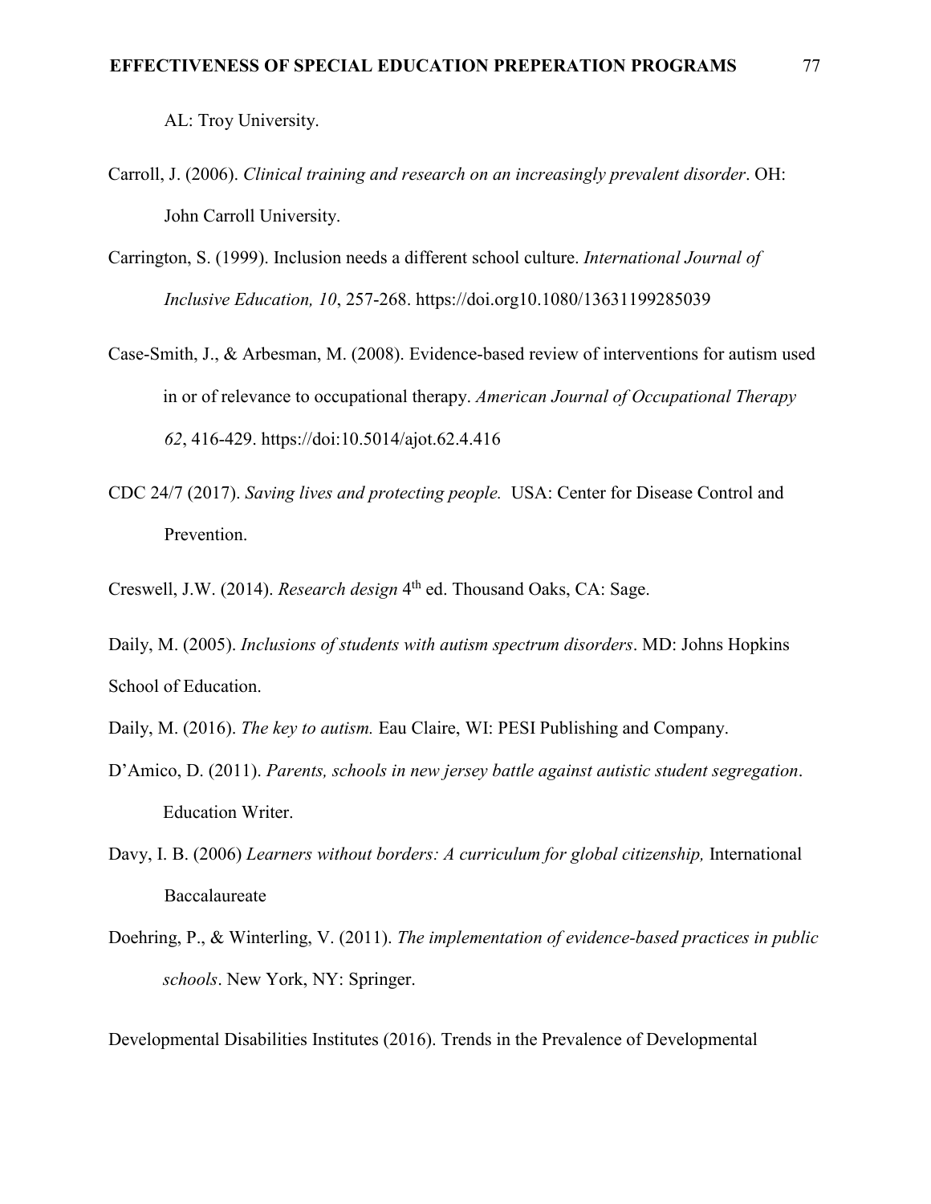AL: Troy University.

Carroll, J. (2006). *Clinical training and research on an increasingly prevalent disorder*. OH: John Carroll University.

Carrington, S. (1999). Inclusion needs a different school culture. *International Journal of Inclusive Education, 10*, 257-268. https://doi.org10.1080/13631199285039

Case-Smith, J., & Arbesman, M. (2008). Evidence-based review of interventions for autism used in or of relevance to occupational therapy. *American Journal of Occupational Therapy 62*, 416-429. https://doi:10.5014/ajot.62.4.416

CDC 24/7 (2017). *Saving lives and protecting people.* USA: Center for Disease Control and Prevention.

Creswell, J.W. (2014). *Research design* 4th ed. Thousand Oaks, CA: Sage.

Daily, M. (2005). *Inclusions of students with autism spectrum disorders*. MD: Johns Hopkins School of Education.

Daily, M. (2016). *The key to autism.* Eau Claire, WI: PESI Publishing and Company.

D'Amico, D. (2011). *Parents, schools in new jersey battle against autistic student segregation*. Education Writer.

Davy, I. B. (2006) *Learners without borders: A curriculum for global citizenship,* International Baccalaureate

Doehring, P., & Winterling, V. (2011). *The implementation of evidence-based practices in public schools*. New York, NY: Springer.

Developmental Disabilities Institutes (2016). Trends in the Prevalence of Developmental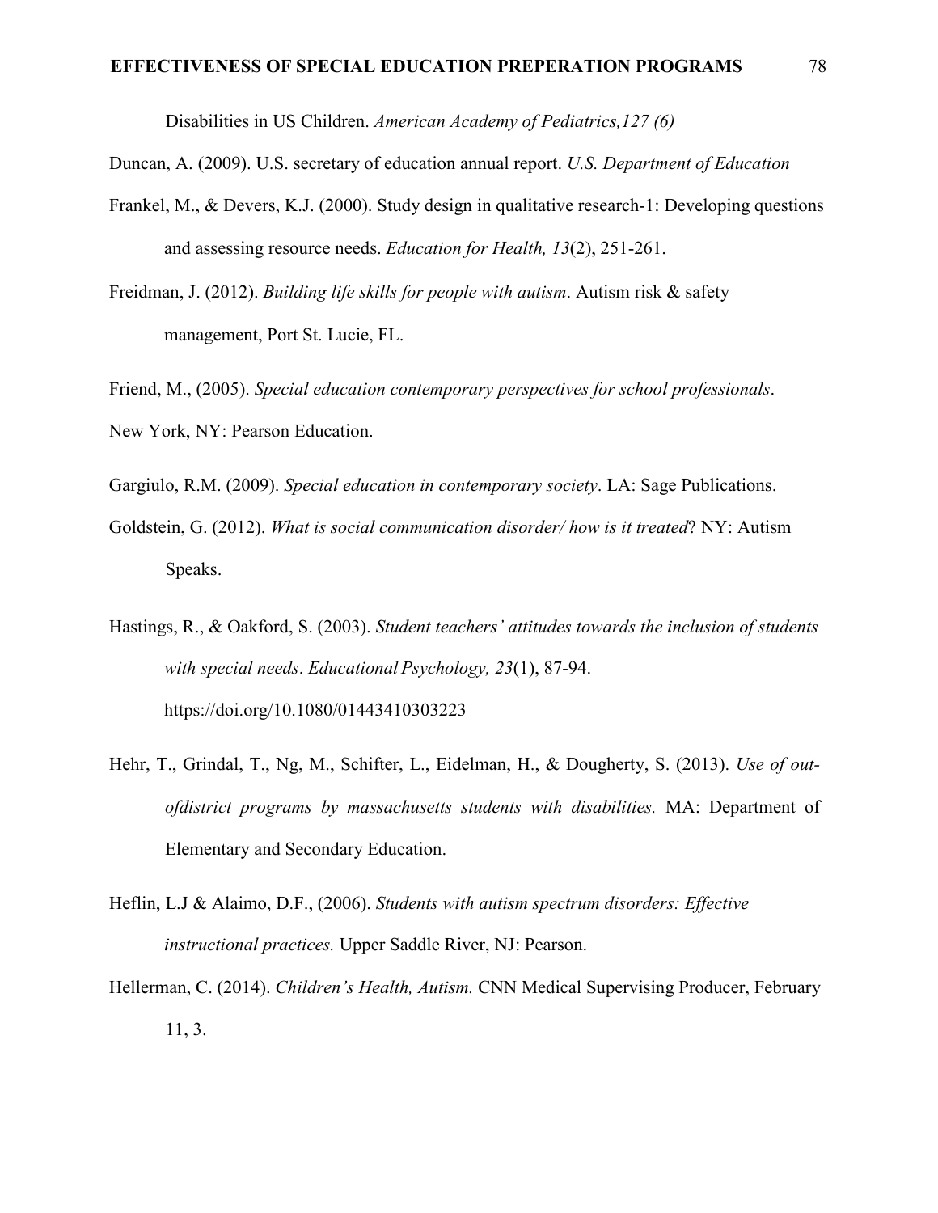Disabilities in US Children. *American Academy of Pediatrics,127 (6)*

Duncan, A. (2009). U.S. secretary of education annual report. *U.S. Department of Education*

Frankel, M., & Devers, K.J. (2000). Study design in qualitative research-1: Developing questions and assessing resource needs. *Education for Health, 13*(2), 251-261.

Freidman, J. (2012). *Building life skills for people with autism*. Autism risk & safety management, Port St. Lucie, FL.

Friend, M., (2005). *Special education contemporary perspectives for school professionals*. New York, NY: Pearson Education.

Gargiulo, R.M. (2009). *Special education in contemporary society*. LA: Sage Publications.

Goldstein, G. (2012). *What is social communication disorder/ how is it treated*? NY: Autism Speaks.

Hastings, R., & Oakford, S. (2003). *Student teachers' attitudes towards the inclusion of students with special needs*. *Educational Psychology, 23*(1), 87-94. https://doi.org/10.1080/01443410303223

Hehr, T., Grindal, T., Ng, M., Schifter, L., Eidelman, H., & Dougherty, S. (2013). *Use of out-ofdistrict programs by massachusetts students with disabilities.* MA: Department of Elementary and Secondary Education.

Heflin, L.J & Alaimo, D.F., (2006). *Students with autism spectrum disorders: Effective instructional practices.* Upper Saddle River, NJ: Pearson.

Hellerman, C. (2014). *Children's Health, Autism.* CNN Medical Supervising Producer, February 11, 3.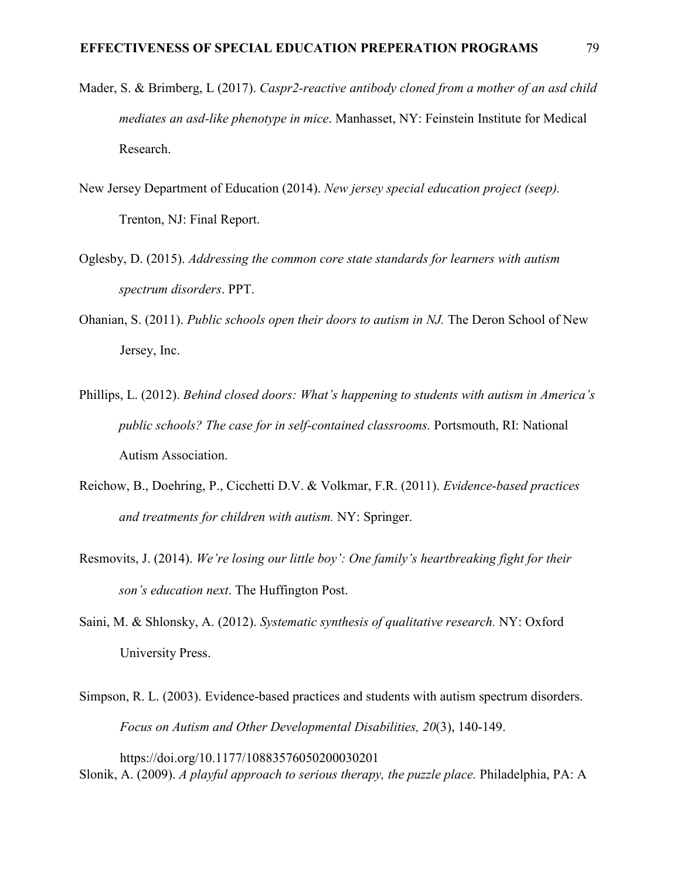Mader, S. & Brimberg, L (2017). *Caspr2-reactive antibody cloned from a mother of an asd child mediates an asd-like phenotype in mice*. Manhasset, NY: Feinstein Institute for Medical Research.

New Jersey Department of Education (2014). *New jersey special education project (seep).* Trenton, NJ: Final Report.

Oglesby, D. (2015). *Addressing the common core state standards for learners with autism spectrum disorders*. PPT.

Ohanian, S. (2011). *Public schools open their doors to autism in NJ.* The Deron School of New Jersey, Inc.

Phillips, L. (2012). *Behind closed doors: What's happening to students with autism in America's public schools? The case for in self-contained classrooms.* Portsmouth, RI: National Autism Association.

Reichow, B., Doehring, P., Cicchetti D.V. & Volkmar, F.R. (2011). *Evidence-based practices and treatments for children with autism.* NY: Springer.

Resmovits, J. (2014). *We're losing our little boy': One family's heartbreaking fight for their son's education next*. The Huffington Post.

Saini, M. & Shlonsky, A. (2012). *Systematic synthesis of qualitative research.* NY: Oxford University Press.

Simpson, R. L. (2003). Evidence-based practices and students with autism spectrum disorders. *Focus on Autism and Other Developmental Disabilities, 20*(3), 140-149. https://doi.org/10.1177/10883576050200030201

Slonik, A. (2009). *A playful approach to serious therapy, the puzzle place.* Philadelphia, PA: A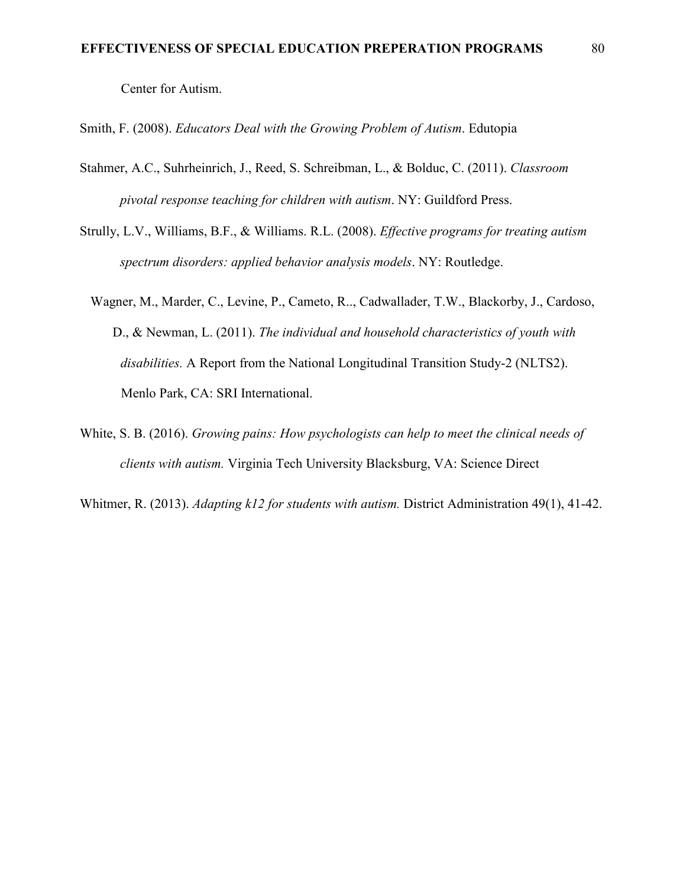Center for Autism.

Smith, F. (2008). *Educators Deal with the Growing Problem of Autism*. Edutopia

Stahmer, A.C., Suhrheinrich, J., Reed, S. Schreibman, L., & Bolduc, C. (2011). *Classroom pivotal response teaching for children with autism*. NY: Guildford Press.

Strully, L.V., Williams, B.F., & Williams. R.L. (2008). *Effective programs for treating autism spectrum disorders: applied behavior analysis models*. NY: Routledge.

Wagner, M., Marder, C., Levine, P., Cameto, R.., Cadwallader, T.W., Blackorby, J., Cardoso, D., & Newman, L. (2011). *The individual and household characteristics of youth with disabilities.* A Report from the National Longitudinal Transition Study-2 (NLTS2). Menlo Park, CA: SRI International.

White, S. B. (2016). *Growing pains: How psychologists can help to meet the clinical needs of clients with autism.* Virginia Tech University Blacksburg, VA: Science Direct

Whitmer, R. (2013). *Adapting k12 for students with autism.* District Administration 49(1), 41-42.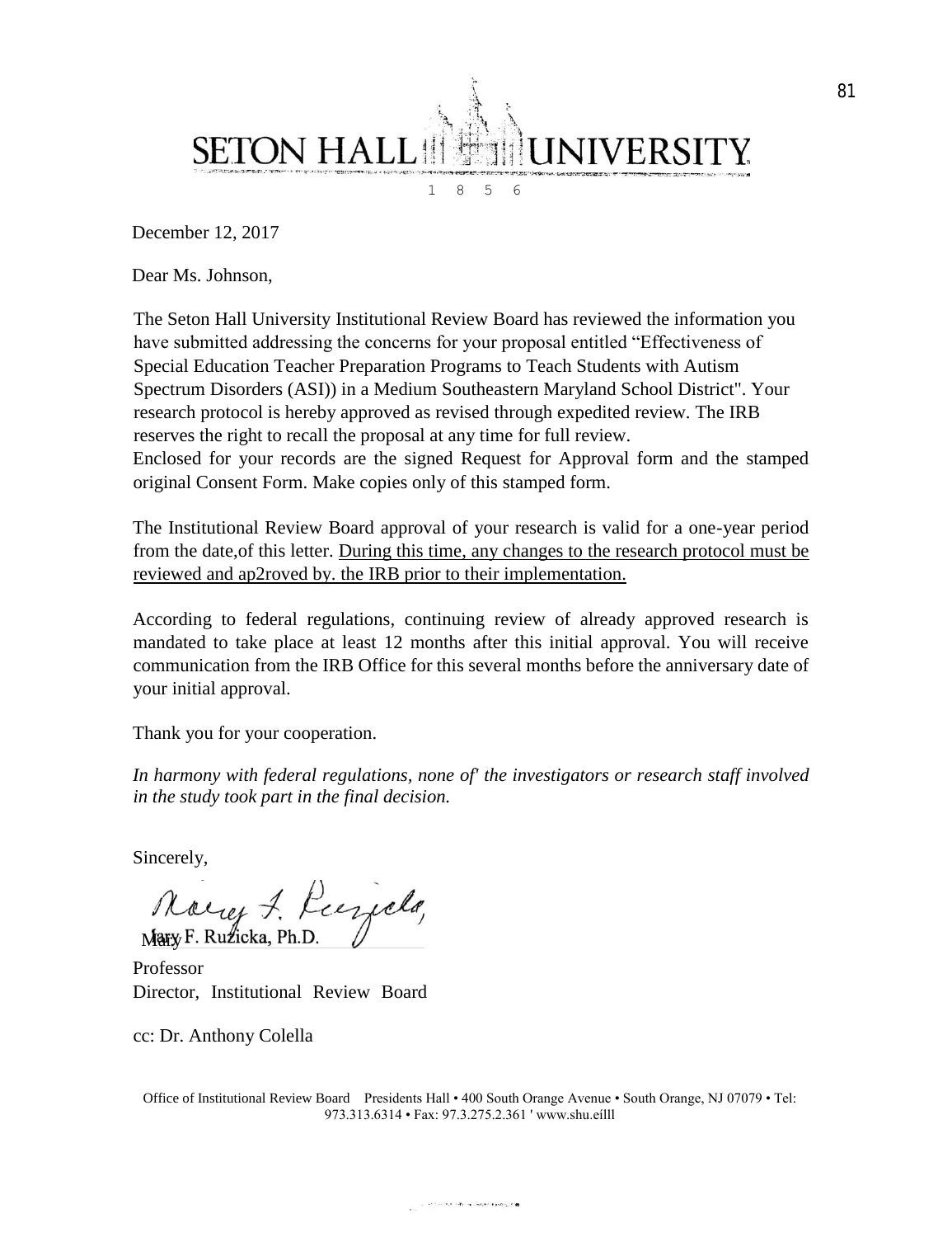SETON HALL UNIVERSITY

1856

December 12, 2017

Dear Ms. Johnson,

The Seton Hall University Institutional Review Board has reviewed the information you have submitted addressing the concerns for your proposal entitled "Effectiveness of Special Education Teacher Preparation Programs to Teach Students with Autism Spectrum Disorders (ASI)) in a Medium Southeastern Maryland School District". Your research protocol is hereby approved as revised through expedited review. The IRB reserves the right to recall the proposal at any time for full review.
Enclosed for your records are the signed Request for Approval form and the stamped original Consent Form. Make copies only of this stamped form.

The Institutional Review Board approval of your research is valid for a one-year period from the date,of this letter. <u>During this time, any changes to the research protocol must be reviewed and ap2roved by. the IRB prior to their implementation.</u>

According to federal regulations, continuing review of already approved research is mandated to take place at least 12 months after this initial approval. You will receive communication from the IRB Office for this several months before the anniversary date of your initial approval.

Thank you for your cooperation.

*In harmony with federal regulations, none of' the investigators or research staff involved in the study took part in the final decision.*

Sincerely,

Mary F. Ruzicka, Ph.D.

Professor
Director, Institutional Review Board

cc: Dr. Anthony Colella

Office of Institutional Review Board Presidents Hall • 400 South Orange Avenue • South Orange, NJ 07079 • Tel: 973.313.6314 • Fax: 97.3.275.2.361 ' www.shu.eilll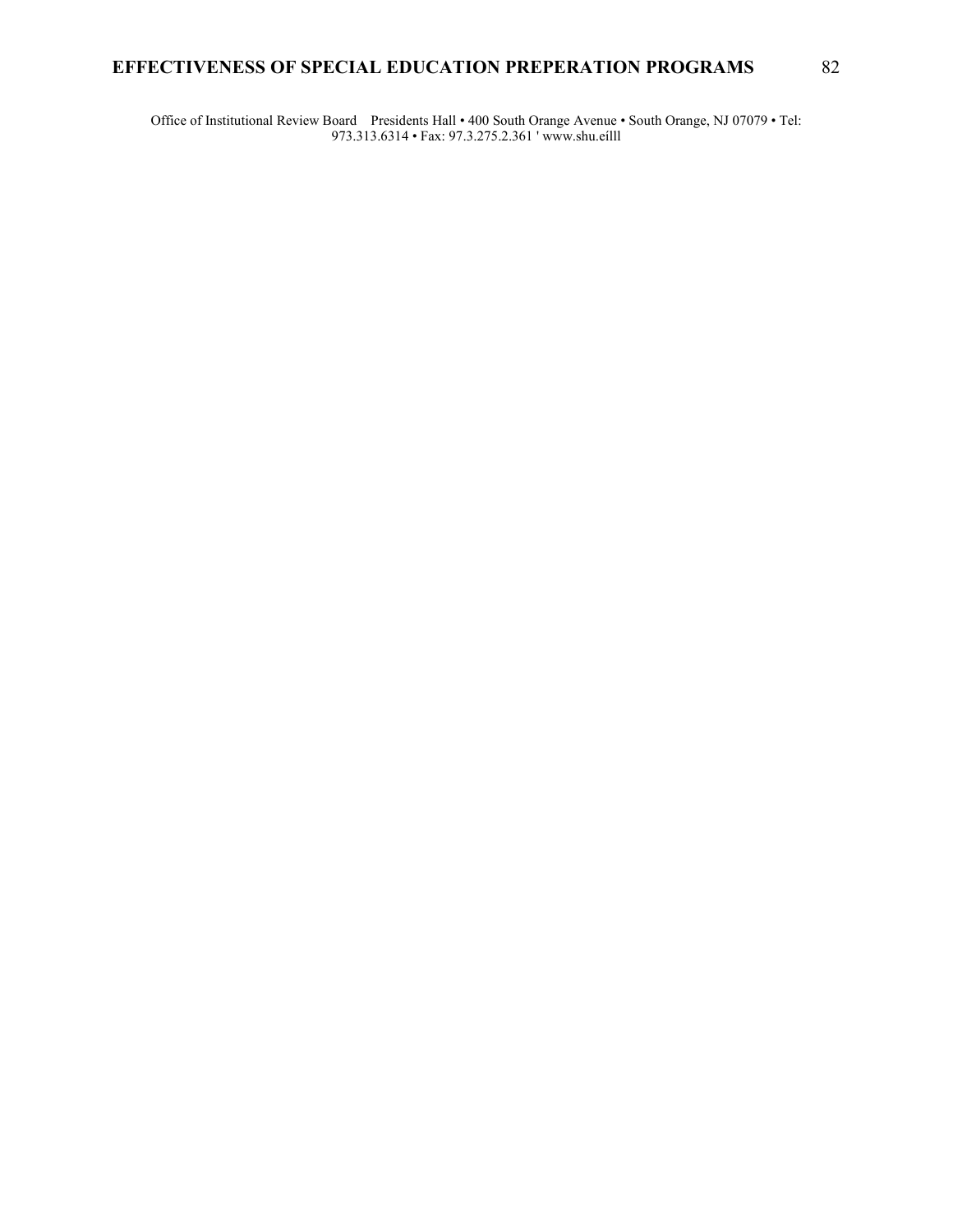Office of Institutional Review Board Presidents Hall • 400 South Orange Avenue • South Orange, NJ 07079 • Tel: 973.313.6314 • Fax: 97.3.275.2.361 ' www.shu.eílll